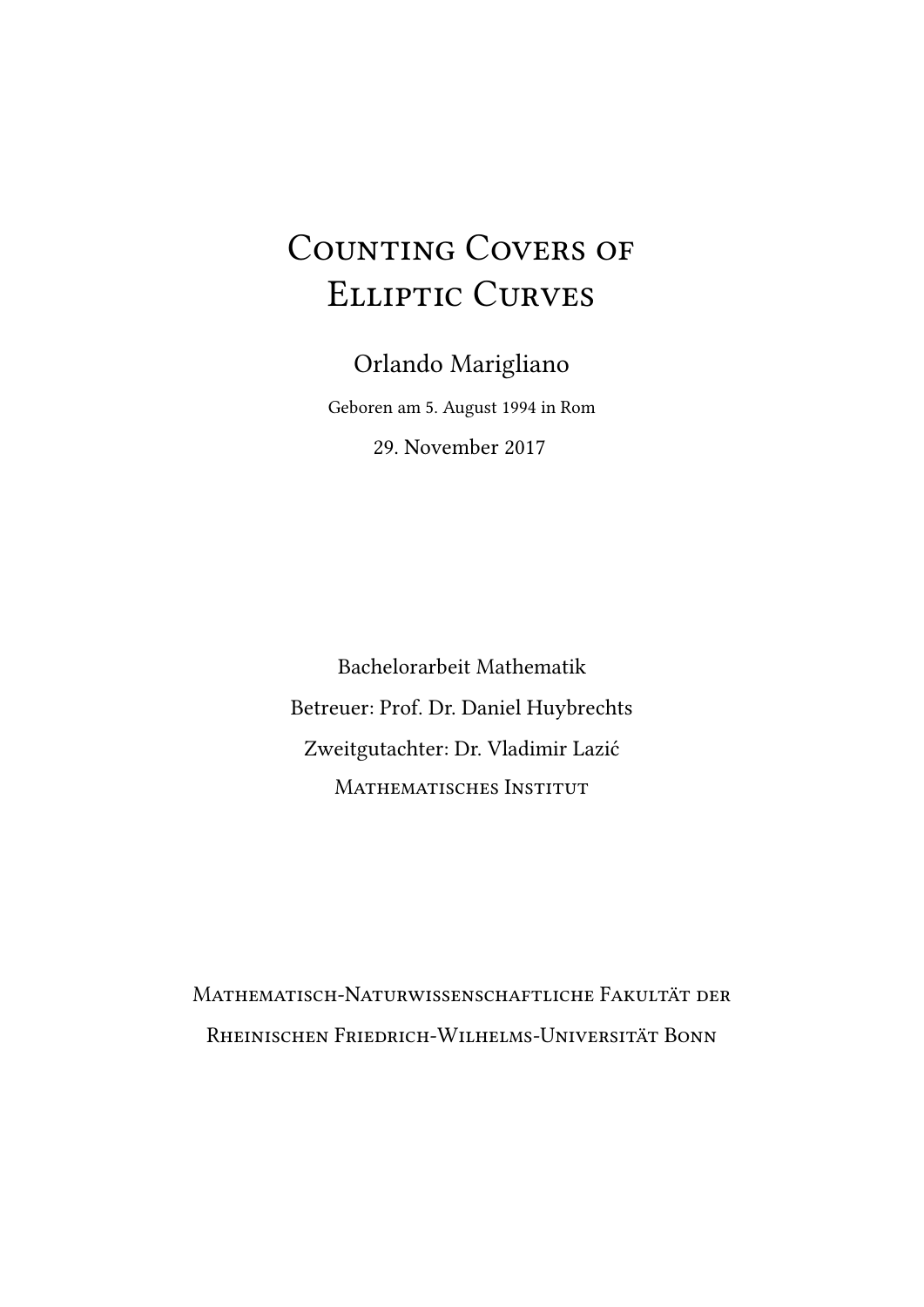# Counting Covers of Elliptic Curves

Orlando Marigliano

Geboren am 5. August 1994 in Rom

29. November 2017

Bachelorarbeit Mathematik

Betreuer: Prof. Dr. Daniel Huybrechts

Zweitgutachter: Dr. Vladimir Lazić

Mathematisches Institut

Mathematisch-Naturwissenschaftliche Fakultät der

Rheinischen Friedrich-Wilhelms-Universität Bonn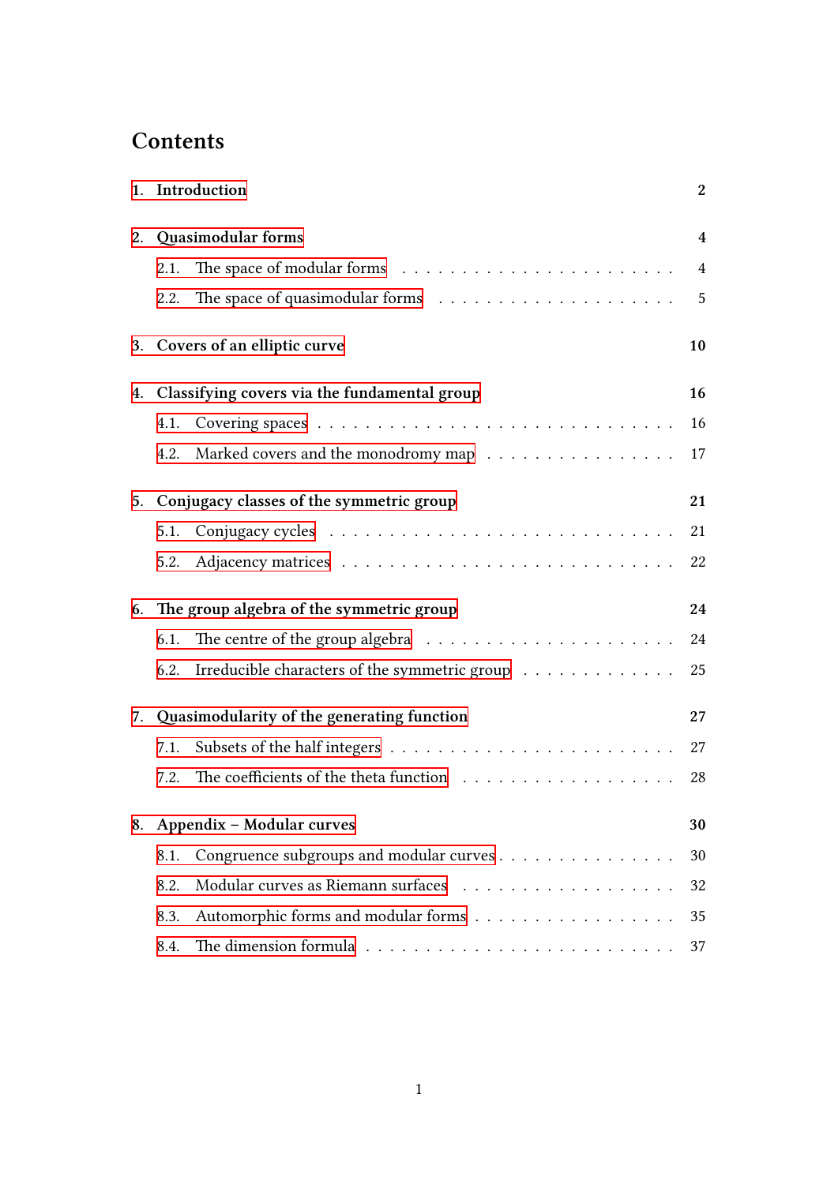# Contents

**1. Introduction** — **2**

**2. Quasimodular forms** — **4**

- 2.1. The space of modular forms — 4
- 2.2. The space of quasimodular forms — 5

**3. Covers of an elliptic curve** — **10**

**4. Classifying covers via the fundamental group** — **16**

- 4.1. Covering spaces — 16
- 4.2. Marked covers and the monodromy map — 17

**5. Conjugacy classes of the symmetric group** — **21**

- 5.1. Conjugacy cycles — 21
- 5.2. Adjacency matrices — 22

**6. The group algebra of the symmetric group** — **24**

- 6.1. The centre of the group algebra — 24
- 6.2. Irreducible characters of the symmetric group — 25

**7. Quasimodularity of the generating function** — **27**

- 7.1. Subsets of the half integers — 27
- 7.2. The coefficients of the theta function — 28

**8. Appendix – Modular curves** — **30**

- 8.1. Congruence subgroups and modular curves — 30
- 8.2. Modular curves as Riemann surfaces — 32
- 8.3. Automorphic forms and modular forms — 35
- 8.4. The dimension formula — 37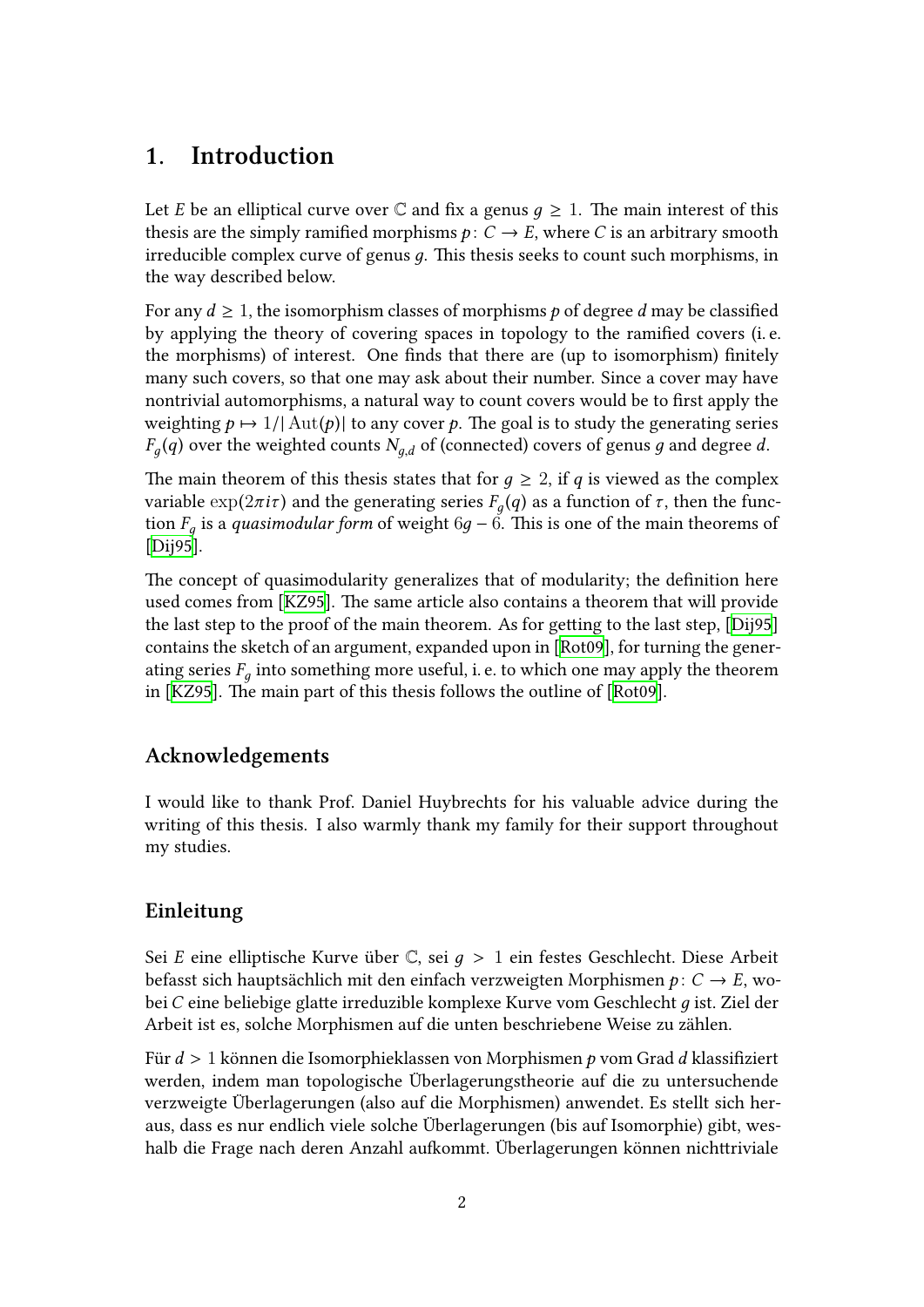# 1. Introduction

Let $E$ be an elliptical curve over $\mathbb{C}$ and fix a genus $g \geq 1$. The main interest of this thesis are the simply ramified morphisms $p\colon C \to E$, where $C$ is an arbitrary smooth irreducible complex curve of genus $g$. This thesis seeks to count such morphisms, in the way described below.

For any $d \geq 1$, the isomorphism classes of morphisms $p$ of degree $d$ may be classified by applying the theory of covering spaces in topology to the ramified covers (i. e. the morphisms) of interest. One finds that there are (up to isomorphism) finitely many such covers, so that one may ask about their number. Since a cover may have nontrivial automorphisms, a natural way to count covers would be to first apply the weighting $p \mapsto 1/|\operatorname{Aut}(p)|$ to any cover $p$. The goal is to study the generating series $F_g(q)$ over the weighted counts $N_{g,d}$ of (connected) covers of genus $g$ and degree $d$.

The main theorem of this thesis states that for $g \geq 2$, if $q$ is viewed as the complex variable $\exp(2\pi i\tau)$ and the generating series $F_g(q)$ as a function of $\tau$, then the function $F_g$ is a *quasimodular form* of weight $6g - 6$. This is one of the main theorems of [Dij95].

The concept of quasimodularity generalizes that of modularity; the definition here used comes from [KZ95]. The same article also contains a theorem that will provide the last step to the proof of the main theorem. As for getting to the last step, [Dij95] contains the sketch of an argument, expanded upon in [Rot09], for turning the generating series $F_g$ into something more useful, i. e. to which one may apply the theorem in [KZ95]. The main part of this thesis follows the outline of [Rot09].

## Acknowledgements

I would like to thank Prof. Daniel Huybrechts for his valuable advice during the writing of this thesis. I also warmly thank my family for their support throughout my studies.

## Einleitung

Sei $E$ eine elliptische Kurve über $\mathbb{C}$, sei $g > 1$ ein festes Geschlecht. Diese Arbeit befasst sich hauptsächlich mit den einfach verzweigten Morphismen $p\colon C \to E$, wobei $C$ eine beliebige glatte irreduzible komplexe Kurve vom Geschlecht $g$ ist. Ziel der Arbeit ist es, solche Morphismen auf die unten beschriebene Weise zu zählen.

Für $d > 1$ können die Isomorphieklassen von Morphismen $p$ vom Grad $d$ klassifiziert werden, indem man topologische Überlagerungstheorie auf die zu untersuchende verzweigte Überlagerungen (also auf die Morphismen) anwendet. Es stellt sich heraus, dass es nur endlich viele solche Überlagerungen (bis auf Isomorphie) gibt, weshalb die Frage nach deren Anzahl aufkommt. Überlagerungen können nichttriviale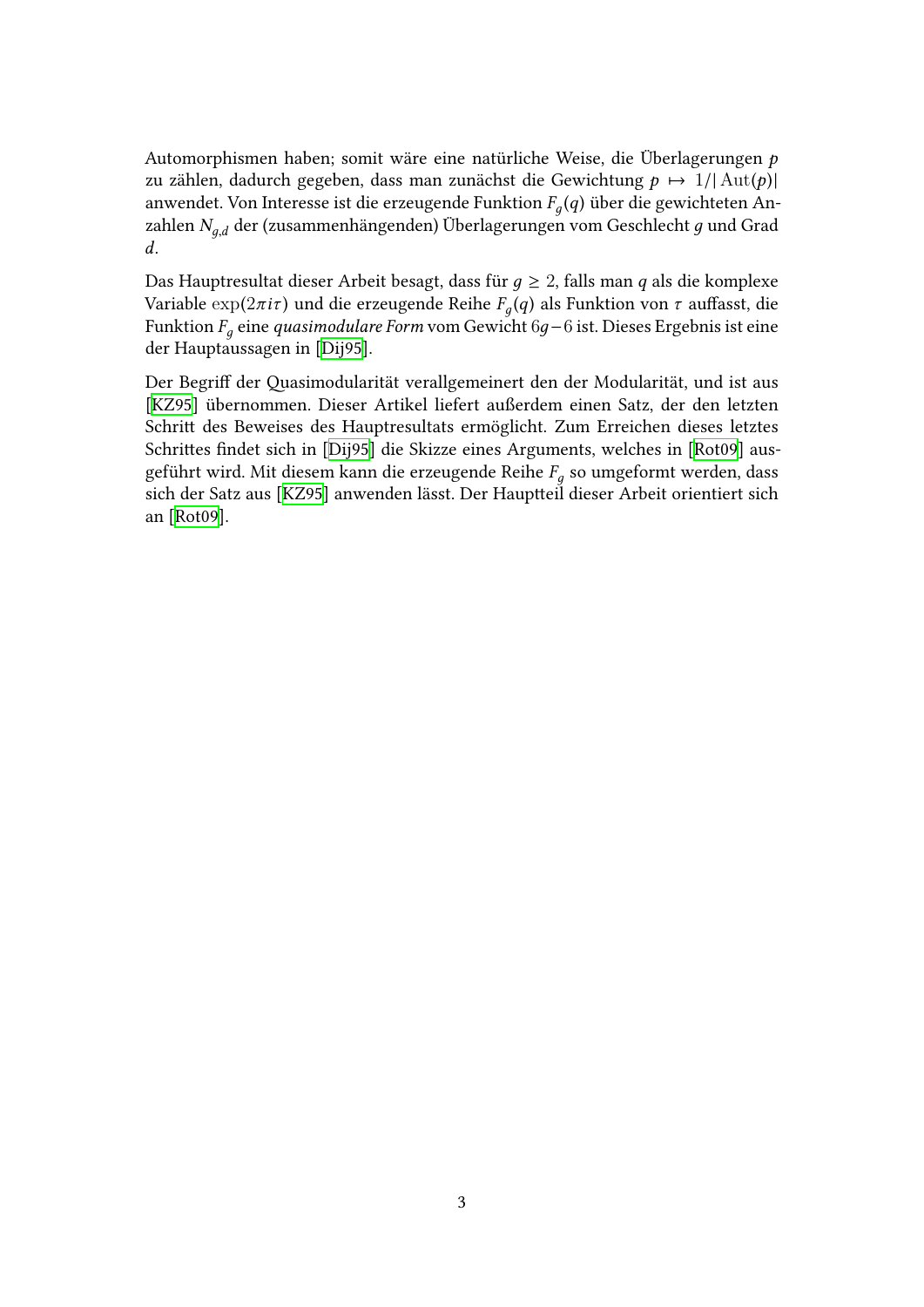Automorphismen haben; somit wäre eine natürliche Weise, die Überlagerungen $p$ zu zählen, dadurch gegeben, dass man zunächst die Gewichtung $p \mapsto 1/|\operatorname{Aut}(p)|$ anwendet. Von Interesse ist die erzeugende Funktion $F_g(q)$ über die gewichteten Anzahlen $N_{g,d}$ der (zusammenhängenden) Überlagerungen vom Geschlecht $g$ und Grad $d$.

Das Hauptresultat dieser Arbeit besagt, dass für $g \geq 2$, falls man $q$ als die komplexe Variable $\exp(2\pi i\tau)$ und die erzeugende Reihe $F_g(q)$ als Funktion von $\tau$ auffasst, die Funktion $F_g$ eine *quasimodulare Form* vom Gewicht $6g-6$ ist. Dieses Ergebnis ist eine der Hauptaussagen in [Dij95].

Der Begriff der Quasimodularität verallgemeinert den der Modularität, und ist aus [KZ95] übernommen. Dieser Artikel liefert außerdem einen Satz, der den letzten Schritt des Beweises des Hauptresultats ermöglicht. Zum Erreichen dieses letztes Schrittes findet sich in [Dij95] die Skizze eines Arguments, welches in [Rot09] ausgeführt wird. Mit diesem kann die erzeugende Reihe $F_g$ so umgeformt werden, dass sich der Satz aus [KZ95] anwenden lässt. Der Hauptteil dieser Arbeit orientiert sich an [Rot09].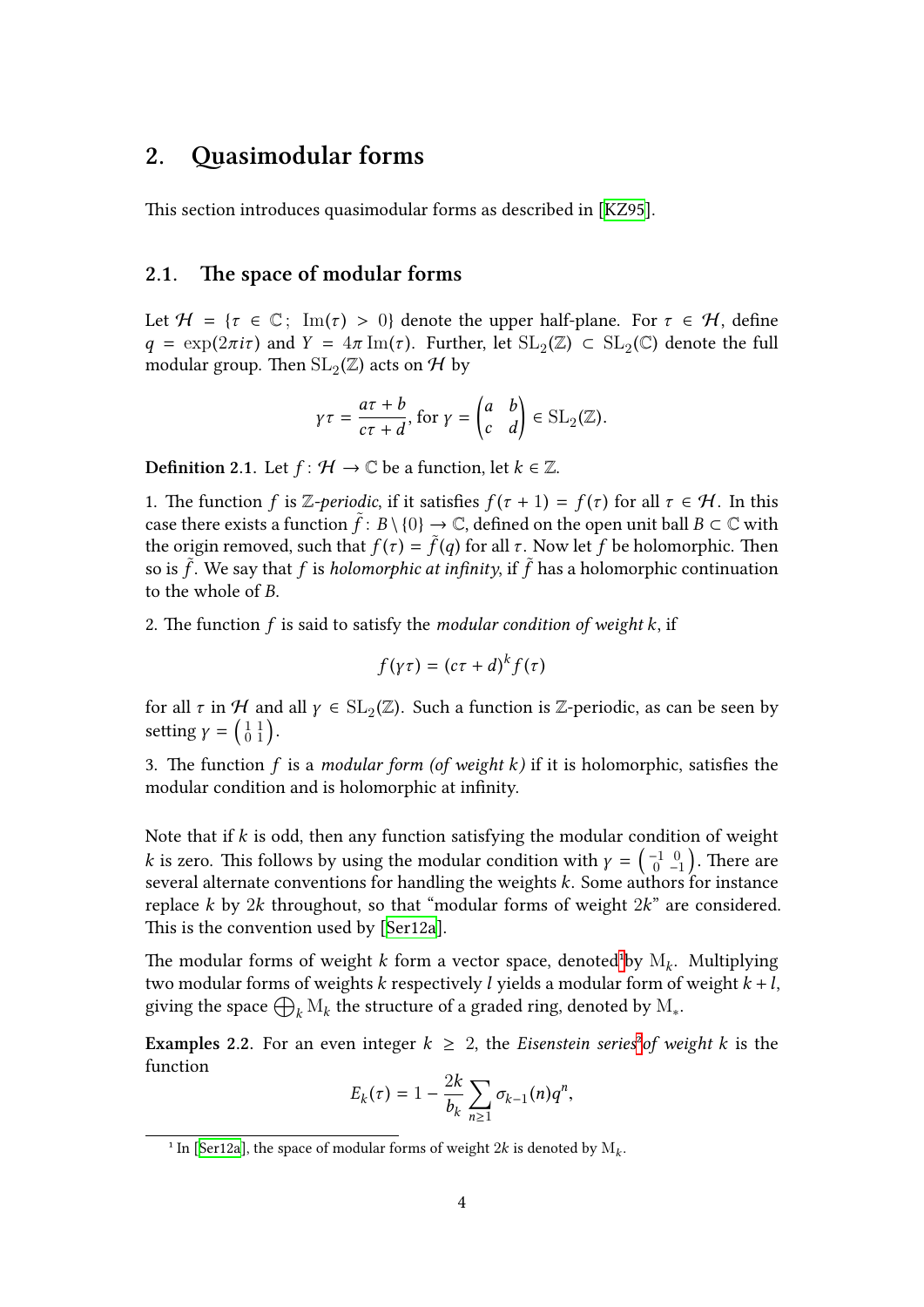## 2. Quasimodular forms

This section introduces quasimodular forms as described in [KZ95].

### 2.1. The space of modular forms

Let $\mathcal{H} = \{\tau \in \mathbb{C};\ \mathrm{Im}(\tau) > 0\}$ denote the upper half-plane. For $\tau \in \mathcal{H}$, define $q = \exp(2\pi i\tau)$ and $Y = 4\pi\,\mathrm{Im}(\tau)$. Further, let $\mathrm{SL}_2(\mathbb{Z}) \subset \mathrm{SL}_2(\mathbb{C})$ denote the full modular group. Then $\mathrm{SL}_2(\mathbb{Z})$ acts on $\mathcal{H}$ by

$$\gamma\tau = \frac{a\tau + b}{c\tau + d}, \text{ for } \gamma = \begin{pmatrix} a & b \\ c & d \end{pmatrix} \in \mathrm{SL}_2(\mathbb{Z}).$$

**Definition 2.1.** Let $f\colon \mathcal{H} \to \mathbb{C}$ be a function, let $k \in \mathbb{Z}$.

1. The function $f$ is *$\mathbb{Z}$-periodic*, if it satisfies $f(\tau + 1) = f(\tau)$ for all $\tau \in \mathcal{H}$. In this case there exists a function $\tilde{f}\colon B \setminus \{0\} \to \mathbb{C}$, defined on the open unit ball $B \subset \mathbb{C}$ with the origin removed, such that $f(\tau) = \tilde{f}(q)$ for all $\tau$. Now let $f$ be holomorphic. Then so is $\tilde{f}$. We say that $f$ is *holomorphic at infinity*, if $\tilde{f}$ has a holomorphic continuation to the whole of $B$.

2. The function $f$ is said to satisfy the *modular condition of weight $k$*, if

$$f(\gamma\tau) = (c\tau + d)^k f(\tau)$$

for all $\tau$ in $\mathcal{H}$ and all $\gamma \in \mathrm{SL}_2(\mathbb{Z})$. Such a function is $\mathbb{Z}$-periodic, as can be seen by setting $\gamma = \left(\begin{smallmatrix} 1 & 1 \\ 0 & 1 \end{smallmatrix}\right)$.

3. The function $f$ is a *modular form (of weight $k$)* if it is holomorphic, satisfies the modular condition and is holomorphic at infinity.

Note that if $k$ is odd, then any function satisfying the modular condition of weight $k$ is zero. This follows by using the modular condition with $\gamma = \left(\begin{smallmatrix} -1 & 0 \\ 0 & -1 \end{smallmatrix}\right)$. There are several alternate conventions for handling the weights $k$. Some authors for instance replace $k$ by $2k$ throughout, so that "modular forms of weight $2k$" are considered. This is the convention used by [Ser12a].

The modular forms of weight $k$ form a vector space, denoted[1] by $\mathrm{M}_k$. Multiplying two modular forms of weights $k$ respectively $l$ yields a modular form of weight $k + l$, giving the space $\bigoplus_k \mathrm{M}_k$ the structure of a graded ring, denoted by $\mathrm{M}_*$.

**Examples 2.2.** For an even integer $k \geq 2$, the *Eisenstein series*[2] *of weight $k$* is the function

$$E_k(\tau) = 1 - \frac{2k}{b_k} \sum_{n \geq 1} \sigma_{k-1}(n) q^n,$$

[1] In [Ser12a], the space of modular forms of weight $2k$ is denoted by $\mathrm{M}_k$.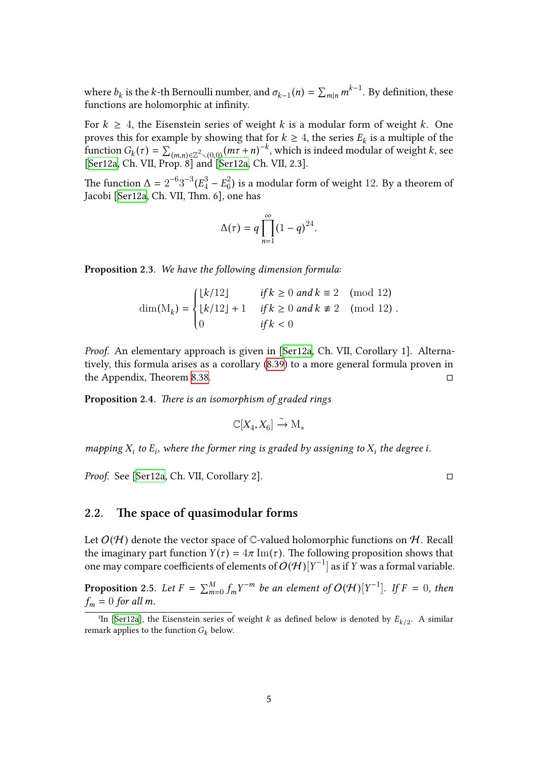where $b_k$ is the $k$-th Bernoulli number, and $\sigma_{k-1}(n) = \sum_{m|n} m^{k-1}$. By definition, these functions are holomorphic at infinity.

For $k \geq 4$, the Eisenstein series of weight $k$ is a modular form of weight $k$. One proves this for example by showing that for $k \geq 4$, the series $E_k$ is a multiple of the function $G_k(\tau) = \sum_{(m,n)\in\mathbb{Z}^2\setminus(0,0)}(m\tau+n)^{-k}$, which is indeed modular of weight $k$, see [Ser12a, Ch. VII, Prop. 8] and [Ser12a, Ch. VII, 2.3].

The function $\Delta = 2^{-6}3^{-3}(E_4^3 - E_6^2)$ is a modular form of weight 12. By a theorem of Jacobi [Ser12a, Ch. VII, Thm. 6], one has

$$\Delta(\tau) = q\prod_{n=1}^{\infty}(1-q)^{24}.$$

**Proposition 2.3.** *We have the following dimension formula:*

$$\dim(\mathrm{M}_k) = \begin{cases} \lfloor k/12 \rfloor & \text{if } k \geq 0 \text{ and } k \equiv 2 \pmod{12} \\ \lfloor k/12 \rfloor + 1 & \text{if } k \geq 0 \text{ and } k \not\equiv 2 \pmod{12} \\ 0 & \text{if } k < 0 \end{cases}.$$

*Proof.* An elementary approach is given in [Ser12a, Ch. VII, Corollary 1]. Alternatively, this formula arises as a corollary (8.39) to a more general formula proven in the Appendix, Theorem 8.38. □

**Proposition 2.4.** *There is an isomorphism of graded rings*

$$\mathbb{C}[X_4, X_6] \xrightarrow{\sim} \mathrm{M}_*$$

*mapping $X_i$ to $E_i$, where the former ring is graded by assigning to $X_i$ the degree $i$.*

*Proof.* See [Ser12a, Ch. VII, Corollary 2]. □

## 2.2. The space of quasimodular forms

Let $O(\mathcal{H})$ denote the vector space of $\mathbb{C}$-valued holomorphic functions on $\mathcal{H}$. Recall the imaginary part function $Y(\tau) = 4\pi\,\mathrm{Im}(\tau)$. The following proposition shows that one may compare coefficients of elements of $O(\mathcal{H})[Y^{-1}]$ as if $Y$ was a formal variable.

**Proposition 2.5.** *Let $F = \sum_{m=0}^{M} f_m Y^{-m}$ be an element of $O(\mathcal{H})[Y^{-1}]$. If $F = 0$, then $f_m = 0$ for all $m$.*

[2] In [Ser12a], the Eisenstein series of weight $k$ as defined below is denoted by $E_{k/2}$. A similar remark applies to the function $G_k$ below.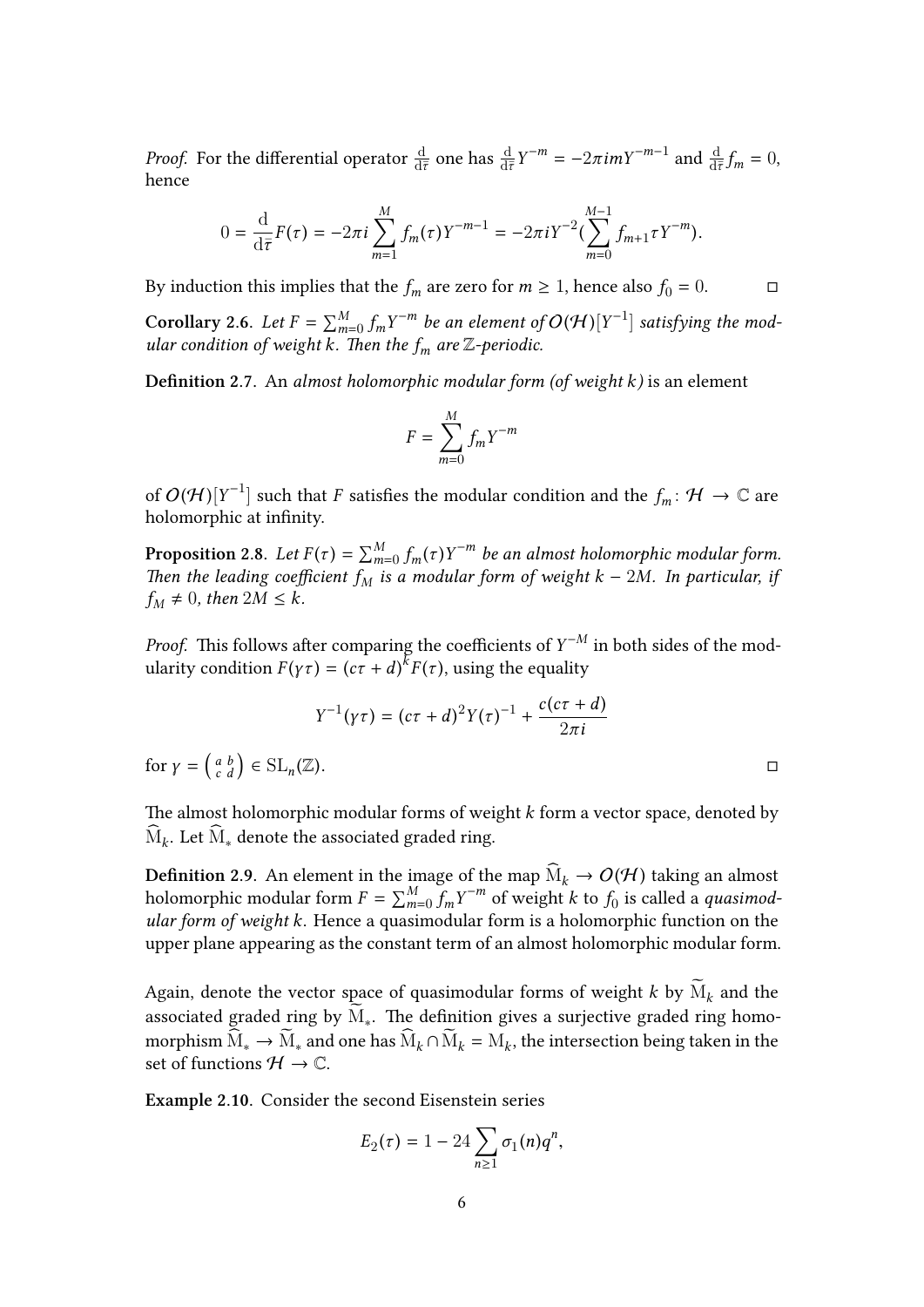*Proof.* For the differential operator $\frac{\mathrm{d}}{\mathrm{d}\bar{\tau}}$ one has $\frac{\mathrm{d}}{\mathrm{d}\bar{\tau}} Y^{-m} = -2\pi i m Y^{-m-1}$ and $\frac{\mathrm{d}}{\mathrm{d}\bar{\tau}} f_m = 0$, hence

$$0 = \frac{\mathrm{d}}{\mathrm{d}\bar{\tau}} F(\tau) = -2\pi i \sum_{m=1}^{M} f_m(\tau) Y^{-m-1} = -2\pi i Y^{-2} (\sum_{m=0}^{M-1} f_{m+1} \tau Y^{-m}).$$

By induction this implies that the $f_m$ are zero for $m \geq 1$, hence also $f_0 = 0$. □

**Corollary 2.6.** *Let $F = \sum_{m=0}^{M} f_m Y^{-m}$ be an element of $\mathcal{O}(\mathcal{H})[Y^{-1}]$ satisfying the modular condition of weight $k$. Then the $f_m$ are $\mathbb{Z}$-periodic.*

**Definition 2.7.** An *almost holomorphic modular form (of weight $k$)* is an element

$$F = \sum_{m=0}^{M} f_m Y^{-m}$$

of $\mathcal{O}(\mathcal{H})[Y^{-1}]$ such that $F$ satisfies the modular condition and the $f_m \colon \mathcal{H} \to \mathbb{C}$ are holomorphic at infinity.

**Proposition 2.8.** *Let $F(\tau) = \sum_{m=0}^{M} f_m(\tau) Y^{-m}$ be an almost holomorphic modular form. Then the leading coefficient $f_M$ is a modular form of weight $k - 2M$. In particular, if $f_M \neq 0$, then $2M \leq k$.*

*Proof.* This follows after comparing the coefficients of $Y^{-M}$ in both sides of the modularity condition $F(\gamma\tau) = (c\tau + d)^k F(\tau)$, using the equality

$$Y^{-1}(\gamma\tau) = (c\tau + d)^2 Y(\tau)^{-1} + \frac{c(c\tau + d)}{2\pi i}$$

for $\gamma = \left(\begin{smallmatrix} a & b \\ c & d \end{smallmatrix}\right) \in \mathrm{SL}_n(\mathbb{Z})$. □

The almost holomorphic modular forms of weight $k$ form a vector space, denoted by $\widehat{\mathrm{M}}_k$. Let $\widehat{\mathrm{M}}_*$ denote the associated graded ring.

**Definition 2.9.** An element in the image of the map $\widehat{\mathrm{M}}_k \to \mathcal{O}(\mathcal{H})$ taking an almost holomorphic modular form $F = \sum_{m=0}^{M} f_m Y^{-m}$ of weight $k$ to $f_0$ is called a *quasimodular form of weight $k$*. Hence a quasimodular form is a holomorphic function on the upper plane appearing as the constant term of an almost holomorphic modular form.

Again, denote the vector space of quasimodular forms of weight $k$ by $\widetilde{\mathrm{M}}_k$ and the associated graded ring by $\widetilde{\mathrm{M}}_*$. The definition gives a surjective graded ring homomorphism $\widehat{\mathrm{M}}_* \to \widetilde{\mathrm{M}}_*$ and one has $\widehat{\mathrm{M}}_k \cap \widetilde{\mathrm{M}}_k = \mathrm{M}_k$, the intersection being taken in the set of functions $\mathcal{H} \to \mathbb{C}$.

**Example 2.10.** Consider the second Eisenstein series

$$E_2(\tau) = 1 - 24 \sum_{n \geq 1} \sigma_1(n) q^n,$$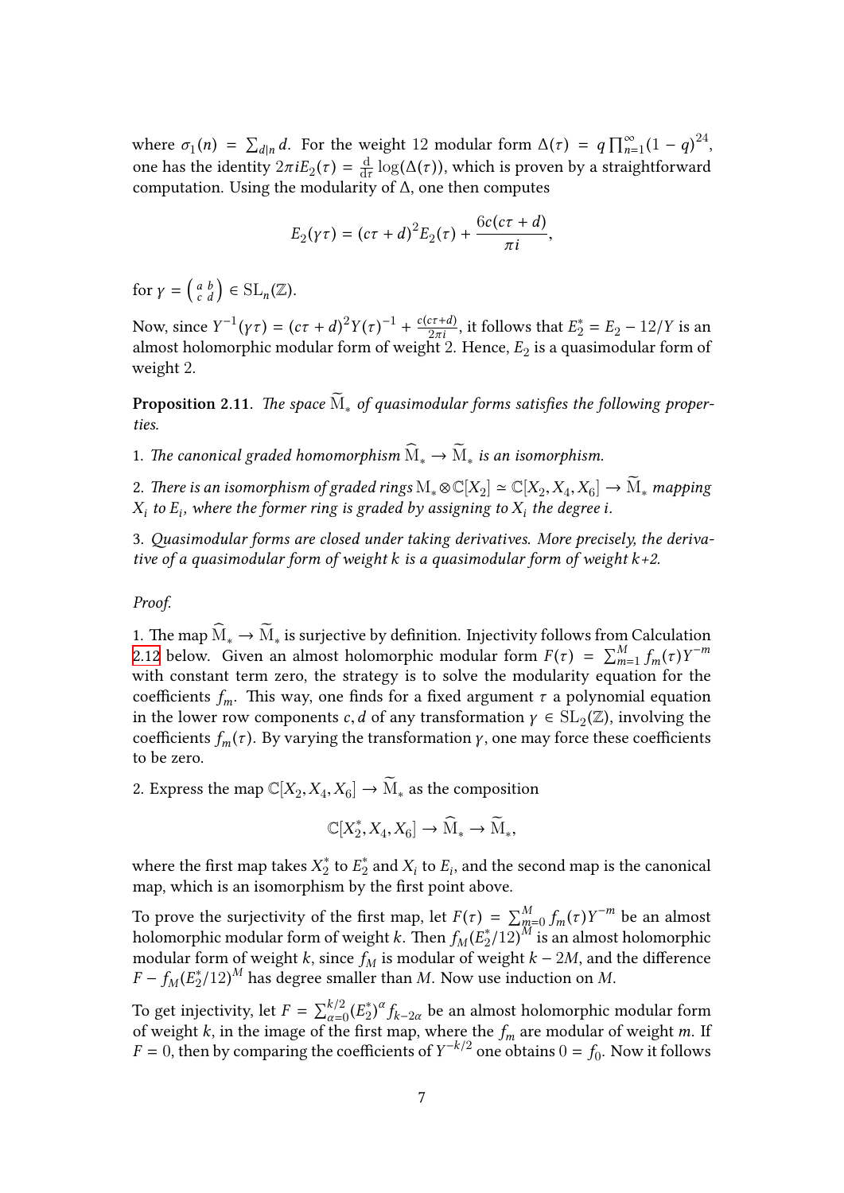where $\sigma_1(n) = \sum_{d|n} d$. For the weight 12 modular form $\Delta(\tau) = q\prod_{n=1}^{\infty}(1-q)^{24}$, one has the identity $2\pi i E_2(\tau) = \frac{\mathrm{d}}{\mathrm{d}\tau}\log(\Delta(\tau))$, which is proven by a straightforward computation. Using the modularity of $\Delta$, one then computes

$$E_2(\gamma\tau) = (c\tau+d)^2 E_2(\tau) + \frac{6c(c\tau+d)}{\pi i},$$

for $\gamma = \left(\begin{smallmatrix} a & b \\ c & d \end{smallmatrix}\right) \in \mathrm{SL}_n(\mathbb{Z})$.

Now, since $Y^{-1}(\gamma\tau) = (c\tau+d)^2 Y(\tau)^{-1} + \frac{c(c\tau+d)}{2\pi i}$, it follows that $E_2^* = E_2 - 12/Y$ is an almost holomorphic modular form of weight 2. Hence, $E_2$ is a quasimodular form of weight 2.

**Proposition 2.11**. *The space $\widetilde{\mathrm{M}}_*$ of quasimodular forms satisfies the following properties.*

1. *The canonical graded homomorphism $\widehat{\mathrm{M}}_* \to \widetilde{\mathrm{M}}_*$ is an isomorphism.*

2. *There is an isomorphism of graded rings $\mathrm{M}_* \otimes \mathbb{C}[X_2] \simeq \mathbb{C}[X_2, X_4, X_6] \to \widetilde{\mathrm{M}}_*$ mapping $X_i$ to $E_i$, where the former ring is graded by assigning to $X_i$ the degree $i$.*

3. *Quasimodular forms are closed under taking derivatives. More precisely, the derivative of a quasimodular form of weight $k$ is a quasimodular form of weight $k+2$.*

*Proof.*

1. The map $\widehat{\mathrm{M}}_* \to \widetilde{\mathrm{M}}_*$ is surjective by definition. Injectivity follows from Calculation 2.12 below. Given an almost holomorphic modular form $F(\tau) = \sum_{m=1}^{M} f_m(\tau)Y^{-m}$ with constant term zero, the strategy is to solve the modularity equation for the coefficients $f_m$. This way, one finds for a fixed argument $\tau$ a polynomial equation in the lower row components $c, d$ of any transformation $\gamma \in \mathrm{SL}_2(\mathbb{Z})$, involving the coefficients $f_m(\tau)$. By varying the transformation $\gamma$, one may force these coefficients to be zero.

2. Express the map $\mathbb{C}[X_2, X_4, X_6] \to \widetilde{\mathrm{M}}_*$ as the composition

$$\mathbb{C}[X_2^*, X_4, X_6] \to \widehat{\mathrm{M}}_* \to \widetilde{\mathrm{M}}_*,$$

where the first map takes $X_2^*$ to $E_2^*$ and $X_i$ to $E_i$, and the second map is the canonical map, which is an isomorphism by the first point above.

To prove the surjectivity of the first map, let $F(\tau) = \sum_{m=0}^{M} f_m(\tau)Y^{-m}$ be an almost holomorphic modular form of weight $k$. Then $f_M(E_2^*/12)^M$ is an almost holomorphic modular form of weight $k$, since $f_M$ is modular of weight $k-2M$, and the difference $F - f_M(E_2^*/12)^M$ has degree smaller than $M$. Now use induction on $M$.

To get injectivity, let $F = \sum_{\alpha=0}^{k/2}(E_2^*)^\alpha f_{k-2\alpha}$ be an almost holomorphic modular form of weight $k$, in the image of the first map, where the $f_m$ are modular of weight $m$. If $F = 0$, then by comparing the coefficients of $Y^{-k/2}$ one obtains $0 = f_0$. Now it follows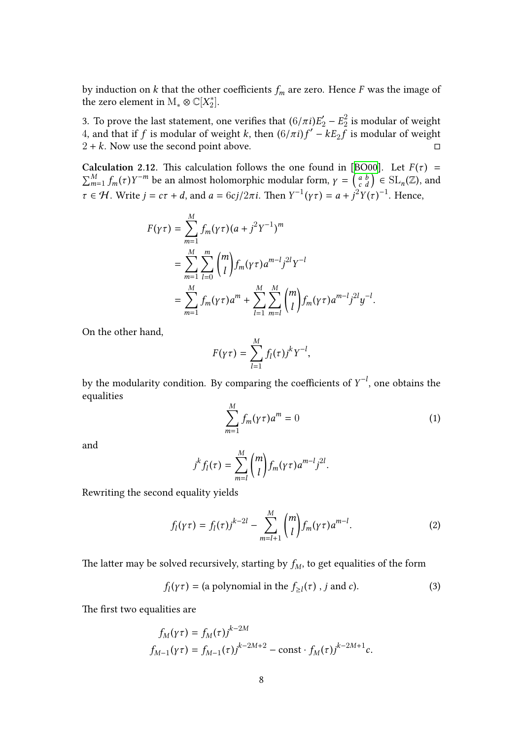by induction on $k$ that the other coefficients $f_m$ are zero. Hence $F$ was the image of the zero element in $\mathrm{M}_* \otimes \mathbb{C}[X_2^*]$.

3. To prove the last statement, one verifies that $(6/\pi i)E_2' - E_2^2$ is modular of weight 4, and that if $f$ is modular of weight $k$, then $(6/\pi i)f' - kE_2 f$ is modular of weight $2 + k$. Now use the second point above. ◻

**Calculation 2.12.** This calculation follows the one found in [BO00]. Let $F(\tau) = \sum_{m=1}^{M} f_m(\tau) Y^{-m}$ be an almost holomorphic modular form, $\gamma = \begin{pmatrix} a & b \\ c & d \end{pmatrix} \in \mathrm{SL}_n(\mathbb{Z})$, and $\tau \in \mathcal{H}$. Write $j = c\tau + d$, and $a = 6cj/2\pi i$. Then $Y^{-1}(\gamma\tau) = a + j^2 Y(\tau)^{-1}$. Hence,

$$
\begin{aligned}
F(\gamma\tau) &= \sum_{m=1}^{M} f_m(\gamma\tau)(a + j^2 Y^{-1})^m \\
&= \sum_{m=1}^{M} \sum_{l=0}^{m} \binom{m}{l} f_m(\gamma\tau) a^{m-l} j^{2l} Y^{-l} \\
&= \sum_{m=1}^{M} f_m(\gamma\tau) a^m + \sum_{l=1}^{M} \sum_{m=l}^{M} \binom{m}{l} f_m(\gamma\tau) a^{m-l} j^{2l} y^{-l}.
\end{aligned}
$$

On the other hand,

$$
F(\gamma\tau) = \sum_{l=1}^{M} f_l(\tau) j^k Y^{-l},
$$

by the modularity condition. By comparing the coefficients of $Y^{-l}$, one obtains the equalities

$$
\sum_{m=1}^{M} f_m(\gamma\tau) a^m = 0 \tag{1}
$$

and

$$
j^k f_l(\tau) = \sum_{m=l}^{M} \binom{m}{l} f_m(\gamma\tau) a^{m-l} j^{2l}.
$$

Rewriting the second equality yields

$$
f_l(\gamma\tau) = f_l(\tau) j^{k-2l} - \sum_{m=l+1}^{M} \binom{m}{l} f_m(\gamma\tau) a^{m-l}. \tag{2}
$$

The latter may be solved recursively, starting by $f_M$, to get equalities of the form

$$
f_l(\gamma\tau) = (\text{a polynomial in the } f_{\geq l}(\tau)\ ,\ j \text{ and } c). \tag{3}
$$

The first two equalities are

$$
\begin{aligned}
f_M(\gamma\tau) &= f_M(\tau) j^{k-2M} \\
f_{M-1}(\gamma\tau) &= f_{M-1}(\tau) j^{k-2M+2} - \mathrm{const} \cdot f_M(\tau) j^{k-2M+1} c.
\end{aligned}
$$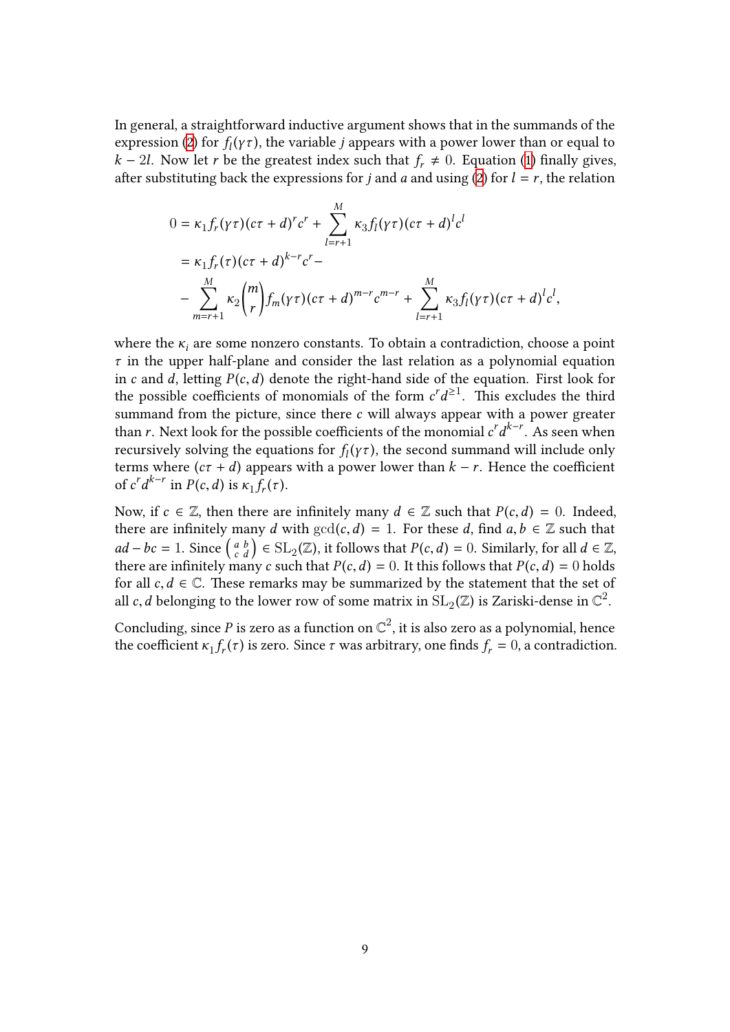In general, a straightforward inductive argument shows that in the summands of the expression (2) for $f_l(\gamma\tau)$, the variable $j$ appears with a power lower than or equal to $k - 2l$. Now let $r$ be the greatest index such that $f_r \neq 0$. Equation (1) finally gives, after substituting back the expressions for $j$ and $a$ and using (2) for $l = r$, the relation

$$
\begin{aligned}
0 &= \kappa_1 f_r(\gamma\tau)(c\tau + d)^r c^r + \sum_{l=r+1}^{M} \kappa_3 f_l(\gamma\tau)(c\tau + d)^l c^l \\
&= \kappa_1 f_r(\tau)(c\tau + d)^{k-r} c^r - \\
&- \sum_{m=r+1}^{M} \kappa_2 \binom{m}{r} f_m(\gamma\tau)(c\tau + d)^{m-r} c^{m-r} + \sum_{l=r+1}^{M} \kappa_3 f_l(\gamma\tau)(c\tau + d)^l c^l,
\end{aligned}
$$

where the $\kappa_i$ are some nonzero constants. To obtain a contradiction, choose a point $\tau$ in the upper half-plane and consider the last relation as a polynomial equation in $c$ and $d$, letting $P(c, d)$ denote the right-hand side of the equation. First look for the possible coefficients of monomials of the form $c^r d^{\geq 1}$. This excludes the third summand from the picture, since there $c$ will always appear with a power greater than $r$. Next look for the possible coefficients of the monomial $c^r d^{k-r}$. As seen when recursively solving the equations for $f_l(\gamma\tau)$, the second summand will include only terms where $(c\tau + d)$ appears with a power lower than $k - r$. Hence the coefficient of $c^r d^{k-r}$ in $P(c, d)$ is $\kappa_1 f_r(\tau)$.

Now, if $c \in \mathbb{Z}$, then there are infinitely many $d \in \mathbb{Z}$ such that $P(c, d) = 0$. Indeed, there are infinitely many $d$ with $\gcd(c, d) = 1$. For these $d$, find $a, b \in \mathbb{Z}$ such that $ad - bc = 1$. Since $\left(\begin{smallmatrix} a & b \\ c & d \end{smallmatrix}\right) \in \mathrm{SL}_2(\mathbb{Z})$, it follows that $P(c, d) = 0$. Similarly, for all $d \in \mathbb{Z}$, there are infinitely many $c$ such that $P(c, d) = 0$. It this follows that $P(c, d) = 0$ holds for all $c, d \in \mathbb{C}$. These remarks may be summarized by the statement that the set of all $c, d$ belonging to the lower row of some matrix in $\mathrm{SL}_2(\mathbb{Z})$ is Zariski-dense in $\mathbb{C}^2$.

Concluding, since $P$ is zero as a function on $\mathbb{C}^2$, it is also zero as a polynomial, hence the coefficient $\kappa_1 f_r(\tau)$ is zero. Since $\tau$ was arbitrary, one finds $f_r = 0$, a contradiction.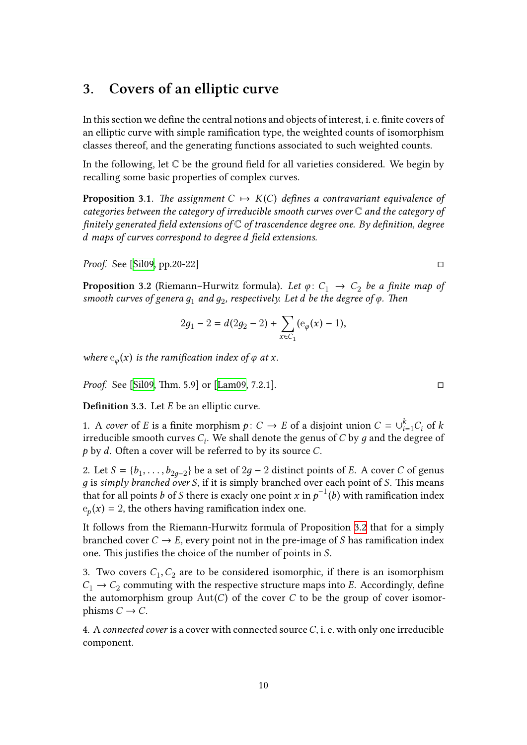## 3. Covers of an elliptic curve

In this section we define the central notions and objects of interest, i. e. finite covers of an elliptic curve with simple ramification type, the weighted counts of isomorphism classes thereof, and the generating functions associated to such weighted counts.

In the following, let $\mathbb{C}$ be the ground field for all varieties considered. We begin by recalling some basic properties of complex curves.

**Proposition 3.1.** *The assignment $C \mapsto K(C)$ defines a contravariant equivalence of categories between the category of irreducible smooth curves over $\mathbb{C}$ and the category of finitely generated field extensions of $\mathbb{C}$ of trascendence degree one. By definition, degree $d$ maps of curves correspond to degree $d$ field extensions.*

*Proof.* See [Sil09, pp.20-22] □

**Proposition 3.2** (Riemann–Hurwitz formula). *Let $\varphi\colon C_1 \to C_2$ be a finite map of smooth curves of genera $g_1$ and $g_2$, respectively. Let $d$ be the degree of $\varphi$. Then*

$$2g_1 - 2 = d(2g_2 - 2) + \sum_{x \in C_1} (\mathrm{e}_\varphi(x) - 1),$$

*where $\mathrm{e}_\varphi(x)$ is the ramification index of $\varphi$ at $x$.*

*Proof.* See [Sil09, Thm. 5.9] or [Lam09, 7.2.1]. □

**Definition 3.3.** Let $E$ be an elliptic curve.

1. A *cover* of $E$ is a finite morphism $p\colon C \to E$ of a disjoint union $C = \cup_{i=1}^{k} C_i$ of $k$ irreducible smooth curves $C_i$. We shall denote the genus of $C$ by $g$ and the degree of $p$ by $d$. Often a cover will be referred to by its source $C$.

2. Let $S = \{b_1, \ldots, b_{2g-2}\}$ be a set of $2g - 2$ distinct points of $E$. A cover $C$ of genus $g$ is *simply branched over* $S$, if it is simply branched over each point of $S$. This means that for all points $b$ of $S$ there is exacly one point $x$ in $p^{-1}(b)$ with ramification index $\mathrm{e}_p(x) = 2$, the others having ramification index one.

It follows from the Riemann-Hurwitz formula of Proposition 3.2 that for a simply branched cover $C \to E$, every point not in the pre-image of $S$ has ramification index one. This justifies the choice of the number of points in $S$.

3. Two covers $C_1, C_2$ are to be considered isomorphic, if there is an isomorphism $C_1 \to C_2$ commuting with the respective structure maps into $E$. Accordingly, define the automorphism group $\mathrm{Aut}(C)$ of the cover $C$ to be the group of cover isomorphisms $C \to C$.

4. A *connected cover* is a cover with connected source $C$, i. e. with only one irreducible component.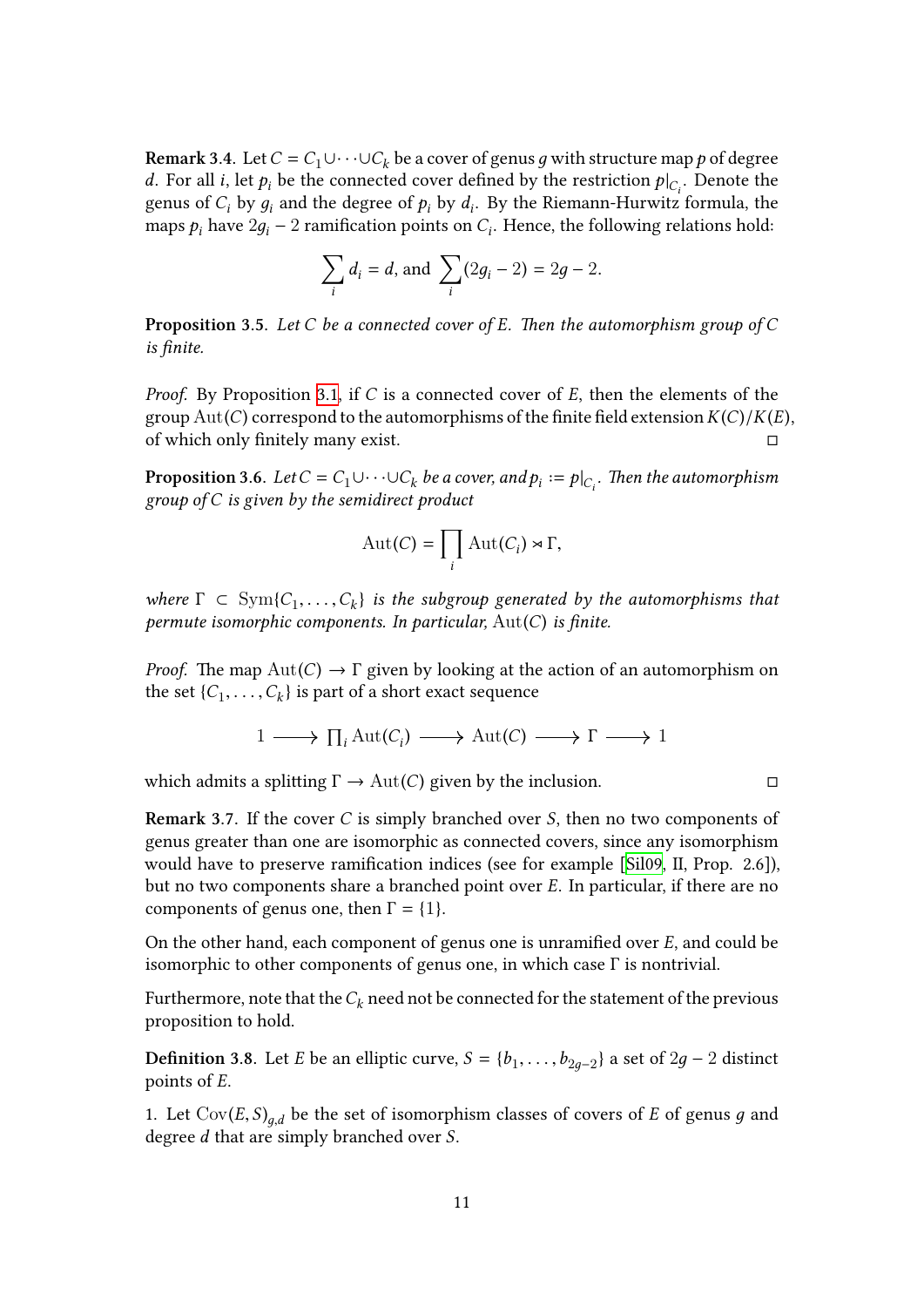**Remark 3.4.** Let $C = C_1 \cup \cdots \cup C_k$ be a cover of genus $g$ with structure map $p$ of degree $d$. For all $i$, let $p_i$ be the connected cover defined by the restriction $p|_{C_i}$. Denote the genus of $C_i$ by $g_i$ and the degree of $p_i$ by $d_i$. By the Riemann-Hurwitz formula, the maps $p_i$ have $2g_i - 2$ ramification points on $C_i$. Hence, the following relations hold:

$$\sum_i d_i = d, \text{ and } \sum_i (2g_i - 2) = 2g - 2.$$

**Proposition 3.5.** *Let $C$ be a connected cover of $E$. Then the automorphism group of $C$ is finite.*

*Proof.* By Proposition 3.1, if $C$ is a connected cover of $E$, then the elements of the group $\mathrm{Aut}(C)$ correspond to the automorphisms of the finite field extension $K(C)/K(E)$, of which only finitely many exist. □

**Proposition 3.6.** *Let $C = C_1 \cup \cdots \cup C_k$ be a cover, and $p_i := p|_{C_i}$. Then the automorphism group of $C$ is given by the semidirect product*

$$\mathrm{Aut}(C) = \prod_i \mathrm{Aut}(C_i) \rtimes \Gamma,$$

*where $\Gamma \subset \mathrm{Sym}\{C_1, \ldots, C_k\}$ is the subgroup generated by the automorphisms that permute isomorphic components. In particular, $\mathrm{Aut}(C)$ is finite.*

*Proof.* The map $\mathrm{Aut}(C) \to \Gamma$ given by looking at the action of an automorphism on the set $\{C_1, \ldots, C_k\}$ is part of a short exact sequence

$$1 \longrightarrow \prod_i \mathrm{Aut}(C_i) \longrightarrow \mathrm{Aut}(C) \longrightarrow \Gamma \longrightarrow 1$$

which admits a splitting $\Gamma \to \mathrm{Aut}(C)$ given by the inclusion. □

**Remark 3.7.** If the cover $C$ is simply branched over $S$, then no two components of genus greater than one are isomorphic as connected covers, since any isomorphism would have to preserve ramification indices (see for example [Sil09, II, Prop. 2.6]), but no two components share a branched point over $E$. In particular, if there are no components of genus one, then $\Gamma = \{1\}$.

On the other hand, each component of genus one is unramified over $E$, and could be isomorphic to other components of genus one, in which case $\Gamma$ is nontrivial.

Furthermore, note that the $C_k$ need not be connected for the statement of the previous proposition to hold.

**Definition 3.8.** Let $E$ be an elliptic curve, $S = \{b_1, \ldots, b_{2g-2}\}$ a set of $2g - 2$ distinct points of $E$.

1. Let $\mathrm{Cov}(E, S)_{g,d}$ be the set of isomorphism classes of covers of $E$ of genus $g$ and degree $d$ that are simply branched over $S$.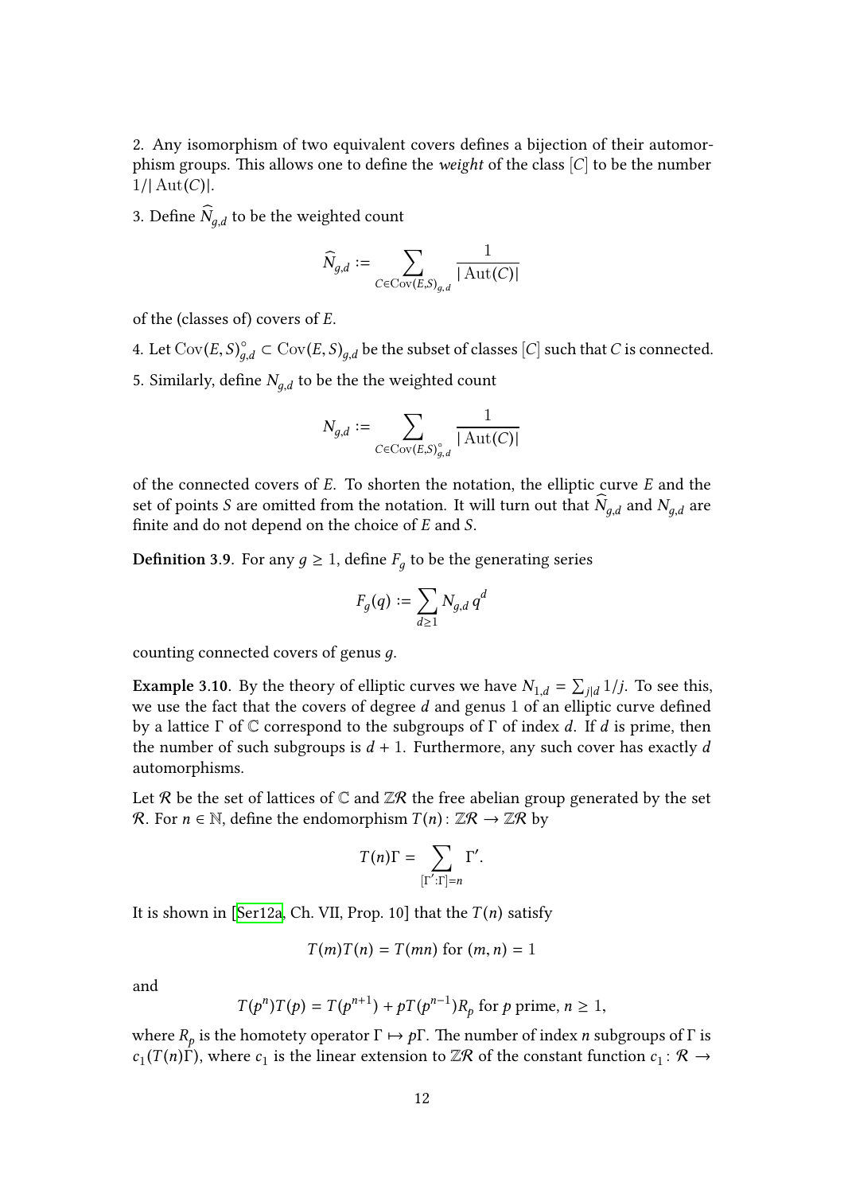2. Any isomorphism of two equivalent covers defines a bijection of their automorphism groups. This allows one to define the *weight* of the class $[C]$ to be the number $1/|\operatorname{Aut}(C)|$.

3. Define $\widehat{N}_{g,d}$ to be the weighted count

$$\widehat{N}_{g,d} := \sum_{C \in \operatorname{Cov}(E,S)_{g,d}} \frac{1}{|\operatorname{Aut}(C)|}$$

of the (classes of) covers of $E$.

4. Let $\operatorname{Cov}(E,S)^{\circ}_{g,d} \subset \operatorname{Cov}(E,S)_{g,d}$ be the subset of classes $[C]$ such that $C$ is connected.

5. Similarly, define $N_{g,d}$ to be the the weighted count

$$N_{g,d} := \sum_{C \in \operatorname{Cov}(E,S)^{\circ}_{g,d}} \frac{1}{|\operatorname{Aut}(C)|}$$

of the connected covers of $E$. To shorten the notation, the elliptic curve $E$ and the set of points $S$ are omitted from the notation. It will turn out that $\widehat{N}_{g,d}$ and $N_{g,d}$ are finite and do not depend on the choice of $E$ and $S$.

**Definition 3.9.** For any $g \geq 1$, define $F_g$ to be the generating series

$$F_g(q) := \sum_{d \geq 1} N_{g,d}\, q^d$$

counting connected covers of genus $g$.

**Example 3.10.** By the theory of elliptic curves we have $N_{1,d} = \sum_{j|d} 1/j$. To see this, we use the fact that the covers of degree $d$ and genus 1 of an elliptic curve defined by a lattice $\Gamma$ of $\mathbb{C}$ correspond to the subgroups of $\Gamma$ of index $d$. If $d$ is prime, then the number of such subgroups is $d+1$. Furthermore, any such cover has exactly $d$ automorphisms.

Let $\mathcal{R}$ be the set of lattices of $\mathbb{C}$ and $\mathbb{Z}\mathcal{R}$ the free abelian group generated by the set $\mathcal{R}$. For $n \in \mathbb{N}$, define the endomorphism $T(n)\colon \mathbb{Z}\mathcal{R} \to \mathbb{Z}\mathcal{R}$ by

$$T(n)\Gamma = \sum_{[\Gamma':\Gamma]=n} \Gamma'.$$

It is shown in [Ser12a, Ch. VII, Prop. 10] that the $T(n)$ satisfy

$$T(m)T(n) = T(mn) \text{ for } (m,n) = 1$$

and

$$T(p^n)T(p) = T(p^{n+1}) + pT(p^{n-1})R_p \text{ for } p \text{ prime, } n \geq 1,$$

where $R_p$ is the homotety operator $\Gamma \mapsto p\Gamma$. The number of index $n$ subgroups of $\Gamma$ is $c_1(T(n)\Gamma)$, where $c_1$ is the linear extension to $\mathbb{Z}\mathcal{R}$ of the constant function $c_1\colon \mathcal{R} \to$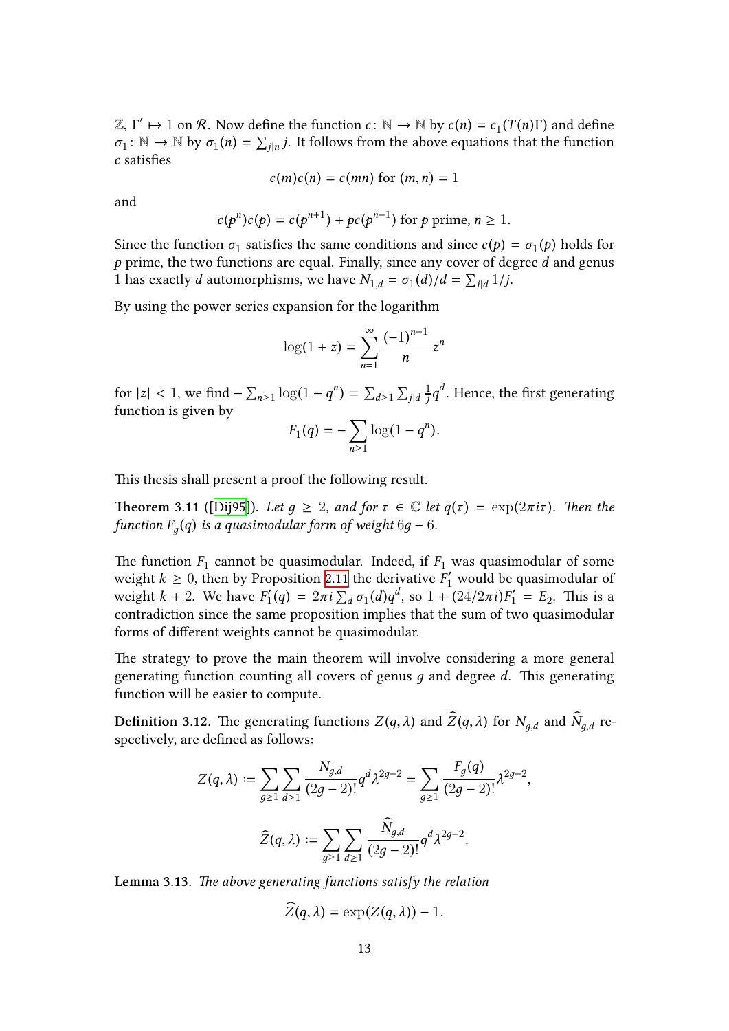$\mathbb{Z}$, $\Gamma' \mapsto 1$ on $\mathcal{R}$. Now define the function $c\colon \mathbb{N} \to \mathbb{N}$ by $c(n) = c_1(T(n)\Gamma)$ and define $\sigma_1\colon \mathbb{N} \to \mathbb{N}$ by $\sigma_1(n) = \sum_{j|n} j$. It follows from the above equations that the function $c$ satisfies

$$c(m)c(n) = c(mn) \text{ for } (m,n) = 1$$

and

$$c(p^n)c(p) = c(p^{n+1}) + pc(p^{n-1}) \text{ for } p \text{ prime, } n \geq 1.$$

Since the function $\sigma_1$ satisfies the same conditions and since $c(p) = \sigma_1(p)$ holds for $p$ prime, the two functions are equal. Finally, since any cover of degree $d$ and genus 1 has exactly $d$ automorphisms, we have $N_{1,d} = \sigma_1(d)/d = \sum_{j|d} 1/j$.

By using the power series expansion for the logarithm

$$\log(1+z) = \sum_{n=1}^{\infty} \frac{(-1)^{n-1}}{n} z^n$$

for $|z| < 1$, we find $-\sum_{n\geq 1} \log(1-q^n) = \sum_{d\geq 1} \sum_{j|d} \frac{1}{j} q^d$. Hence, the first generating function is given by

$$F_1(q) = -\sum_{n\geq 1} \log(1-q^n).$$

This thesis shall present a proof the following result.

**Theorem 3.11** ([Dij95]). *Let $g \geq 2$, and for $\tau \in \mathbb{C}$ let $q(\tau) = \exp(2\pi i \tau)$. Then the function $F_g(q)$ is a quasimodular form of weight $6g-6$.*

The function $F_1$ cannot be quasimodular. Indeed, if $F_1$ was quasimodular of some weight $k \geq 0$, then by Proposition 2.11 the derivative $F_1'$ would be quasimodular of weight $k+2$. We have $F_1'(q) = 2\pi i \sum_d \sigma_1(d) q^d$, so $1 + (24/2\pi i)F_1' = E_2$. This is a contradiction since the same proposition implies that the sum of two quasimodular forms of different weights cannot be quasimodular.

The strategy to prove the main theorem will involve considering a more general generating function counting all covers of genus $g$ and degree $d$. This generating function will be easier to compute.

**Definition 3.12**. The generating functions $Z(q,\lambda)$ and $\widehat{Z}(q,\lambda)$ for $N_{g,d}$ and $\widehat{N}_{g,d}$ respectively, are defined as follows:

$$Z(q,\lambda) := \sum_{g\geq 1} \sum_{d\geq 1} \frac{N_{g,d}}{(2g-2)!} q^d \lambda^{2g-2} = \sum_{g\geq 1} \frac{F_g(q)}{(2g-2)!} \lambda^{2g-2},$$

$$\widehat{Z}(q,\lambda) := \sum_{g\geq 1} \sum_{d\geq 1} \frac{\widehat{N}_{g,d}}{(2g-2)!} q^d \lambda^{2g-2}.$$

**Lemma 3.13**. *The above generating functions satisfy the relation*

$$\widehat{Z}(q,\lambda) = \exp(Z(q,\lambda)) - 1.$$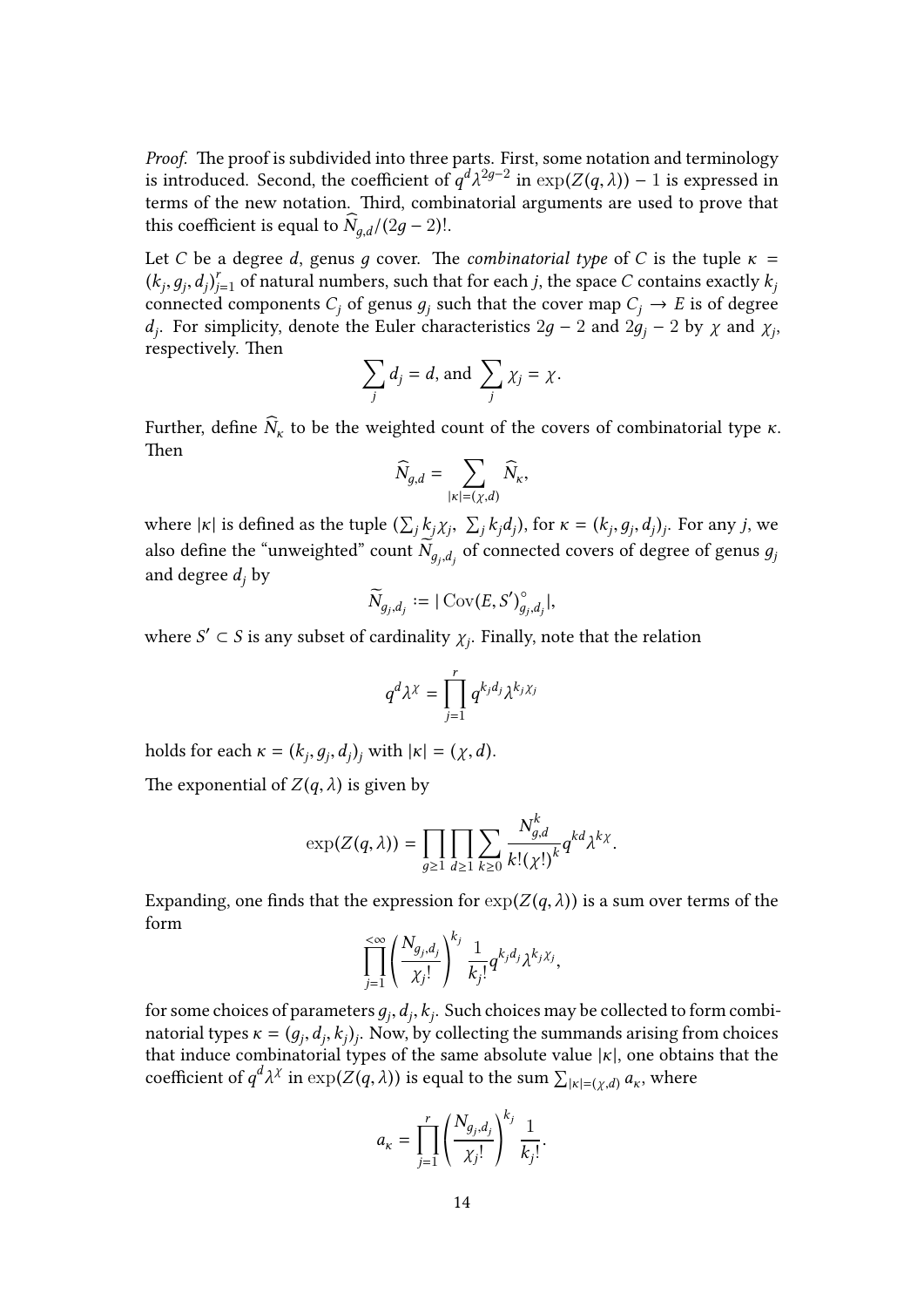*Proof.* The proof is subdivided into three parts. First, some notation and terminology is introduced. Second, the coefficient of $q^d\lambda^{2g-2}$ in $\exp(Z(q,\lambda)) - 1$ is expressed in terms of the new notation. Third, combinatorial arguments are used to prove that this coefficient is equal to $\widehat{N}_{g,d}/(2g-2)!$.

Let $C$ be a degree $d$, genus $g$ cover. The *combinatorial type* of $C$ is the tuple $\kappa = (k_j, g_j, d_j)_{j=1}^r$ of natural numbers, such that for each $j$, the space $C$ contains exactly $k_j$ connected components $C_j$ of genus $g_j$ such that the cover map $C_j \to E$ is of degree $d_j$. For simplicity, denote the Euler characteristics $2g-2$ and $2g_j - 2$ by $\chi$ and $\chi_j$, respectively. Then

$$\sum_j d_j = d, \text{ and } \sum_j \chi_j = \chi.$$

Further, define $\widehat{N}_\kappa$ to be the weighted count of the covers of combinatorial type $\kappa$. Then

$$\widehat{N}_{g,d} = \sum_{|\kappa|=(\chi,d)} \widehat{N}_\kappa,$$

where $|\kappa|$ is defined as the tuple $(\sum_j k_j\chi_j,\ \sum_j k_j d_j)$, for $\kappa = (k_j, g_j, d_j)_j$. For any $j$, we also define the "unweighted" count $\widetilde{N}_{g_j,d_j}$ of connected covers of degree of genus $g_j$ and degree $d_j$ by

$$\widetilde{N}_{g_j,d_j} := |\operatorname{Cov}(E,S')^\circ_{g_j,d_j}|,$$

where $S' \subset S$ is any subset of cardinality $\chi_j$. Finally, note that the relation

$$q^d\lambda^\chi = \prod_{j=1}^r q^{k_j d_j}\lambda^{k_j\chi_j}$$

holds for each $\kappa = (k_j, g_j, d_j)_j$ with $|\kappa| = (\chi, d)$.

The exponential of $Z(q,\lambda)$ is given by

$$\exp(Z(q,\lambda)) = \prod_{g\geq 1}\prod_{d\geq 1}\sum_{k\geq 0}\frac{N_{g,d}^k}{k!(\chi!)^k}q^{kd}\lambda^{k\chi}.$$

Expanding, one finds that the expression for $\exp(Z(q,\lambda))$ is a sum over terms of the form

$$\prod_{j=1}^{<\infty}\left(\frac{N_{g_j,d_j}}{\chi_j!}\right)^{k_j}\frac{1}{k_j!}q^{k_j d_j}\lambda^{k_j\chi_j},$$

for some choices of parameters $g_j, d_j, k_j$. Such choices may be collected to form combinatorial types $\kappa = (g_j, d_j, k_j)_j$. Now, by collecting the summands arising from choices that induce combinatorial types of the same absolute value $|\kappa|$, one obtains that the coefficient of $q^d\lambda^\chi$ in $\exp(Z(q,\lambda))$ is equal to the sum $\sum_{|\kappa|=(\chi,d)} a_\kappa$, where

$$a_\kappa = \prod_{j=1}^r\left(\frac{N_{g_j,d_j}}{\chi_j!}\right)^{k_j}\frac{1}{k_j!}.$$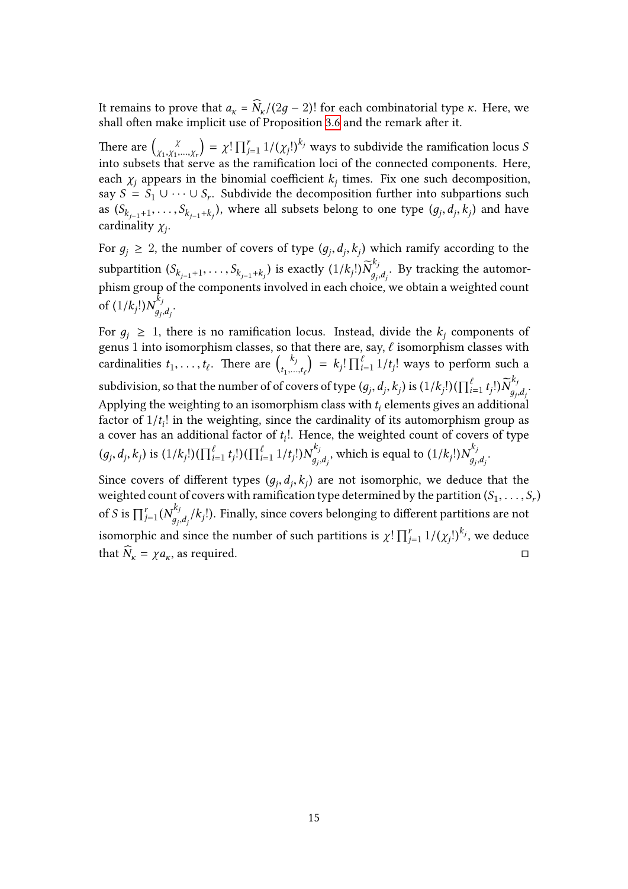It remains to prove that $a_\kappa = \widehat{N}_\kappa/(2g-2)!$ for each combinatorial type $\kappa$. Here, we shall often make implicit use of Proposition 3.6 and the remark after it.

There are $\binom{\chi}{\chi_1, \chi_1, \ldots, \chi_r} = \chi! \prod_{j=1}^r 1/(\chi_j!)^{k_j}$ ways to subdivide the ramification locus $S$ into subsets that serve as the ramification loci of the connected components. Here, each $\chi_j$ appears in the binomial coefficient $k_j$ times. Fix one such decomposition, say $S = S_1 \cup \cdots \cup S_r$. Subdivide the decomposition further into subpartions such as $(S_{k_{j-1}+1}, \ldots, S_{k_{j-1}+k_j})$, where all subsets belong to one type $(g_j, d_j, k_j)$ and have cardinality $\chi_j$.

For $g_j \geq 2$, the number of covers of type $(g_j, d_j, k_j)$ which ramify according to the subpartition $(S_{k_{j-1}+1}, \ldots, S_{k_{j-1}+k_j})$ is exactly $(1/k_j!)\widetilde{N}_{g_j,d_j}^{k_j}$. By tracking the automorphism group of the components involved in each choice, we obtain a weighted count of $(1/k_j!)N_{g_j,d_j}^{k_j}$.

For $g_j \geq 1$, there is no ramification locus. Instead, divide the $k_j$ components of genus 1 into isomorphism classes, so that there are, say, $\ell$ isomorphism classes with cardinalities $t_1, \ldots, t_\ell$. There are $\binom{k_j}{t_1, \ldots, t_\ell} = k_j! \prod_{i=1}^\ell 1/t_j!$ ways to perform such a subdivision, so that the number of of covers of type $(g_j, d_j, k_j)$ is $(1/k_j!)(\prod_{i=1}^\ell t_j!)\widetilde{N}_{g_j,d_j}^{k_j}$. Applying the weighting to an isomorphism class with $t_i$ elements gives an additional factor of $1/t_i!$ in the weighting, since the cardinality of its automorphism group as a cover has an additional factor of $t_i!$. Hence, the weighted count of covers of type $(g_j, d_j, k_j)$ is $(1/k_j!)(\prod_{i=1}^\ell t_j!)(\prod_{i=1}^\ell 1/t_j!)N_{g_j,d_j}^{k_j}$, which is equal to $(1/k_j!)N_{g_j,d_j}^{k_j}$.

Since covers of different types $(g_j, d_j, k_j)$ are not isomorphic, we deduce that the weighted count of covers with ramification type determined by the partition $(S_1, \ldots, S_r)$ of $S$ is $\prod_{j=1}^r (N_{g_j,d_j}^{k_j}/k_j!)$. Finally, since covers belonging to different partitions are not isomorphic and since the number of such partitions is $\chi! \prod_{j=1}^r 1/(\chi_j!)^{k_j}$, we deduce that $\widehat{N}_\kappa = \chi a_\kappa$, as required. □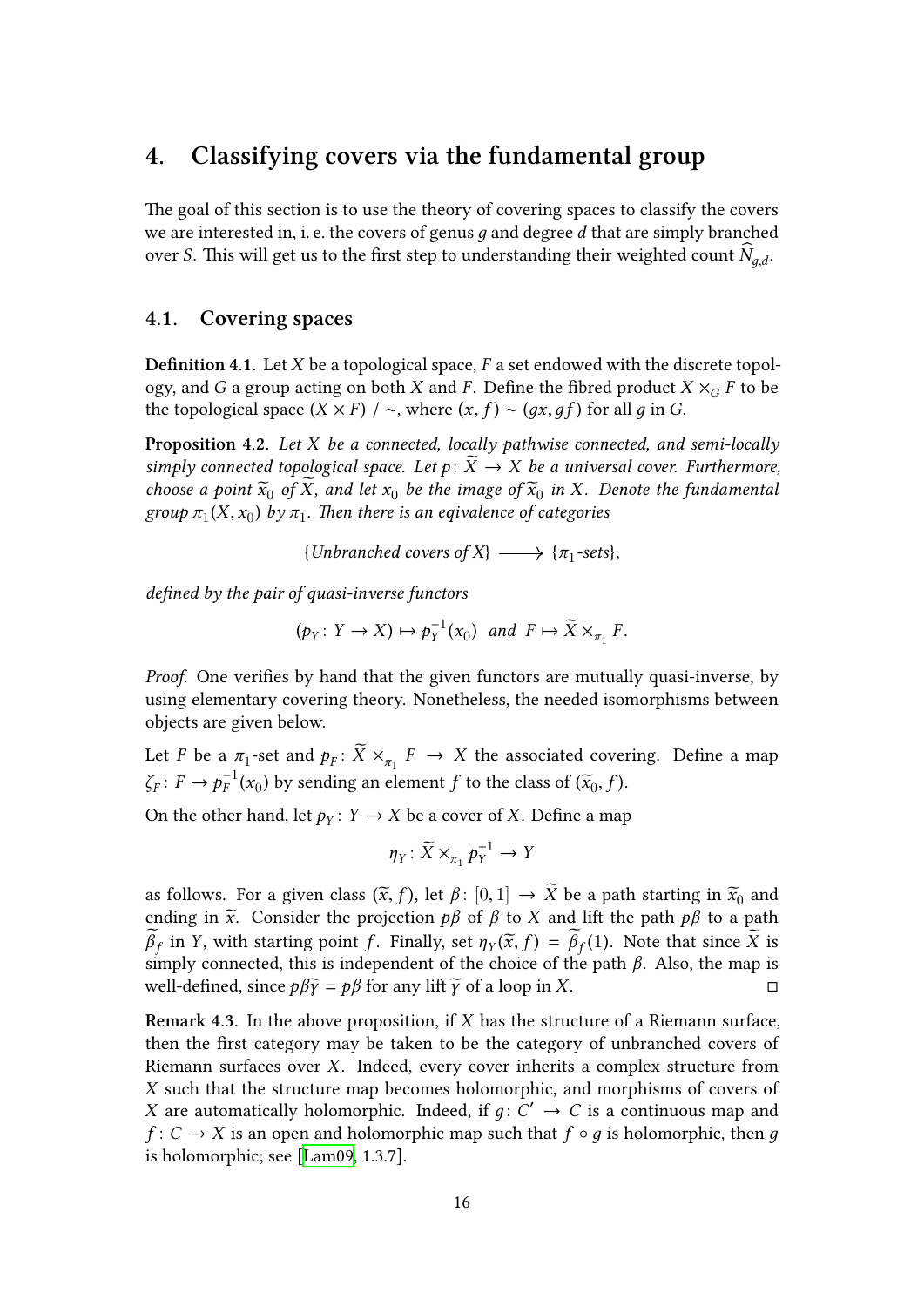# 4. Classifying covers via the fundamental group

The goal of this section is to use the theory of covering spaces to classify the covers we are interested in, i. e. the covers of genus $g$ and degree $d$ that are simply branched over $S$. This will get us to the first step to understanding their weighted count $\widehat{N}_{g,d}$.

## 4.1. Covering spaces

**Definition 4.1.** Let $X$ be a topological space, $F$ a set endowed with the discrete topology, and $G$ a group acting on both $X$ and $F$. Define the fibred product $X \times_G F$ to be the topological space $(X \times F) / \sim$, where $(x, f) \sim (gx, gf)$ for all $g$ in $G$.

**Proposition 4.2.** *Let $X$ be a connected, locally pathwise connected, and semi-locally simply connected topological space. Let $p\colon \widetilde{X} \to X$ be a universal cover. Furthermore, choose a point $\widetilde{x}_0$ of $\widetilde{X}$, and let $x_0$ be the image of $\widetilde{x}_0$ in $X$. Denote the fundamental group $\pi_1(X, x_0)$ by $\pi_1$. Then there is an eqivalence of categories*

$$\{\textit{Unbranched covers of } X\} \longrightarrow \{\pi_1\textit{-sets}\},$$

*defined by the pair of quasi-inverse functors*

$$(p_Y\colon Y \to X) \mapsto p_Y^{-1}(x_0) \quad \textit{and} \quad F \mapsto \widetilde{X} \times_{\pi_1} F.$$

*Proof.* One verifies by hand that the given functors are mutually quasi-inverse, by using elementary covering theory. Nonetheless, the needed isomorphisms between objects are given below.

Let $F$ be a $\pi_1$-set and $p_F\colon \widetilde{X} \times_{\pi_1} F \to X$ the associated covering. Define a map $\zeta_F\colon F \to p_F^{-1}(x_0)$ by sending an element $f$ to the class of $(\widetilde{x}_0, f)$.

On the other hand, let $p_Y\colon Y \to X$ be a cover of $X$. Define a map

$$\eta_Y\colon \widetilde{X} \times_{\pi_1} p_Y^{-1} \to Y$$

as follows. For a given class $(\widetilde{x}, f)$, let $\beta\colon [0,1] \to \widetilde{X}$ be a path starting in $\widetilde{x}_0$ and ending in $\widetilde{x}$. Consider the projection $p\beta$ of $\beta$ to $X$ and lift the path $p\beta$ to a path $\widetilde{\beta}_f$ in $Y$, with starting point $f$. Finally, set $\eta_Y(\widetilde{x}, f) = \widetilde{\beta}_f(1)$. Note that since $\widetilde{X}$ is simply connected, this is independent of the choice of the path $\beta$. Also, the map is well-defined, since $p\beta\widetilde{\gamma} = p\beta$ for any lift $\widetilde{\gamma}$ of a loop in $X$. □

**Remark 4.3.** In the above proposition, if $X$ has the structure of a Riemann surface, then the first category may be taken to be the category of unbranched covers of Riemann surfaces over $X$. Indeed, every cover inherits a complex structure from $X$ such that the structure map becomes holomorphic, and morphisms of covers of $X$ are automatically holomorphic. Indeed, if $g\colon C' \to C$ is a continuous map and $f\colon C \to X$ is an open and holomorphic map such that $f \circ g$ is holomorphic, then $g$ is holomorphic; see [Lam09, 1.3.7].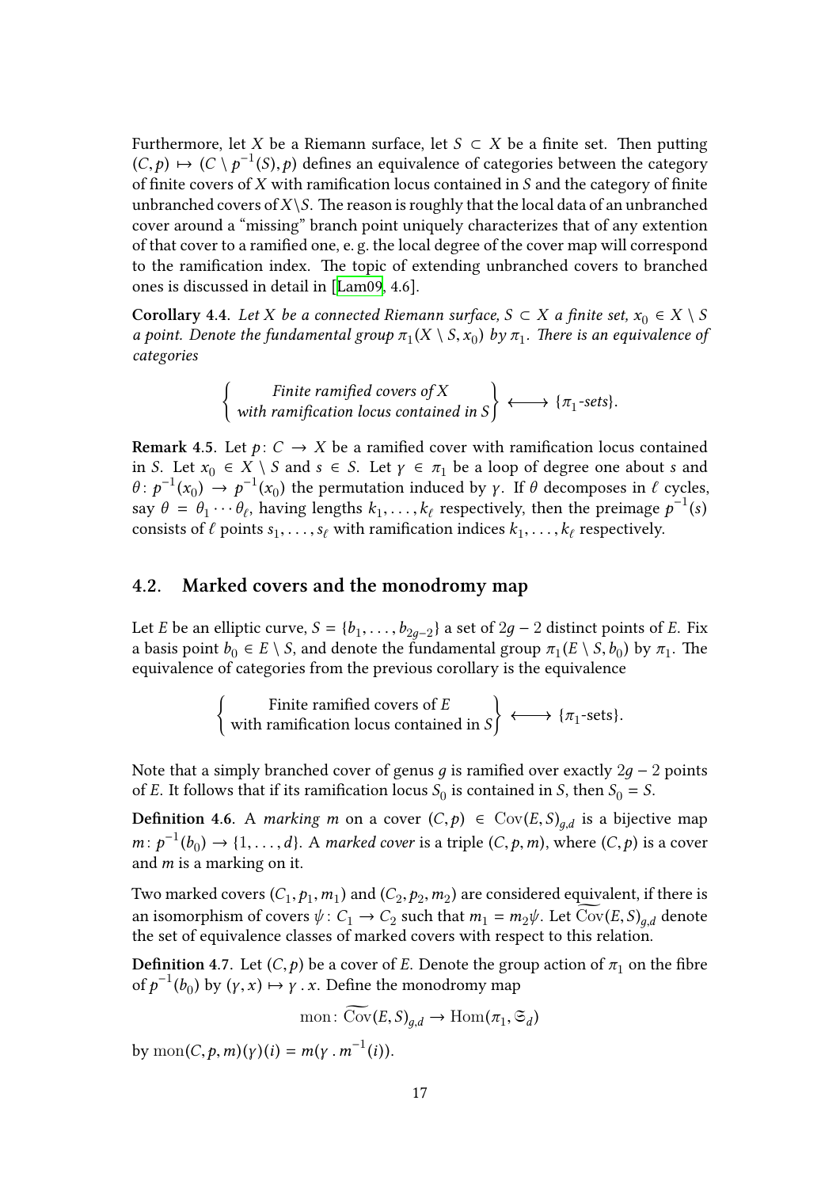Furthermore, let $X$ be a Riemann surface, let $S \subset X$ be a finite set. Then putting $(C, p) \mapsto (C \setminus p^{-1}(S), p)$ defines an equivalence of categories between the category of finite covers of $X$ with ramification locus contained in $S$ and the category of finite unbranched covers of $X \setminus S$. The reason is roughly that the local data of an unbranched cover around a "missing" branch point uniquely characterizes that of any extention of that cover to a ramified one, e. g. the local degree of the cover map will correspond to the ramification index. The topic of extending unbranched covers to branched ones is discussed in detail in [Lam09, 4.6].

**Corollary 4.4.** *Let $X$ be a connected Riemann surface, $S \subset X$ a finite set, $x_0 \in X \setminus S$ a point. Denote the fundamental group $\pi_1(X \setminus S, x_0)$ by $\pi_1$. There is an equivalence of categories*

$$\left\{ \begin{array}{c} \text{Finite ramified covers of } X \\ \text{with ramification locus contained in } S \end{array} \right\} \longleftrightarrow \{\pi_1\text{-sets}\}.$$

**Remark 4.5.** Let $p \colon C \to X$ be a ramified cover with ramification locus contained in $S$. Let $x_0 \in X \setminus S$ and $s \in S$. Let $\gamma \in \pi_1$ be a loop of degree one about $s$ and $\theta \colon p^{-1}(x_0) \to p^{-1}(x_0)$ the permutation induced by $\gamma$. If $\theta$ decomposes in $\ell$ cycles, say $\theta = \theta_1 \cdots \theta_\ell$, having lengths $k_1, \ldots, k_\ell$ respectively, then the preimage $p^{-1}(s)$ consists of $\ell$ points $s_1, \ldots, s_\ell$ with ramification indices $k_1, \ldots, k_\ell$ respectively.

## 4.2. Marked covers and the monodromy map

Let $E$ be an elliptic curve, $S = \{b_1, \ldots, b_{2g-2}\}$ a set of $2g-2$ distinct points of $E$. Fix a basis point $b_0 \in E \setminus S$, and denote the fundamental group $\pi_1(E \setminus S, b_0)$ by $\pi_1$. The equivalence of categories from the previous corollary is the equivalence

$$\left\{ \begin{array}{c} \text{Finite ramified covers of } E \\ \text{with ramification locus contained in } S \end{array} \right\} \longleftrightarrow \{\pi_1\text{-sets}\}.$$

Note that a simply branched cover of genus $g$ is ramified over exactly $2g-2$ points of $E$. It follows that if its ramification locus $S_0$ is contained in $S$, then $S_0 = S$.

**Definition 4.6.** A *marking* $m$ on a cover $(C, p) \in \mathrm{Cov}(E, S)_{g,d}$ is a bijective map $m \colon p^{-1}(b_0) \to \{1, \ldots, d\}$. A *marked cover* is a triple $(C, p, m)$, where $(C, p)$ is a cover and $m$ is a marking on it.

Two marked covers $(C_1, p_1, m_1)$ and $(C_2, p_2, m_2)$ are considered equivalent, if there is an isomorphism of covers $\psi \colon C_1 \to C_2$ such that $m_1 = m_2 \psi$. Let $\widetilde{\mathrm{Cov}}(E, S)_{g,d}$ denote the set of equivalence classes of marked covers with respect to this relation.

**Definition 4.7.** Let $(C, p)$ be a cover of $E$. Denote the group action of $\pi_1$ on the fibre of $p^{-1}(b_0)$ by $(\gamma, x) \mapsto \gamma \,.\, x$. Define the monodromy map

$$\mathrm{mon} \colon \widetilde{\mathrm{Cov}}(E, S)_{g,d} \to \mathrm{Hom}(\pi_1, \mathfrak{S}_d)$$

by $\mathrm{mon}(C, p, m)(\gamma)(i) = m(\gamma \,.\, m^{-1}(i))$.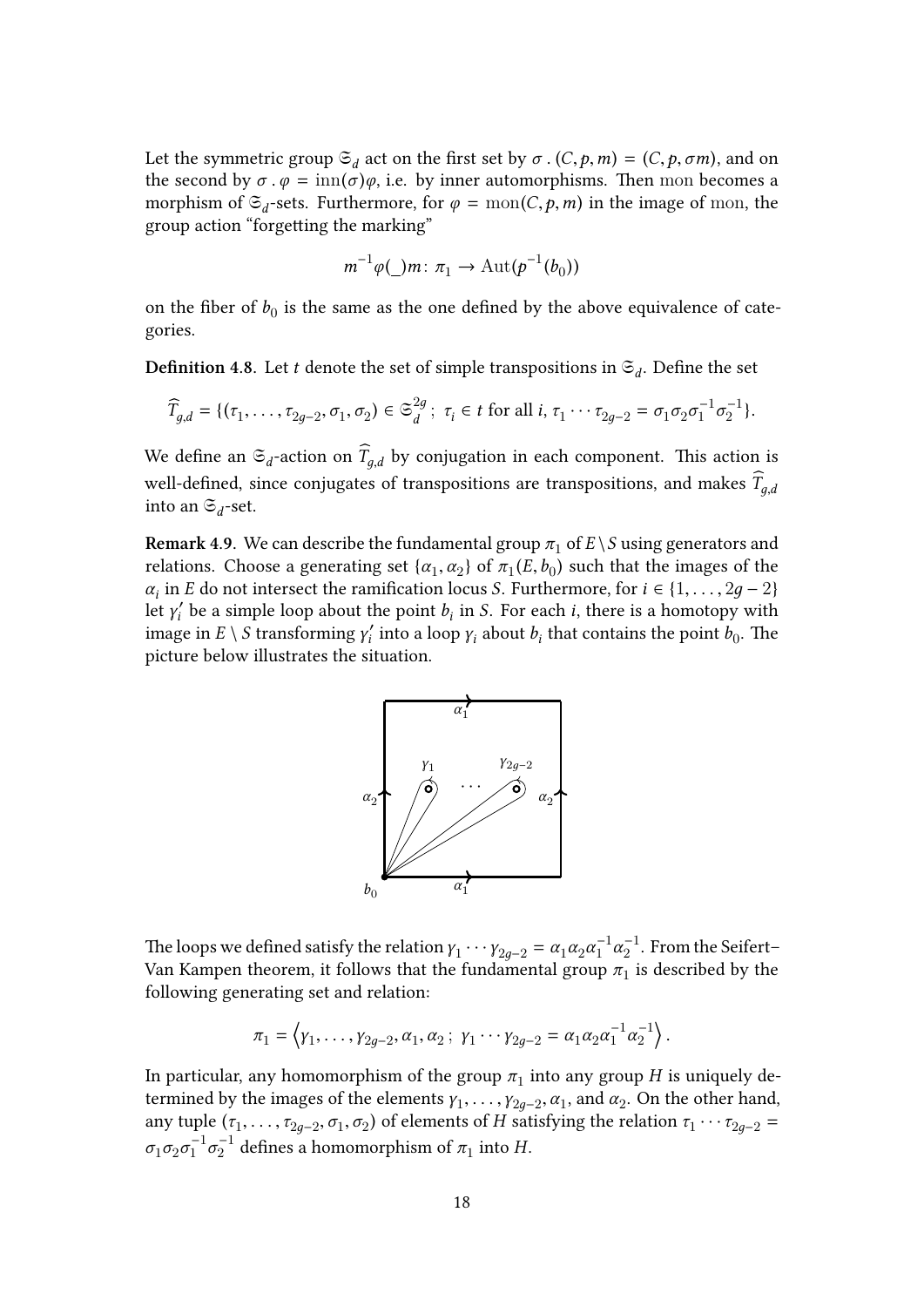Let the symmetric group $\mathfrak{S}_d$ act on the first set by $\sigma . (C, p, m) = (C, p, \sigma m)$, and on the second by $\sigma . \varphi = \mathrm{inn}(\sigma)\varphi$, i.e. by inner automorphisms. Then mon becomes a morphism of $\mathfrak{S}_d$-sets. Furthermore, for $\varphi = \mathrm{mon}(C, p, m)$ in the image of mon, the group action "forgetting the marking"

$$m^{-1}\varphi(\_)m\colon \pi_1 \to \mathrm{Aut}(p^{-1}(b_0))$$

on the fiber of $b_0$ is the same as the one defined by the above equivalence of categories.

**Definition 4.8.** Let $t$ denote the set of simple transpositions in $\mathfrak{S}_d$. Define the set

$$\widehat{T}_{g,d} = \{(\tau_1, \dots, \tau_{2g-2}, \sigma_1, \sigma_2) \in \mathfrak{S}_d^{2g} \,;\, \tau_i \in t \text{ for all } i, \tau_1 \cdots \tau_{2g-2} = \sigma_1\sigma_2\sigma_1^{-1}\sigma_2^{-1}\}.$$

We define an $\mathfrak{S}_d$-action on $\widehat{T}_{g,d}$ by conjugation in each component. This action is well-defined, since conjugates of transpositions are transpositions, and makes $\widehat{T}_{g,d}$ into an $\mathfrak{S}_d$-set.

**Remark 4.9.** We can describe the fundamental group $\pi_1$ of $E \setminus S$ using generators and relations. Choose a generating set $\{\alpha_1, \alpha_2\}$ of $\pi_1(E, b_0)$ such that the images of the $\alpha_i$ in $E$ do not intersect the ramification locus $S$. Furthermore, for $i \in \{1, \dots, 2g-2\}$ let $\gamma_i'$ be a simple loop about the point $b_i$ in $S$. For each $i$, there is a homotopy with image in $E \setminus S$ transforming $\gamma_i'$ into a loop $\gamma_i$ about $b_i$ that contains the point $b_0$. The picture below illustrates the situation.

The loops we defined satisfy the relation $\gamma_1 \cdots \gamma_{2g-2} = \alpha_1\alpha_2\alpha_1^{-1}\alpha_2^{-1}$. From the Seifert–Van Kampen theorem, it follows that the fundamental group $\pi_1$ is described by the following generating set and relation:

$$\pi_1 = \left\langle \gamma_1, \dots, \gamma_{2g-2}, \alpha_1, \alpha_2 \,;\, \gamma_1 \cdots \gamma_{2g-2} = \alpha_1\alpha_2\alpha_1^{-1}\alpha_2^{-1} \right\rangle.$$

In particular, any homomorphism of the group $\pi_1$ into any group $H$ is uniquely determined by the images of the elements $\gamma_1, \dots, \gamma_{2g-2}, \alpha_1$, and $\alpha_2$. On the other hand, any tuple $(\tau_1, \dots, \tau_{2g-2}, \sigma_1, \sigma_2)$ of elements of $H$ satisfying the relation $\tau_1 \cdots \tau_{2g-2} = \sigma_1\sigma_2\sigma_1^{-1}\sigma_2^{-1}$ defines a homomorphism of $\pi_1$ into $H$.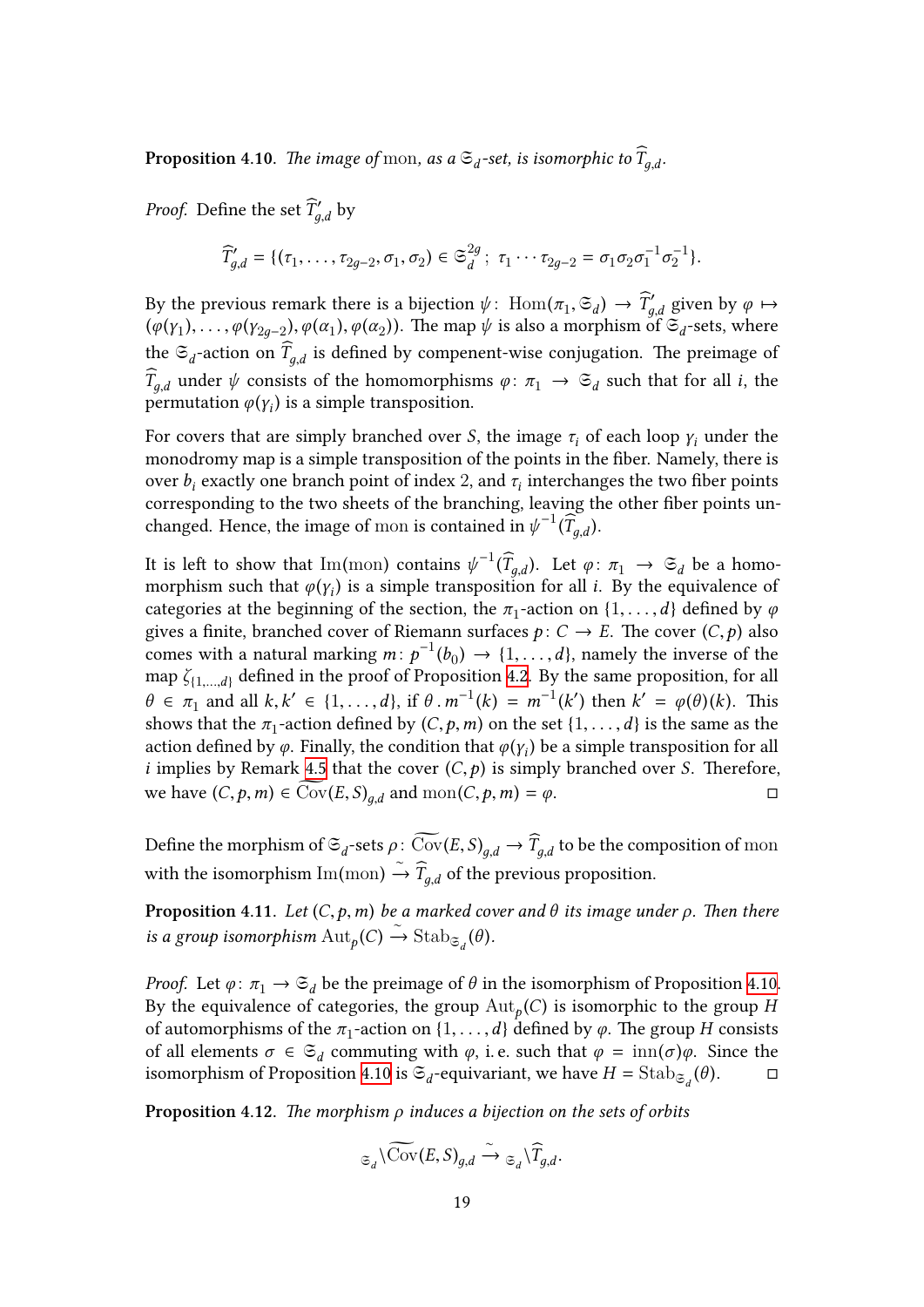**Proposition 4.10.** *The image of* mon*, as a* $\mathfrak{S}_d$*-set, is isomorphic to* $\widehat{T}_{g,d}$*.*

*Proof.* Define the set $\widehat{T}'_{g,d}$ by

$$\widehat{T}'_{g,d} = \{(\tau_1, \ldots, \tau_{2g-2}, \sigma_1, \sigma_2) \in \mathfrak{S}_d^{2g}\,;\; \tau_1 \cdots \tau_{2g-2} = \sigma_1\sigma_2\sigma_1^{-1}\sigma_2^{-1}\}.$$

By the previous remark there is a bijection $\psi\colon \operatorname{Hom}(\pi_1, \mathfrak{S}_d) \to \widehat{T}'_{g,d}$ given by $\varphi \mapsto (\varphi(\gamma_1), \ldots, \varphi(\gamma_{2g-2}), \varphi(\alpha_1), \varphi(\alpha_2))$. The map $\psi$ is also a morphism of $\mathfrak{S}_d$-sets, where the $\mathfrak{S}_d$-action on $\widehat{T}_{g,d}$ is defined by compenent-wise conjugation. The preimage of $\widehat{T}_{g,d}$ under $\psi$ consists of the homomorphisms $\varphi\colon \pi_1 \to \mathfrak{S}_d$ such that for all $i$, the permutation $\varphi(\gamma_i)$ is a simple transposition.

For covers that are simply branched over $S$, the image $\tau_i$ of each loop $\gamma_i$ under the monodromy map is a simple transposition of the points in the fiber. Namely, there is over $b_i$ exactly one branch point of index 2, and $\tau_i$ interchanges the two fiber points corresponding to the two sheets of the branching, leaving the other fiber points unchanged. Hence, the image of mon is contained in $\psi^{-1}(\widehat{T}_{g,d})$.

It is left to show that $\operatorname{Im}(\mathrm{mon})$ contains $\psi^{-1}(\widehat{T}_{g,d})$. Let $\varphi\colon \pi_1 \to \mathfrak{S}_d$ be a homomorphism such that $\varphi(\gamma_i)$ is a simple transposition for all $i$. By the equivalence of categories at the beginning of the section, the $\pi_1$-action on $\{1, \ldots, d\}$ defined by $\varphi$ gives a finite, branched cover of Riemann surfaces $p\colon C \to E$. The cover $(C, p)$ also comes with a natural marking $m\colon p^{-1}(b_0) \to \{1, \ldots, d\}$, namely the inverse of the map $\zeta_{\{1,\ldots,d\}}$ defined in the proof of Proposition 4.2. By the same proposition, for all $\theta \in \pi_1$ and all $k, k' \in \{1, \ldots, d\}$, if $\theta \,.\, m^{-1}(k) = m^{-1}(k')$ then $k' = \varphi(\theta)(k)$. This shows that the $\pi_1$-action defined by $(C, p, m)$ on the set $\{1, \ldots, d\}$ is the same as the action defined by $\varphi$. Finally, the condition that $\varphi(\gamma_i)$ be a simple transposition for all $i$ implies by Remark 4.5 that the cover $(C, p)$ is simply branched over $S$. Therefore, we have $(C, p, m) \in \widetilde{\operatorname{Cov}}(E, S)_{g,d}$ and $\operatorname{mon}(C, p, m) = \varphi$. □

Define the morphism of $\mathfrak{S}_d$-sets $\rho\colon \widetilde{\operatorname{Cov}}(E, S)_{g,d} \to \widehat{T}_{g,d}$ to be the composition of mon with the isomorphism $\operatorname{Im}(\mathrm{mon}) \xrightarrow{\sim} \widehat{T}_{g,d}$ of the previous proposition.

**Proposition 4.11.** *Let* $(C, p, m)$ *be a marked cover and* $\theta$ *its image under* $\rho$*. Then there is a group isomorphism* $\operatorname{Aut}_p(C) \xrightarrow{\sim} \operatorname{Stab}_{\mathfrak{S}_d}(\theta)$*.*

*Proof.* Let $\varphi\colon \pi_1 \to \mathfrak{S}_d$ be the preimage of $\theta$ in the isomorphism of Proposition 4.10. By the equivalence of categories, the group $\operatorname{Aut}_p(C)$ is isomorphic to the group $H$ of automorphisms of the $\pi_1$-action on $\{1, \ldots, d\}$ defined by $\varphi$. The group $H$ consists of all elements $\sigma \in \mathfrak{S}_d$ commuting with $\varphi$, i. e. such that $\varphi = \operatorname{inn}(\sigma)\varphi$. Since the isomorphism of Proposition 4.10 is $\mathfrak{S}_d$-equivariant, we have $H = \operatorname{Stab}_{\mathfrak{S}_d}(\theta)$. □

**Proposition 4.12.** *The morphism* $\rho$ *induces a bijection on the sets of orbits*

$$_{\mathfrak{S}_d}\backslash\widetilde{\operatorname{Cov}}(E, S)_{g,d} \xrightarrow{\sim} {}_{\mathfrak{S}_d}\backslash\widehat{T}_{g,d}.$$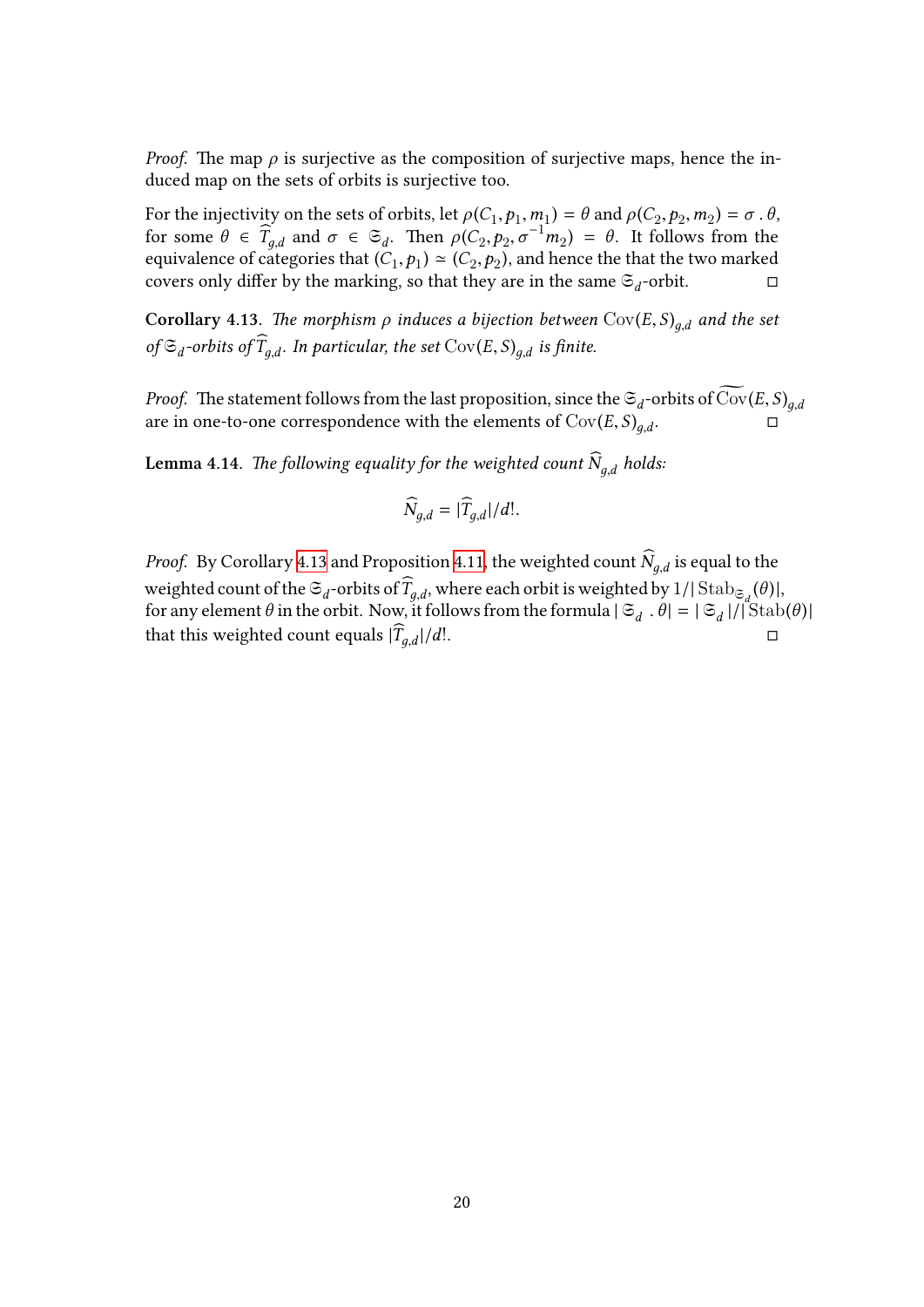*Proof.* The map $\rho$ is surjective as the composition of surjective maps, hence the induced map on the sets of orbits is surjective too.

For the injectivity on the sets of orbits, let $\rho(C_1, p_1, m_1) = \theta$ and $\rho(C_2, p_2, m_2) = \sigma \,.\, \theta$, for some $\theta \in \widehat{T}_{g,d}$ and $\sigma \in \mathfrak{S}_d$. Then $\rho(C_2, p_2, \sigma^{-1} m_2) = \theta$. It follows from the equivalence of categories that $(C_1, p_1) \simeq (C_2, p_2)$, and hence the that the two marked covers only differ by the marking, so that they are in the same $\mathfrak{S}_d$-orbit. □

**Corollary 4.13**. *The morphism $\rho$ induces a bijection between $\mathrm{Cov}(E, S)_{g,d}$ and the set of $\mathfrak{S}_d$-orbits of $\widehat{T}_{g,d}$. In particular, the set $\mathrm{Cov}(E, S)_{g,d}$ is finite.*

*Proof.* The statement follows from the last proposition, since the $\mathfrak{S}_d$-orbits of $\widetilde{\mathrm{Cov}}(E, S)_{g,d}$ are in one-to-one correspondence with the elements of $\mathrm{Cov}(E, S)_{g,d}$. □

**Lemma 4.14**. *The following equality for the weighted count $\widehat{N}_{g,d}$ holds:*

$$\widehat{N}_{g,d} = |\widehat{T}_{g,d}|/d!.$$

*Proof.* By Corollary 4.13 and Proposition 4.11, the weighted count $\widehat{N}_{g,d}$ is equal to the weighted count of the $\mathfrak{S}_d$-orbits of $\widehat{T}_{g,d}$, where each orbit is weighted by $1/|\operatorname{Stab}_{\mathfrak{S}_d}(\theta)|$, for any element $\theta$ in the orbit. Now, it follows from the formula $|\mathfrak{S}_d \,.\, \theta| = |\mathfrak{S}_d|/|\operatorname{Stab}(\theta)|$ that this weighted count equals $|\widehat{T}_{g,d}|/d!$. □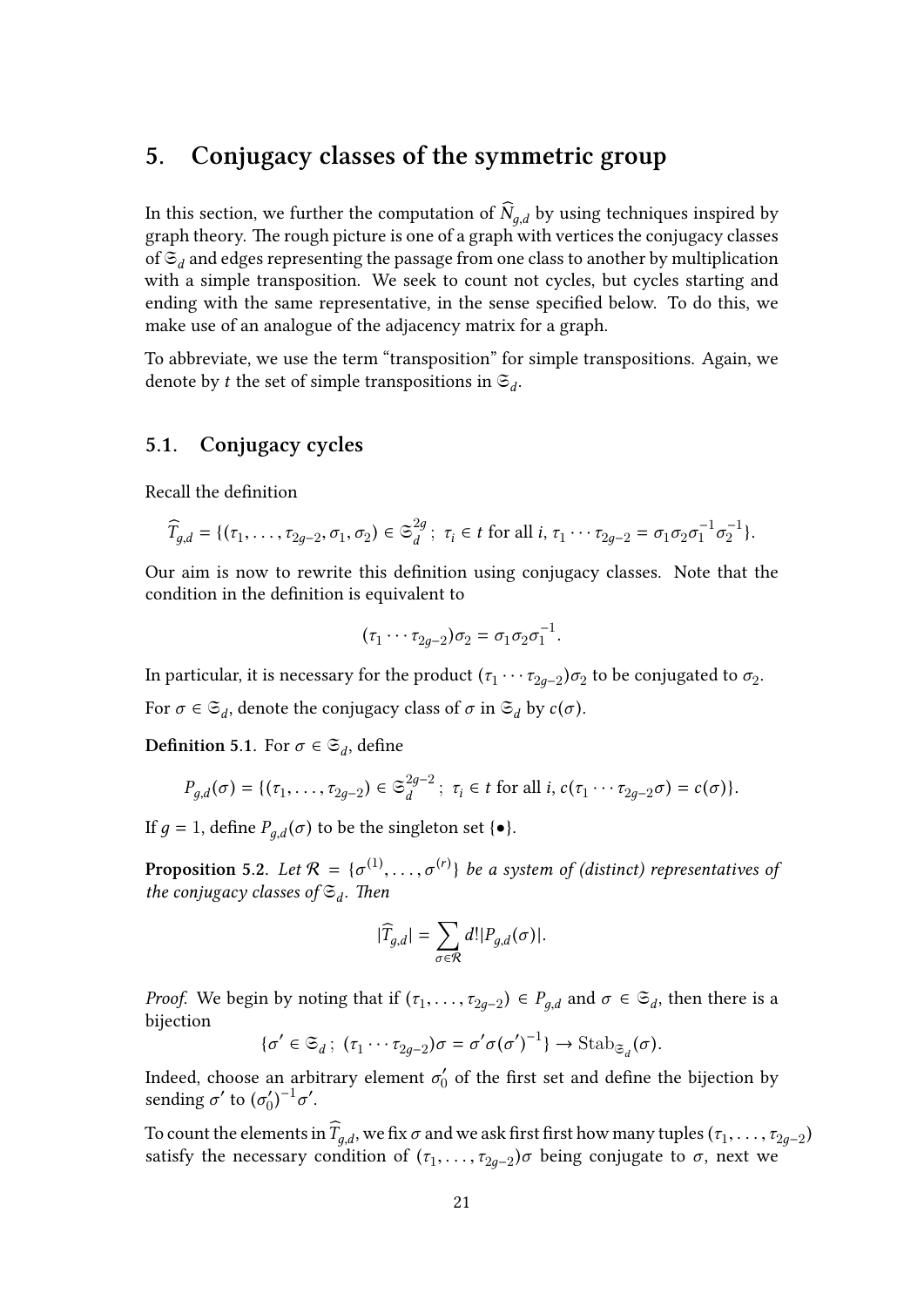# 5. Conjugacy classes of the symmetric group

In this section, we further the computation of $\widehat{N}_{g,d}$ by using techniques inspired by graph theory. The rough picture is one of a graph with vertices the conjugacy classes of $\mathfrak{S}_d$ and edges representing the passage from one class to another by multiplication with a simple transposition. We seek to count not cycles, but cycles starting and ending with the same representative, in the sense specified below. To do this, we make use of an analogue of the adjacency matrix for a graph.

To abbreviate, we use the term "transposition" for simple transpositions. Again, we denote by $t$ the set of simple transpositions in $\mathfrak{S}_d$.

## 5.1. Conjugacy cycles

Recall the definition

$$\widehat{T}_{g,d} = \{(\tau_1, \dots, \tau_{2g-2}, \sigma_1, \sigma_2) \in \mathfrak{S}_d^{2g} \, ; \; \tau_i \in t \text{ for all } i, \tau_1 \cdots \tau_{2g-2} = \sigma_1 \sigma_2 \sigma_1^{-1} \sigma_2^{-1}\}.$$

Our aim is now to rewrite this definition using conjugacy classes. Note that the condition in the definition is equivalent to

$$(\tau_1 \cdots \tau_{2g-2})\sigma_2 = \sigma_1 \sigma_2 \sigma_1^{-1}.$$

In particular, it is necessary for the product $(\tau_1 \cdots \tau_{2g-2})\sigma_2$ to be conjugated to $\sigma_2$.

For $\sigma \in \mathfrak{S}_d$, denote the conjugacy class of $\sigma$ in $\mathfrak{S}_d$ by $c(\sigma)$.

**Definition 5.1.** For $\sigma \in \mathfrak{S}_d$, define

$$P_{g,d}(\sigma) = \{(\tau_1, \dots, \tau_{2g-2}) \in \mathfrak{S}_d^{2g-2} \, ; \; \tau_i \in t \text{ for all } i, c(\tau_1 \cdots \tau_{2g-2}\sigma) = c(\sigma)\}.$$

If $g = 1$, define $P_{g,d}(\sigma)$ to be the singleton set $\{\bullet\}$.

**Proposition 5.2.** *Let $\mathcal{R} = \{\sigma^{(1)}, \dots, \sigma^{(r)}\}$ be a system of (distinct) representatives of the conjugacy classes of $\mathfrak{S}_d$. Then*

$$|\widehat{T}_{g,d}| = \sum_{\sigma \in \mathcal{R}} d! |P_{g,d}(\sigma)|.$$

*Proof.* We begin by noting that if $(\tau_1, \dots, \tau_{2g-2}) \in P_{g,d}$ and $\sigma \in \mathfrak{S}_d$, then there is a bijection

$$\{\sigma' \in \mathfrak{S}_d \, ; \; (\tau_1 \cdots \tau_{2g-2})\sigma = \sigma' \sigma (\sigma')^{-1}\} \to \mathrm{Stab}_{\mathfrak{S}_d}(\sigma).$$

Indeed, choose an arbitrary element $\sigma_0'$ of the first set and define the bijection by sending $\sigma'$ to $(\sigma_0')^{-1}\sigma'$.

To count the elements in $\widehat{T}_{g,d}$, we fix $\sigma$ and we ask first first how many tuples $(\tau_1, \dots, \tau_{2g-2})$ satisfy the necessary condition of $(\tau_1, \dots, \tau_{2g-2})\sigma$ being conjugate to $\sigma$, next we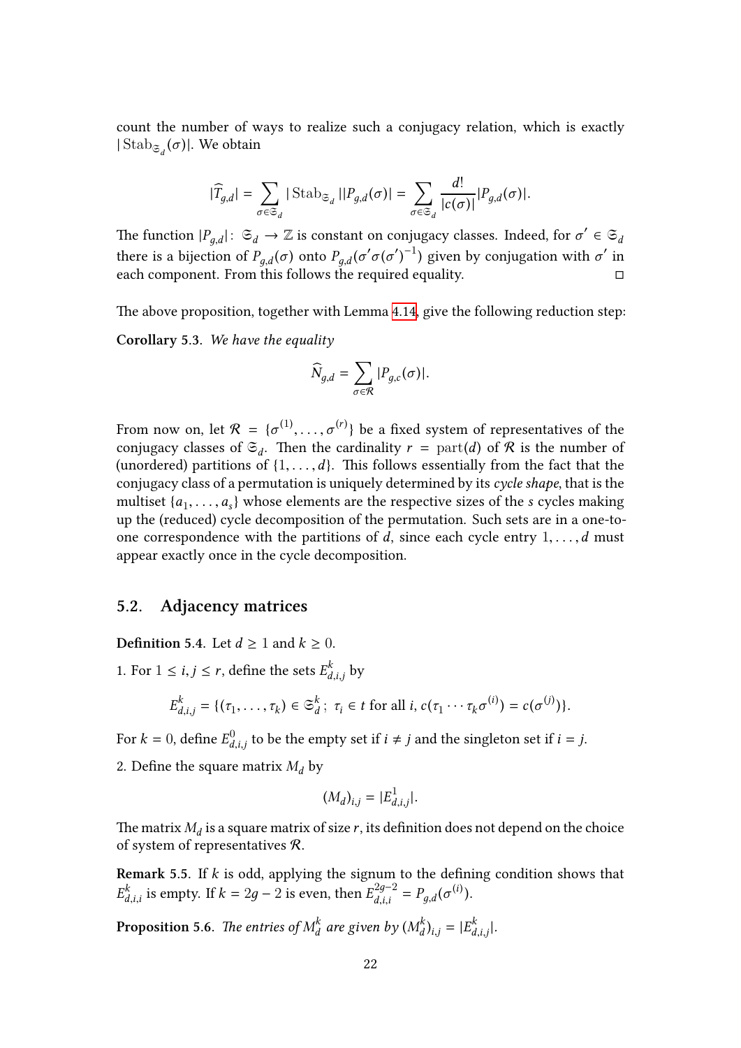count the number of ways to realize such a conjugacy relation, which is exactly $|\operatorname{Stab}_{\mathfrak{S}_d}(\sigma)|$. We obtain

$$|\widehat{T}_{g,d}| = \sum_{\sigma \in \mathfrak{S}_d} |\operatorname{Stab}_{\mathfrak{S}_d}||P_{g,d}(\sigma)| = \sum_{\sigma \in \mathfrak{S}_d} \frac{d!}{|c(\sigma)|}|P_{g,d}(\sigma)|.$$

The function $|P_{g,d}|\colon \mathfrak{S}_d \to \mathbb{Z}$ is constant on conjugacy classes. Indeed, for $\sigma' \in \mathfrak{S}_d$ there is a bijection of $P_{g,d}(\sigma)$ onto $P_{g,d}(\sigma'\sigma(\sigma')^{-1})$ given by conjugation with $\sigma'$ in each component. From this follows the required equality. □

The above proposition, together with Lemma 4.14, give the following reduction step:

**Corollary 5.3.** *We have the equality*

$$\widehat{N}_{g,d} = \sum_{\sigma \in \mathcal{R}} |P_{g,c}(\sigma)|.$$

From now on, let $\mathcal{R} = \{\sigma^{(1)}, \dots, \sigma^{(r)}\}$ be a fixed system of representatives of the conjugacy classes of $\mathfrak{S}_d$. Then the cardinality $r = \operatorname{part}(d)$ of $\mathcal{R}$ is the number of (unordered) partitions of $\{1, \dots, d\}$. This follows essentially from the fact that the conjugacy class of a permutation is uniquely determined by its *cycle shape*, that is the multiset $\{a_1, \dots, a_s\}$ whose elements are the respective sizes of the $s$ cycles making up the (reduced) cycle decomposition of the permutation. Such sets are in a one-to-one correspondence with the partitions of $d$, since each cycle entry $1, \dots, d$ must appear exactly once in the cycle decomposition.

## 5.2. Adjacency matrices

**Definition 5.4.** Let $d \geq 1$ and $k \geq 0$.

1. For $1 \leq i, j \leq r$, define the sets $E^k_{d,i,j}$ by

$$E^k_{d,i,j} = \{(\tau_1, \dots, \tau_k) \in \mathfrak{S}^k_d\,;\ \tau_i \in t \text{ for all } i,\, c(\tau_1 \cdots \tau_k \sigma^{(i)}) = c(\sigma^{(j)})\}.$$

For $k = 0$, define $E^0_{d,i,j}$ to be the empty set if $i \neq j$ and the singleton set if $i = j$.

2. Define the square matrix $M_d$ by

$$(M_d)_{i,j} = |E^1_{d,i,j}|.$$

The matrix $M_d$ is a square matrix of size $r$, its definition does not depend on the choice of system of representatives $\mathcal{R}$.

**Remark 5.5.** If $k$ is odd, applying the signum to the defining condition shows that $E^k_{d,i,i}$ is empty. If $k = 2g - 2$ is even, then $E^{2g-2}_{d,i,i} = P_{g,d}(\sigma^{(i)})$.

**Proposition 5.6.** *The entries of $M^k_d$ are given by $(M^k_d)_{i,j} = |E^k_{d,i,j}|$.*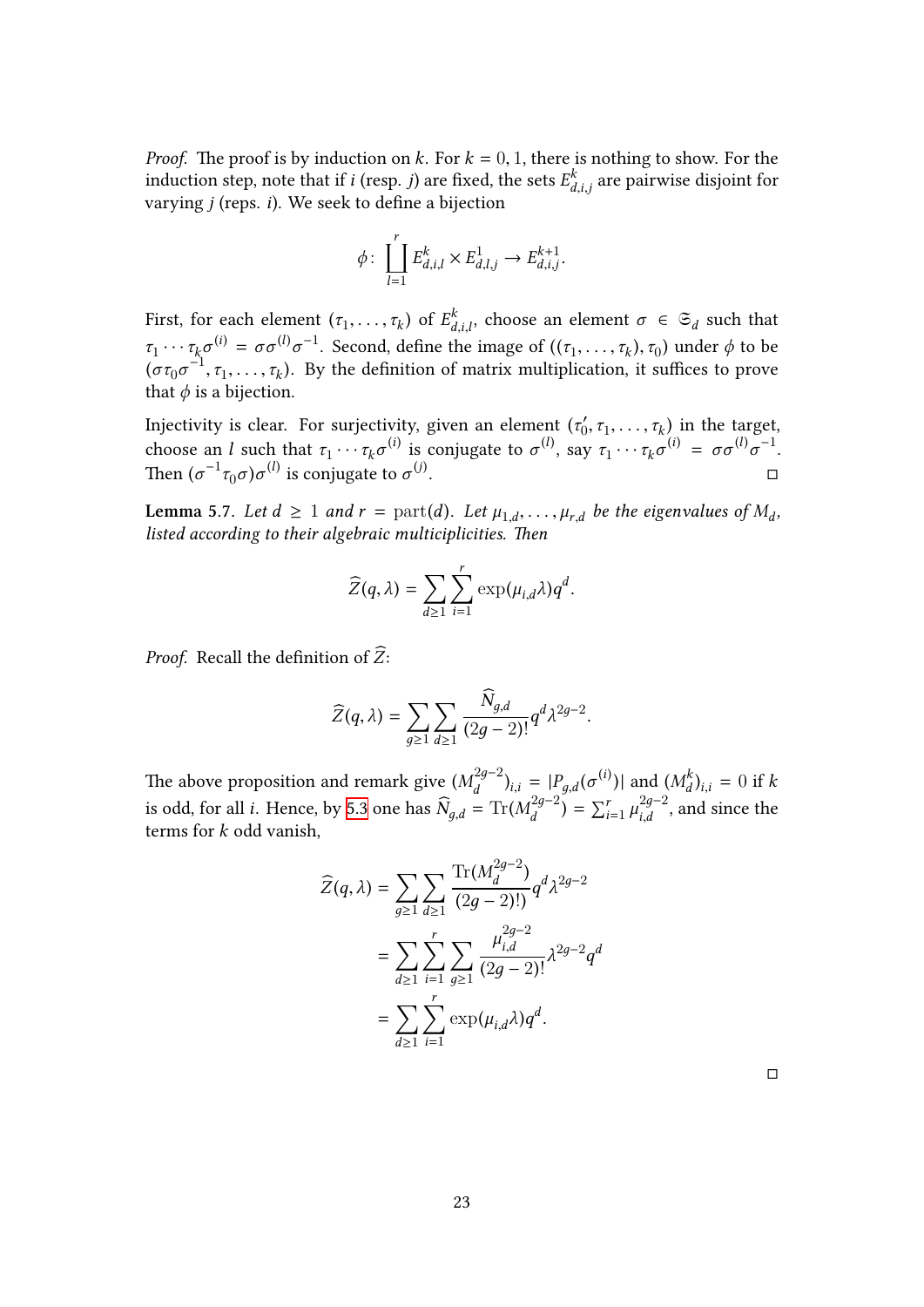*Proof.* The proof is by induction on $k$. For $k = 0, 1$, there is nothing to show. For the induction step, note that if $i$ (resp. $j$) are fixed, the sets $E^k_{d,i,j}$ are pairwise disjoint for varying $j$ (reps. $i$). We seek to define a bijection

$$\phi\colon \coprod_{l=1}^{r} E^k_{d,i,l} \times E^1_{d,l,j} \to E^{k+1}_{d,i,j}.$$

First, for each element $(\tau_1, \ldots, \tau_k)$ of $E^k_{d,i,l}$, choose an element $\sigma \in \mathfrak{S}_d$ such that $\tau_1 \cdots \tau_k \sigma^{(i)} = \sigma\sigma^{(l)}\sigma^{-1}$. Second, define the image of $((\tau_1, \ldots, \tau_k), \tau_0)$ under $\phi$ to be $(\sigma\tau_0\sigma^{-1}, \tau_1, \ldots, \tau_k)$. By the definition of matrix multiplication, it suffices to prove that $\phi$ is a bijection.

Injectivity is clear. For surjectivity, given an element $(\tau_0', \tau_1, \ldots, \tau_k)$ in the target, choose an $l$ such that $\tau_1 \cdots \tau_k \sigma^{(i)}$ is conjugate to $\sigma^{(l)}$, say $\tau_1 \cdots \tau_k \sigma^{(i)} = \sigma\sigma^{(l)}\sigma^{-1}$. Then $(\sigma^{-1}\tau_0\sigma)\sigma^{(l)}$ is conjugate to $\sigma^{(j)}$. □

**Lemma 5.7.** *Let $d \geq 1$ and $r = \operatorname{part}(d)$. Let $\mu_{1,d}, \ldots, \mu_{r,d}$ be the eigenvalues of $M_d$, listed according to their algebraic multiplicities. Then*

$$\widehat{Z}(q, \lambda) = \sum_{d \geq 1} \sum_{i=1}^{r} \exp(\mu_{i,d}\lambda) q^d.$$

*Proof.* Recall the definition of $\widehat{Z}$:

$$\widehat{Z}(q, \lambda) = \sum_{g \geq 1} \sum_{d \geq 1} \frac{\widehat{N}_{g,d}}{(2g-2)!} q^d \lambda^{2g-2}.$$

The above proposition and remark give $(M_d^{2g-2})_{i,i} = |P_{g,d}(\sigma^{(i)})|$ and $(M_d^k)_{i,i} = 0$ if $k$ is odd, for all $i$. Hence, by 5.3 one has $\widehat{N}_{g,d} = \operatorname{Tr}(M_d^{2g-2}) = \sum_{i=1}^{r} \mu_{i,d}^{2g-2}$, and since the terms for $k$ odd vanish,

$$\begin{aligned}
\widehat{Z}(q, \lambda) &= \sum_{g \geq 1} \sum_{d \geq 1} \frac{\operatorname{Tr}(M_d^{2g-2})}{(2g-2)!)} q^d \lambda^{2g-2} \\
&= \sum_{d \geq 1} \sum_{i=1}^{r} \sum_{g \geq 1} \frac{\mu_{i,d}^{2g-2}}{(2g-2)!} \lambda^{2g-2} q^d \\
&= \sum_{d \geq 1} \sum_{i=1}^{r} \exp(\mu_{i,d}\lambda) q^d.
\end{aligned}$$

□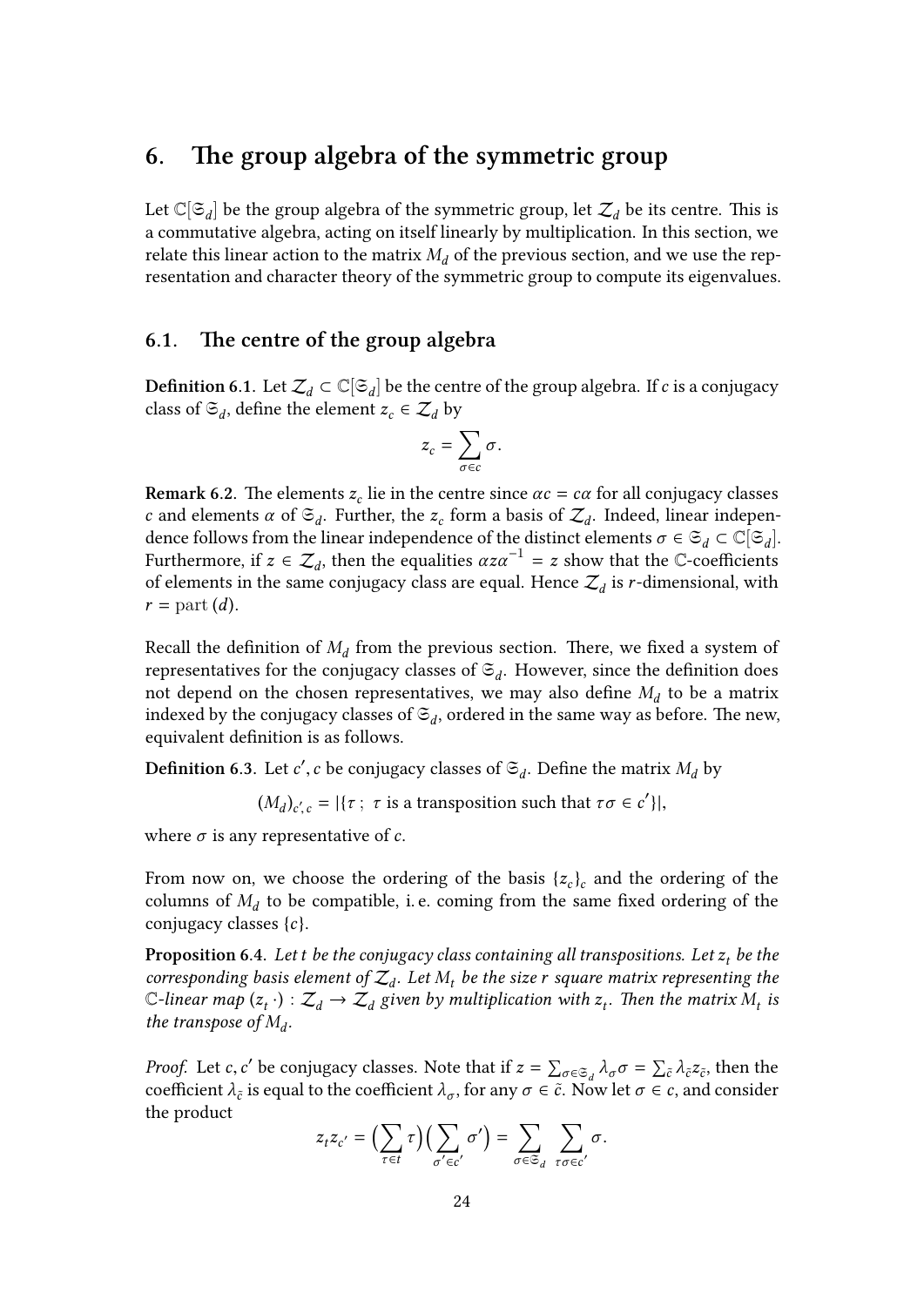# 6. The group algebra of the symmetric group

Let $\mathbb{C}[\mathfrak{S}_d]$ be the group algebra of the symmetric group, let $\mathcal{Z}_d$ be its centre. This is a commutative algebra, acting on itself linearly by multiplication. In this section, we relate this linear action to the matrix $M_d$ of the previous section, and we use the representation and character theory of the symmetric group to compute its eigenvalues.

## 6.1. The centre of the group algebra

**Definition 6.1.** Let $\mathcal{Z}_d \subset \mathbb{C}[\mathfrak{S}_d]$ be the centre of the group algebra. If $c$ is a conjugacy class of $\mathfrak{S}_d$, define the element $z_c \in \mathcal{Z}_d$ by

$$z_c = \sum_{\sigma \in c} \sigma.$$

**Remark 6.2.** The elements $z_c$ lie in the centre since $\alpha c = c\alpha$ for all conjugacy classes $c$ and elements $\alpha$ of $\mathfrak{S}_d$. Further, the $z_c$ form a basis of $\mathcal{Z}_d$. Indeed, linear independence follows from the linear independence of the distinct elements $\sigma \in \mathfrak{S}_d \subset \mathbb{C}[\mathfrak{S}_d]$. Furthermore, if $z \in \mathcal{Z}_d$, then the equalities $\alpha z \alpha^{-1} = z$ show that the $\mathbb{C}$-coefficients of elements in the same conjugacy class are equal. Hence $\mathcal{Z}_d$ is $r$-dimensional, with $r = \mathrm{part}\,(d)$.

Recall the definition of $M_d$ from the previous section. There, we fixed a system of representatives for the conjugacy classes of $\mathfrak{S}_d$. However, since the definition does not depend on the chosen representatives, we may also define $M_d$ to be a matrix indexed by the conjugacy classes of $\mathfrak{S}_d$, ordered in the same way as before. The new, equivalent definition is as follows.

**Definition 6.3.** Let $c', c$ be conjugacy classes of $\mathfrak{S}_d$. Define the matrix $M_d$ by

$$(M_d)_{c',c} = |\{\tau\ ;\ \tau \text{ is a transposition such that } \tau\sigma \in c'\}|,$$

where $\sigma$ is any representative of $c$.

From now on, we choose the ordering of the basis $\{z_c\}_c$ and the ordering of the columns of $M_d$ to be compatible, i. e. coming from the same fixed ordering of the conjugacy classes $\{c\}$.

**Proposition 6.4.** *Let $t$ be the conjugacy class containing all transpositions. Let $z_t$ be the corresponding basis element of $\mathcal{Z}_d$. Let $M_t$ be the size $r$ square matrix representing the $\mathbb{C}$-linear map $(z_t\,\cdot) : \mathcal{Z}_d \to \mathcal{Z}_d$ given by multiplication with $z_t$. Then the matrix $M_t$ is the transpose of $M_d$.*

*Proof.* Let $c, c'$ be conjugacy classes. Note that if $z = \sum_{\sigma \in \mathfrak{S}_d} \lambda_\sigma \sigma = \sum_{\tilde{c}} \lambda_{\tilde{c}} z_{\tilde{c}}$, then the coefficient $\lambda_{\tilde{c}}$ is equal to the coefficient $\lambda_\sigma$, for any $\sigma \in \tilde{c}$. Now let $\sigma \in c$, and consider the product

$$z_t z_{c'} = \Big(\sum_{\tau \in t} \tau\Big)\Big(\sum_{\sigma' \in c'} \sigma'\Big) = \sum_{\sigma \in \mathfrak{S}_d} \sum_{\tau\sigma \in c'} \sigma.$$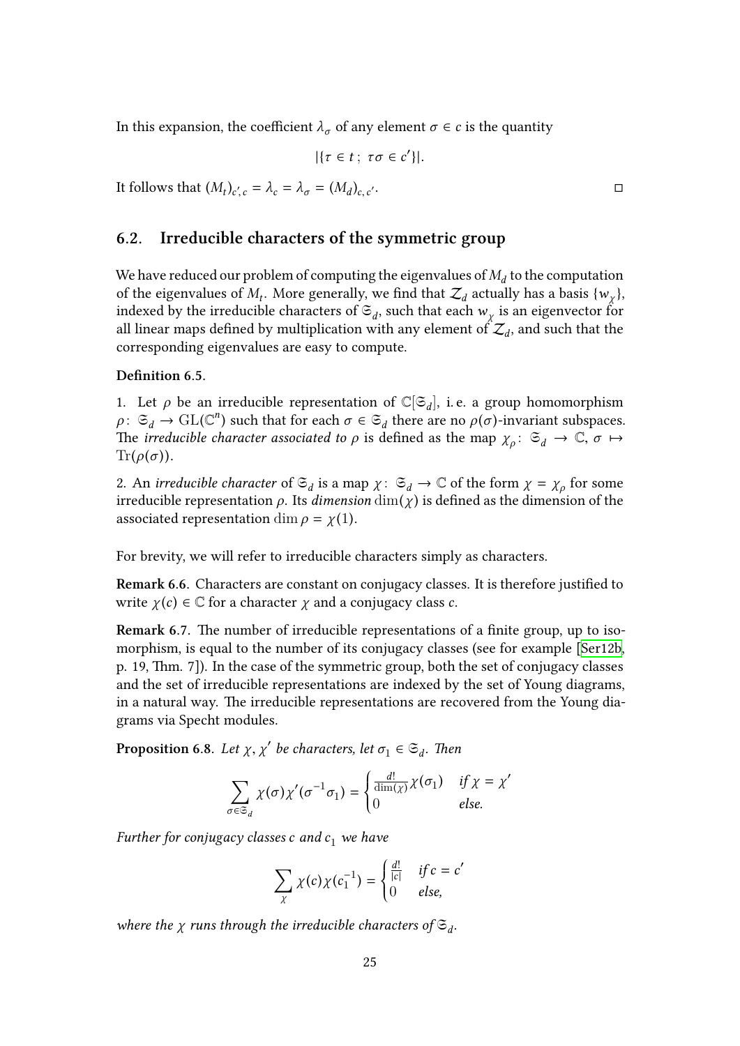In this expansion, the coefficient $\lambda_\sigma$ of any element $\sigma \in c$ is the quantity

$$|\{\tau \in t\,;\ \tau\sigma \in c'\}|.$$

It follows that $(M_t)_{c',c} = \lambda_c = \lambda_\sigma = (M_d)_{c,c'}$. $\square$

## 6.2. Irreducible characters of the symmetric group

We have reduced our problem of computing the eigenvalues of $M_d$ to the computation of the eigenvalues of $M_t$. More generally, we find that $\mathcal{Z}_d$ actually has a basis $\{w_\chi\}$, indexed by the irreducible characters of $\mathfrak{S}_d$, such that each $w_\chi$ is an eigenvector for all linear maps defined by multiplication with any element of $\mathcal{Z}_d$, and such that the corresponding eigenvalues are easy to compute.

**Definition 6.5.**

1. Let $\rho$ be an irreducible representation of $\mathbb{C}[\mathfrak{S}_d]$, i. e. a group homomorphism $\rho\colon \mathfrak{S}_d \to \mathrm{GL}(\mathbb{C}^n)$ such that for each $\sigma \in \mathfrak{S}_d$ there are no $\rho(\sigma)$-invariant subspaces. The *irreducible character associated to* $\rho$ is defined as the map $\chi_\rho\colon \mathfrak{S}_d \to \mathbb{C}$, $\sigma \mapsto \mathrm{Tr}(\rho(\sigma))$.

2. An *irreducible character* of $\mathfrak{S}_d$ is a map $\chi\colon \mathfrak{S}_d \to \mathbb{C}$ of the form $\chi = \chi_\rho$ for some irreducible representation $\rho$. Its *dimension* $\dim(\chi)$ is defined as the dimension of the associated representation $\dim \rho = \chi(1)$.

For brevity, we will refer to irreducible characters simply as characters.

**Remark 6.6.** Characters are constant on conjugacy classes. It is therefore justified to write $\chi(c) \in \mathbb{C}$ for a character $\chi$ and a conjugacy class $c$.

**Remark 6.7.** The number of irreducible representations of a finite group, up to isomorphism, is equal to the number of its conjugacy classes (see for example [Ser12b, p. 19, Thm. 7]). In the case of the symmetric group, both the set of conjugacy classes and the set of irreducible representations are indexed by the set of Young diagrams, in a natural way. The irreducible representations are recovered from the Young diagrams via Specht modules.

**Proposition 6.8.** *Let $\chi, \chi'$ be characters, let $\sigma_1 \in \mathfrak{S}_d$. Then*

$$\sum_{\sigma \in \mathfrak{S}_d} \chi(\sigma)\chi'(\sigma^{-1}\sigma_1) = \begin{cases} \frac{d!}{\dim(\chi)}\chi(\sigma_1) & \text{if } \chi = \chi' \\ 0 & \text{else.} \end{cases}$$

*Further for conjugacy classes $c$ and $c_1$ we have*

$$\sum_{\chi} \chi(c)\chi(c_1^{-1}) = \begin{cases} \frac{d!}{|c|} & \text{if } c = c' \\ 0 & \text{else,} \end{cases}$$

*where the $\chi$ runs through the irreducible characters of $\mathfrak{S}_d$.*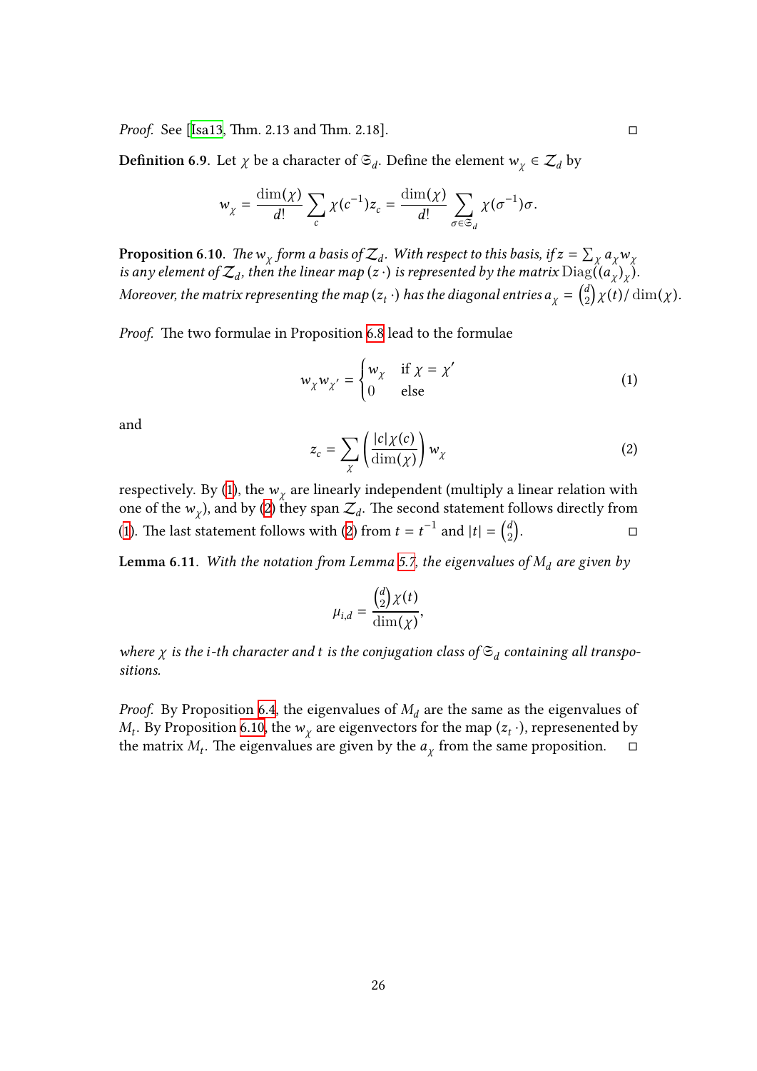*Proof.* See [Isa13, Thm. 2.13 and Thm. 2.18]. □

**Definition 6.9**. Let $\chi$ be a character of $\mathfrak{S}_d$. Define the element $w_\chi \in \mathcal{Z}_d$ by

$$w_\chi = \frac{\dim(\chi)}{d!} \sum_c \chi(c^{-1}) z_c = \frac{\dim(\chi)}{d!} \sum_{\sigma \in \mathfrak{S}_d} \chi(\sigma^{-1})\sigma.$$

**Proposition 6.10**. *The $w_\chi$ form a basis of $\mathcal{Z}_d$. With respect to this basis, if $z = \sum_\chi a_\chi w_\chi$ is any element of $\mathcal{Z}_d$, then the linear map $(z\,\cdot)$ is represented by the matrix $\mathrm{Diag}((a_\chi)_\chi)$. Moreover, the matrix representing the map $(z_t\,\cdot)$ has the diagonal entries $a_\chi = \binom{d}{2}\chi(t)/\dim(\chi)$.*

*Proof.* The two formulae in Proposition 6.8 lead to the formulae

$$w_\chi w_{\chi'} = \begin{cases} w_\chi & \text{if } \chi = \chi' \\ 0 & \text{else} \end{cases} \tag{1}$$

and

$$z_c = \sum_\chi \left( \frac{|c|\chi(c)}{\dim(\chi)} \right) w_\chi \tag{2}$$

respectively. By (1), the $w_\chi$ are linearly independent (multiply a linear relation with one of the $w_\chi$), and by (2) they span $\mathcal{Z}_d$. The second statement follows directly from (1). The last statement follows with (2) from $t = t^{-1}$ and $|t| = \binom{d}{2}$. □

**Lemma 6.11**. *With the notation from Lemma 5.7, the eigenvalues of $M_d$ are given by*

$$\mu_{i,d} = \frac{\binom{d}{2}\chi(t)}{\dim(\chi)},$$

*where $\chi$ is the $i$-th character and $t$ is the conjugation class of $\mathfrak{S}_d$ containing all transpositions.*

*Proof.* By Proposition 6.4, the eigenvalues of $M_d$ are the same as the eigenvalues of $M_t$. By Proposition 6.10, the $w_\chi$ are eigenvectors for the map $(z_t\,\cdot)$, reprevenented by the matrix $M_t$. The eigenvalues are given by the $a_\chi$ from the same proposition. □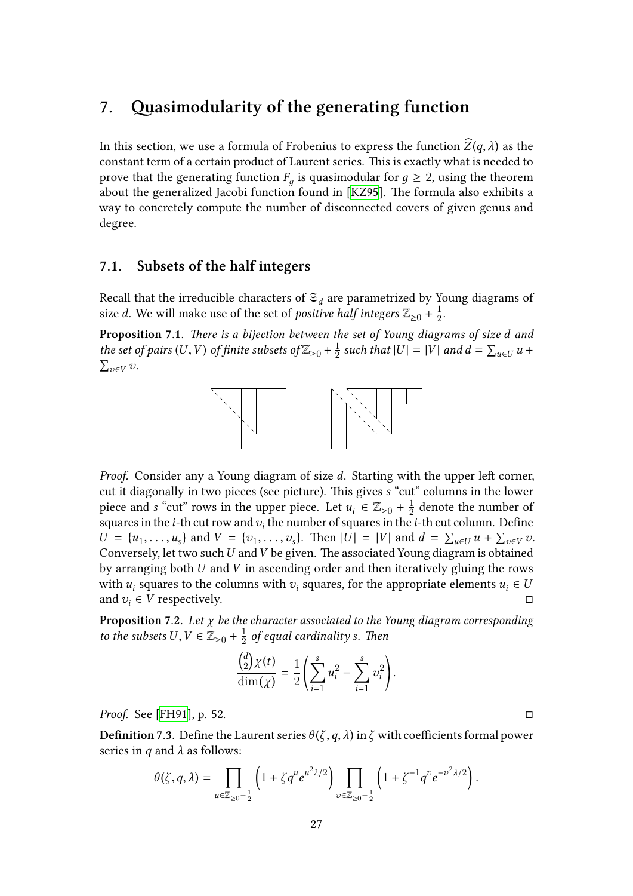# 7. Quasimodularity of the generating function

In this section, we use a formula of Frobenius to express the function $\widehat{Z}(q,\lambda)$ as the constant term of a certain product of Laurent series. This is exactly what is needed to prove that the generating function $F_g$ is quasimodular for $g \geq 2$, using the theorem about the generalized Jacobi function found in [KZ95]. The formula also exhibits a way to concretely compute the number of disconnected covers of given genus and degree.

## 7.1. Subsets of the half integers

Recall that the irreducible characters of $\mathfrak{S}_d$ are parametrized by Young diagrams of size $d$. We will make use of the set of *positive half integers* $\mathbb{Z}_{\geq 0} + \frac{1}{2}$.

**Proposition 7.1.** *There is a bijection between the set of Young diagrams of size d and the set of pairs $(U, V)$ of finite subsets of $\mathbb{Z}_{\geq 0} + \frac{1}{2}$ such that $|U| = |V|$ and $d = \sum_{u \in U} u + \sum_{v \in V} v$.*

*Proof.* Consider any a Young diagram of size $d$. Starting with the upper left corner, cut it diagonally in two pieces (see picture). This gives $s$ "cut" columns in the lower piece and $s$ "cut" rows in the upper piece. Let $u_i \in \mathbb{Z}_{\geq 0} + \frac{1}{2}$ denote the number of squares in the $i$-th cut row and $v_i$ the number of squares in the $i$-th cut column. Define $U = \{u_1, \ldots, u_s\}$ and $V = \{v_1, \ldots, v_s\}$. Then $|U| = |V|$ and $d = \sum_{u \in U} u + \sum_{v \in V} v$. Conversely, let two such $U$ and $V$ be given. The associated Young diagram is obtained by arranging both $U$ and $V$ in ascending order and then iteratively gluing the rows with $u_i$ squares to the columns with $v_i$ squares, for the appropriate elements $u_i \in U$ and $v_i \in V$ respectively. □

**Proposition 7.2.** *Let $\chi$ be the character associated to the Young diagram corresponding to the subsets $U, V \in \mathbb{Z}_{\geq 0} + \frac{1}{2}$ of equal cardinality $s$. Then*

$$\frac{\binom{d}{2}\chi(t)}{\dim(\chi)} = \frac{1}{2}\left(\sum_{i=1}^{s} u_i^2 - \sum_{i=1}^{s} v_i^2\right).$$

*Proof.* See [FH91], p. 52. □

**Definition 7.3.** Define the Laurent series $\theta(\zeta, q, \lambda)$ in $\zeta$ with coefficients formal power series in $q$ and $\lambda$ as follows:

$$\theta(\zeta, q, \lambda) = \prod_{u \in \mathbb{Z}_{\geq 0} + \frac{1}{2}} \left(1 + \zeta q^u e^{u^2\lambda/2}\right) \prod_{v \in \mathbb{Z}_{\geq 0} + \frac{1}{2}} \left(1 + \zeta^{-1} q^v e^{-v^2\lambda/2}\right).$$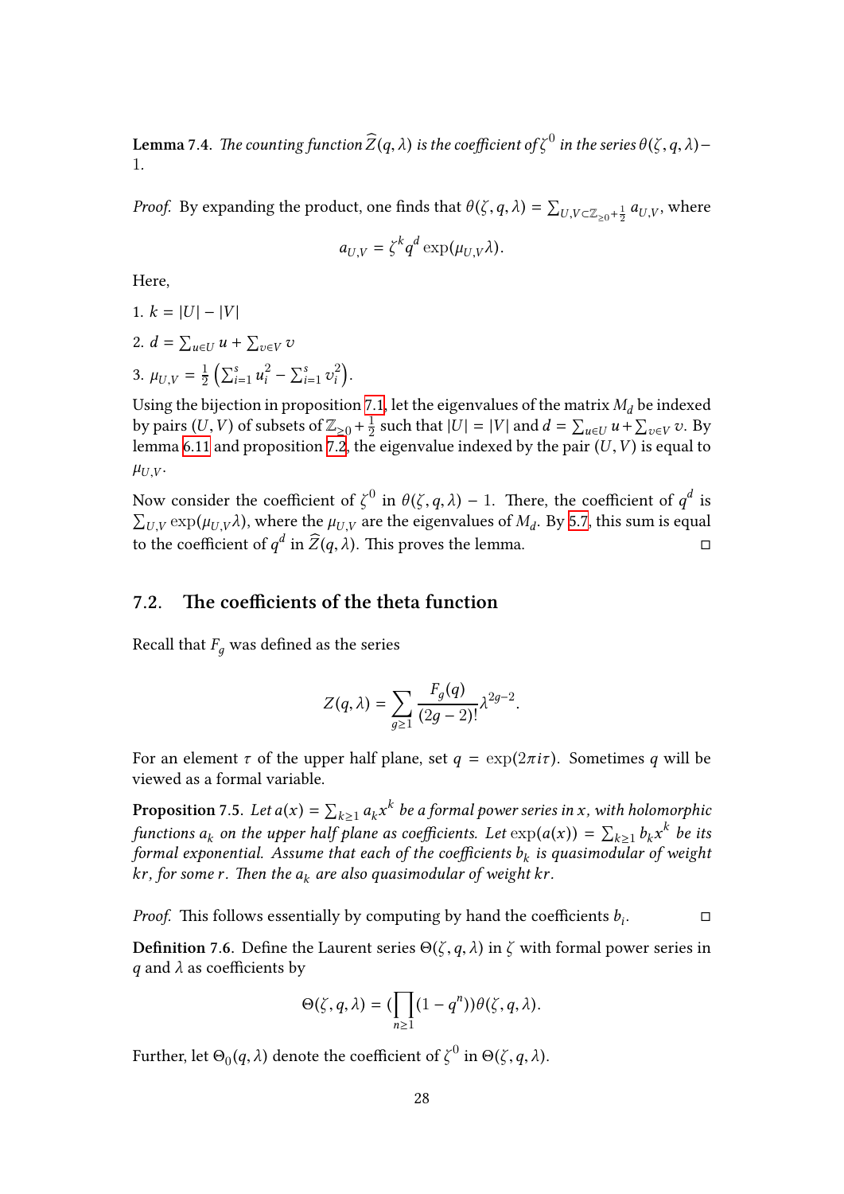**Lemma 7.4.** *The counting function $\widehat{Z}(q, \lambda)$ is the coefficient of $\zeta^0$ in the series $\theta(\zeta, q, \lambda) - 1$.*

*Proof.* By expanding the product, one finds that $\theta(\zeta, q, \lambda) = \sum_{U,V \subset \mathbb{Z}_{\geq 0} + \frac{1}{2}} a_{U,V}$, where

$$a_{U,V} = \zeta^k q^d \exp(\mu_{U,V}\lambda).$$

Here,

1. $k = |U| - |V|$
2. $d = \sum_{u \in U} u + \sum_{v \in V} v$
3. $\mu_{U,V} = \frac{1}{2}\left(\sum_{i=1}^s u_i^2 - \sum_{i=1}^s v_i^2\right)$.

Using the bijection in proposition 7.1, let the eigenvalues of the matrix $M_d$ be indexed by pairs $(U, V)$ of subsets of $\mathbb{Z}_{\geq 0} + \frac{1}{2}$ such that $|U| = |V|$ and $d = \sum_{u \in U} u + \sum_{v \in V} v$. By lemma 6.11 and proposition 7.2, the eigenvalue indexed by the pair $(U, V)$ is equal to $\mu_{U,V}$.

Now consider the coefficient of $\zeta^0$ in $\theta(\zeta, q, \lambda) - 1$. There, the coefficient of $q^d$ is $\sum_{U,V} \exp(\mu_{U,V}\lambda)$, where the $\mu_{U,V}$ are the eigenvalues of $M_d$. By 5.7, this sum is equal to the coefficient of $q^d$ in $\widehat{Z}(q, \lambda)$. This proves the lemma. □

## 7.2. The coefficients of the theta function

Recall that $F_g$ was defined as the series

$$Z(q, \lambda) = \sum_{g \geq 1} \frac{F_g(q)}{(2g-2)!} \lambda^{2g-2}.$$

For an element $\tau$ of the upper half plane, set $q = \exp(2\pi i \tau)$. Sometimes $q$ will be viewed as a formal variable.

**Proposition 7.5.** *Let $a(x) = \sum_{k \geq 1} a_k x^k$ be a formal power series in $x$, with holomorphic functions $a_k$ on the upper half plane as coefficients. Let $\exp(a(x)) = \sum_{k \geq 1} b_k x^k$ be its formal exponential. Assume that each of the coefficients $b_k$ is quasimodular of weight $kr$, for some $r$. Then the $a_k$ are also quasimodular of weight $kr$.*

*Proof.* This follows essentially by computing by hand the coefficients $b_i$. □

**Definition 7.6.** Define the Laurent series $\Theta(\zeta, q, \lambda)$ in $\zeta$ with formal power series in $q$ and $\lambda$ as coefficients by

$$\Theta(\zeta, q, \lambda) = \left(\prod_{n \geq 1}(1 - q^n)\right)\theta(\zeta, q, \lambda).$$

Further, let $\Theta_0(q, \lambda)$ denote the coefficient of $\zeta^0$ in $\Theta(\zeta, q, \lambda)$.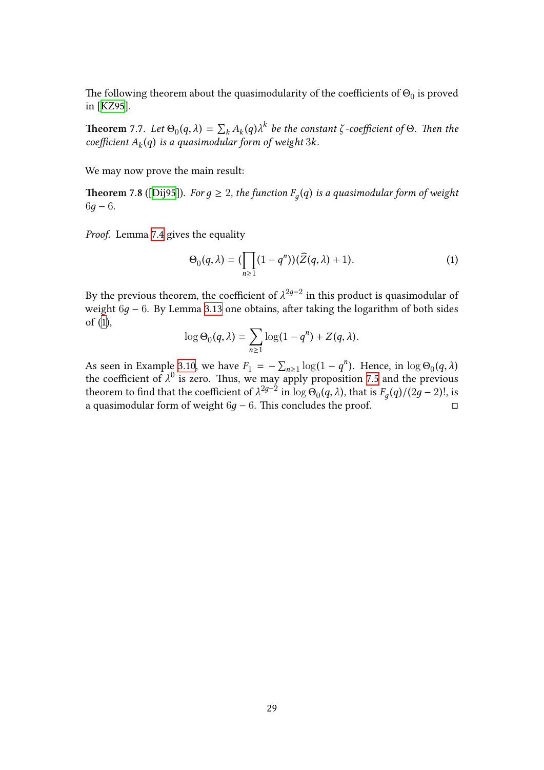The following theorem about the quasimodularity of the coefficients of $\Theta_0$ is proved in [KZ95].

**Theorem 7.7.** *Let $\Theta_0(q,\lambda) = \sum_k A_k(q)\lambda^k$ be the constant $\zeta$-coefficient of $\Theta$. Then the coefficient $A_k(q)$ is a quasimodular form of weight $3k$.*

We may now prove the main result:

**Theorem 7.8** ([Dij95]). *For $g \geq 2$, the function $F_g(q)$ is a quasimodular form of weight $6g-6$.*

*Proof.* Lemma 7.4 gives the equality

$$\Theta_0(q,\lambda) = \Big(\prod_{n\geq 1}(1-q^n)\Big)(\widehat{Z}(q,\lambda)+1). \tag{1}$$

By the previous theorem, the coefficient of $\lambda^{2g-2}$ in this product is quasimodular of weight $6g-6$. By Lemma 3.13 one obtains, after taking the logarithm of both sides of (1),

$$\log \Theta_0(q,\lambda) = \sum_{n\geq 1} \log(1-q^n) + Z(q,\lambda).$$

As seen in Example 3.10, we have $F_1 = -\sum_{n\geq 1}\log(1-q^n)$. Hence, in $\log \Theta_0(q,\lambda)$ the coefficient of $\lambda^0$ is zero. Thus, we may apply proposition 7.5 and the previous theorem to find that the coefficient of $\lambda^{2g-2}$ in $\log \Theta_0(q,\lambda)$, that is $F_g(q)/(2g-2)!$, is a quasimodular form of weight $6g-6$. This concludes the proof. □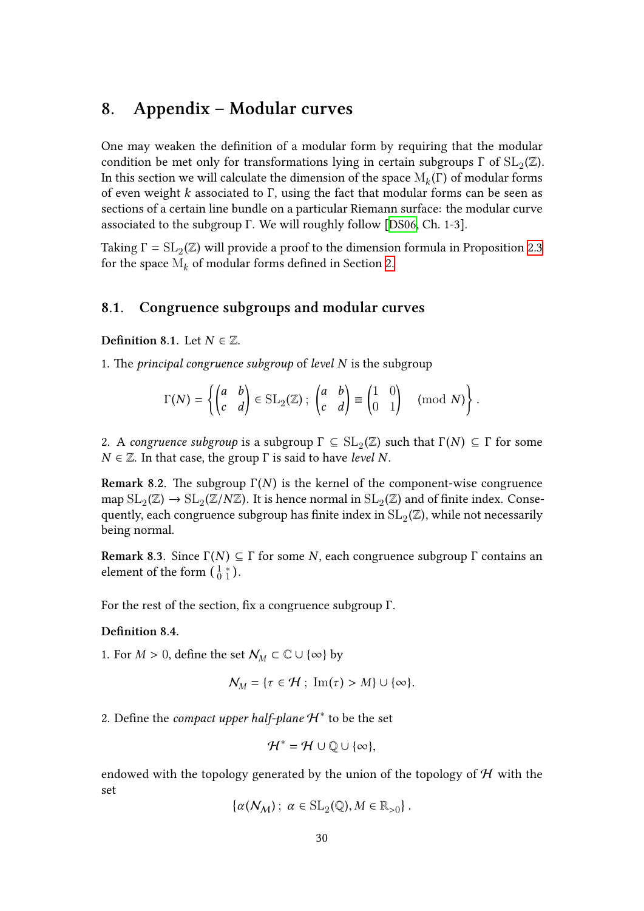# 8. Appendix – Modular curves

One may weaken the definition of a modular form by requiring that the modular condition be met only for transformations lying in certain subgroups $\Gamma$ of $\mathrm{SL}_2(\mathbb{Z})$. In this section we will calculate the dimension of the space $\mathrm{M}_k(\Gamma)$ of modular forms of even weight $k$ associated to $\Gamma$, using the fact that modular forms can be seen as sections of a certain line bundle on a particular Riemann surface: the modular curve associated to the subgroup $\Gamma$. We will roughly follow [DS06, Ch. 1-3].

Taking $\Gamma = \mathrm{SL}_2(\mathbb{Z})$ will provide a proof to the dimension formula in Proposition 2.3 for the space $\mathrm{M}_k$ of modular forms defined in Section 2.

## 8.1. Congruence subgroups and modular curves

**Definition 8.1.** Let $N \in \mathbb{Z}$.

1. The *principal congruence subgroup* of *level* $N$ is the subgroup

$$\Gamma(N) = \left\{ \begin{pmatrix} a & b \\ c & d \end{pmatrix} \in \mathrm{SL}_2(\mathbb{Z})\,;\; \begin{pmatrix} a & b \\ c & d \end{pmatrix} \equiv \begin{pmatrix} 1 & 0 \\ 0 & 1 \end{pmatrix} \pmod N \right\}.$$

2. A *congruence subgroup* is a subgroup $\Gamma \subseteq \mathrm{SL}_2(\mathbb{Z})$ such that $\Gamma(N) \subseteq \Gamma$ for some $N \in \mathbb{Z}$. In that case, the group $\Gamma$ is said to have *level* $N$.

**Remark 8.2.** The subgroup $\Gamma(N)$ is the kernel of the component-wise congruence map $\mathrm{SL}_2(\mathbb{Z}) \to \mathrm{SL}_2(\mathbb{Z}/N\mathbb{Z})$. It is hence normal in $\mathrm{SL}_2(\mathbb{Z})$ and of finite index. Consequently, each congruence subgroup has finite index in $\mathrm{SL}_2(\mathbb{Z})$, while not necessarily being normal.

**Remark 8.3.** Since $\Gamma(N) \subseteq \Gamma$ for some $N$, each congruence subgroup $\Gamma$ contains an element of the form $\left(\begin{smallmatrix} 1 & * \\ 0 & 1 \end{smallmatrix}\right)$.

For the rest of the section, fix a congruence subgroup $\Gamma$.

**Definition 8.4.**

1. For $M > 0$, define the set $\mathcal{N}_M \subset \mathbb{C} \cup \{\infty\}$ by

$$\mathcal{N}_M = \{\tau \in \mathcal{H}\,;\; \mathrm{Im}(\tau) > M\} \cup \{\infty\}.$$

2. Define the *compact upper half-plane* $\mathcal{H}^*$ to be the set

$$\mathcal{H}^* = \mathcal{H} \cup \mathbb{Q} \cup \{\infty\},$$

endowed with the topology generated by the union of the topology of $\mathcal{H}$ with the set

$$\{\alpha(\mathcal{N}_M)\,;\; \alpha \in \mathrm{SL}_2(\mathbb{Q}), M \in \mathbb{R}_{>0}\}.$$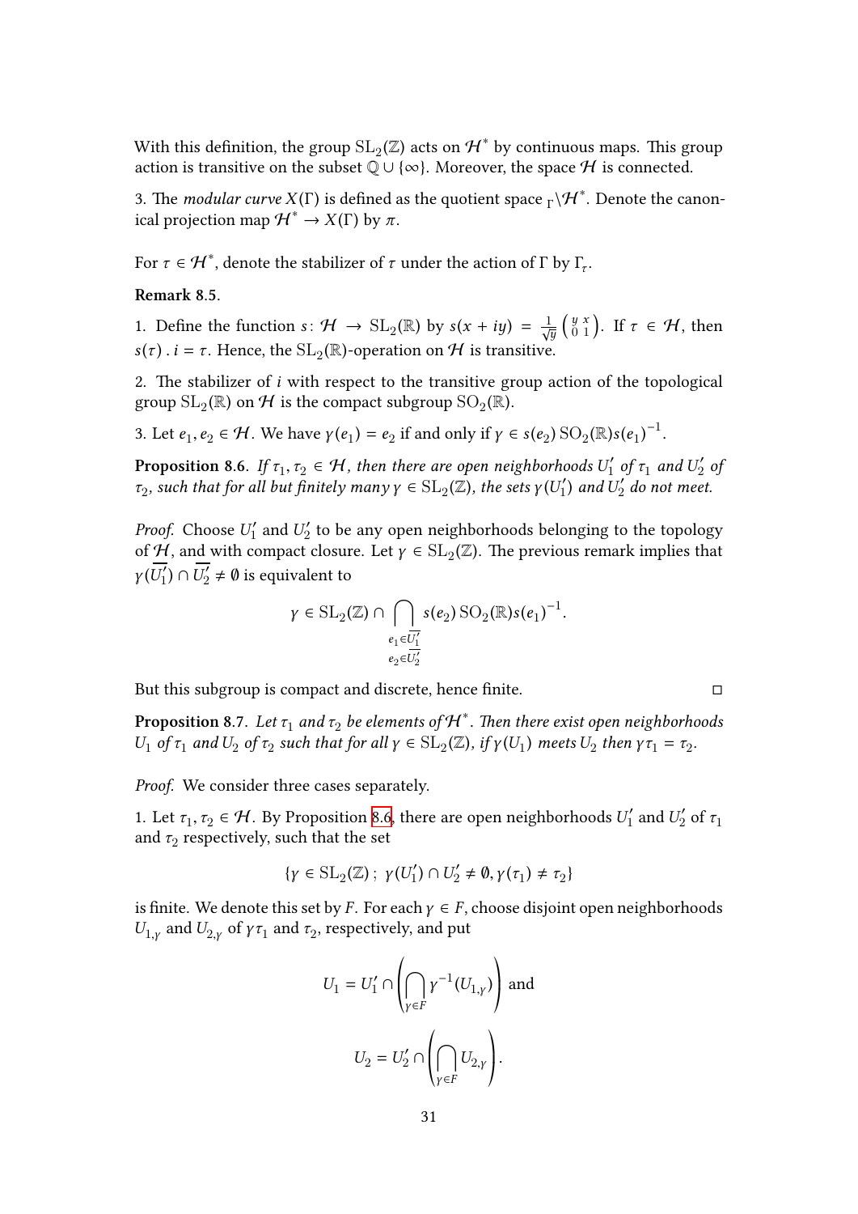With this definition, the group $\mathrm{SL}_2(\mathbb{Z})$ acts on $\mathcal{H}^*$ by continuous maps. This group action is transitive on the subset $\mathbb{Q} \cup \{\infty\}$. Moreover, the space $\mathcal{H}$ is connected.

3. The *modular curve* $X(\Gamma)$ is defined as the quotient space ${}_{\Gamma}\backslash\mathcal{H}^*$. Denote the canonical projection map $\mathcal{H}^* \to X(\Gamma)$ by $\pi$.

For $\tau \in \mathcal{H}^*$, denote the stabilizer of $\tau$ under the action of $\Gamma$ by $\Gamma_\tau$.

**Remark 8.5.**

1. Define the function $s\colon \mathcal{H} \to \mathrm{SL}_2(\mathbb{R})$ by $s(x+iy) = \frac{1}{\sqrt{y}}\begin{pmatrix} y & x \\ 0 & 1 \end{pmatrix}$. If $\tau \in \mathcal{H}$, then $s(\tau) \,.\, i = \tau$. Hence, the $\mathrm{SL}_2(\mathbb{R})$-operation on $\mathcal{H}$ is transitive.

2. The stabilizer of $i$ with respect to the transitive group action of the topological group $\mathrm{SL}_2(\mathbb{R})$ on $\mathcal{H}$ is the compact subgroup $\mathrm{SO}_2(\mathbb{R})$.

3. Let $e_1, e_2 \in \mathcal{H}$. We have $\gamma(e_1) = e_2$ if and only if $\gamma \in s(e_2)\,\mathrm{SO}_2(\mathbb{R})s(e_1)^{-1}$.

**Proposition 8.6.** *If $\tau_1, \tau_2 \in \mathcal{H}$, then there are open neighborhoods $U_1'$ of $\tau_1$ and $U_2'$ of $\tau_2$, such that for all but finitely many $\gamma \in \mathrm{SL}_2(\mathbb{Z})$, the sets $\gamma(U_1')$ and $U_2'$ do not meet.*

*Proof.* Choose $U_1'$ and $U_2'$ to be any open neighborhoods belonging to the topology of $\mathcal{H}$, and with compact closure. Let $\gamma \in \mathrm{SL}_2(\mathbb{Z})$. The previous remark implies that $\gamma(\overline{U_1'}) \cap \overline{U_2'} \neq \emptyset$ is equivalent to

$$\gamma \in \mathrm{SL}_2(\mathbb{Z}) \cap \bigcap_{\substack{e_1 \in \overline{U_1'} \\ e_2 \in \overline{U_2'}}} s(e_2)\,\mathrm{SO}_2(\mathbb{R})s(e_1)^{-1}.$$

But this subgroup is compact and discrete, hence finite. $\square$

**Proposition 8.7.** *Let $\tau_1$ and $\tau_2$ be elements of $\mathcal{H}^*$. Then there exist open neighborhoods $U_1$ of $\tau_1$ and $U_2$ of $\tau_2$ such that for all $\gamma \in \mathrm{SL}_2(\mathbb{Z})$, if $\gamma(U_1)$ meets $U_2$ then $\gamma\tau_1 = \tau_2$.*

*Proof.* We consider three cases separately.

1. Let $\tau_1, \tau_2 \in \mathcal{H}$. By Proposition 8.6, there are open neighborhoods $U_1'$ and $U_2'$ of $\tau_1$ and $\tau_2$ respectively, such that the set

$$\{\gamma \in \mathrm{SL}_2(\mathbb{Z})\,;\ \gamma(U_1') \cap U_2' \neq \emptyset, \gamma(\tau_1) \neq \tau_2\}$$

is finite. We denote this set by $F$. For each $\gamma \in F$, choose disjoint open neighborhoods $U_{1,\gamma}$ and $U_{2,\gamma}$ of $\gamma\tau_1$ and $\tau_2$, respectively, and put

$$U_1 = U_1' \cap \left(\bigcap_{\gamma \in F} \gamma^{-1}(U_{1,\gamma})\right) \text{ and}$$

$$U_2 = U_2' \cap \left(\bigcap_{\gamma \in F} U_{2,\gamma}\right).$$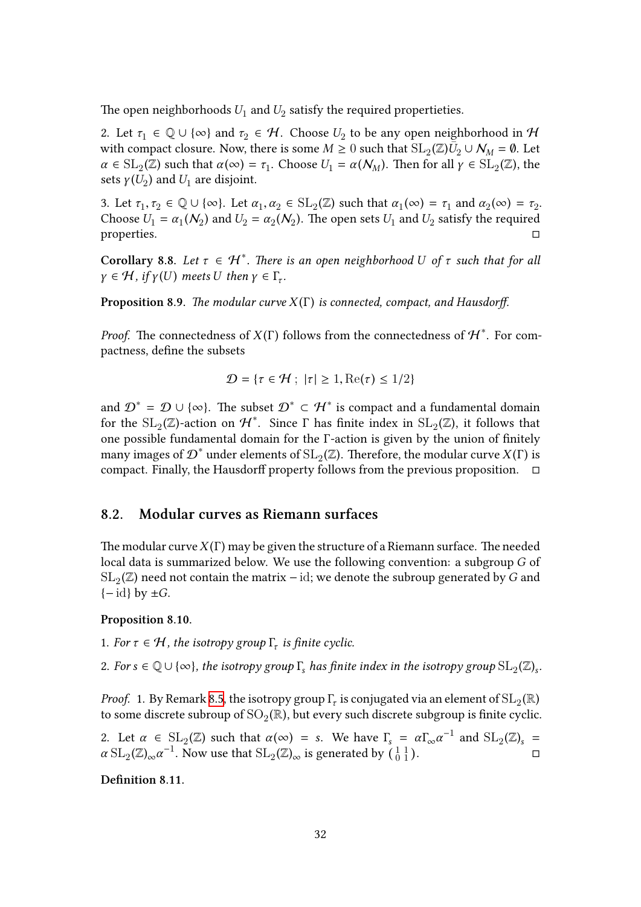The open neighborhoods $U_1$ and $U_2$ satisfy the required propertieties.

2. Let $\tau_1 \in \mathbb{Q} \cup \{\infty\}$ and $\tau_2 \in \mathcal{H}$. Choose $U_2$ to be any open neighborhood in $\mathcal{H}$ with compact closure. Now, there is some $M \geq 0$ such that $\mathrm{SL}_2(\mathbb{Z})\bar{U}_2 \cup \mathcal{N}_M = \emptyset$. Let $\alpha \in \mathrm{SL}_2(\mathbb{Z})$ such that $\alpha(\infty) = \tau_1$. Choose $U_1 = \alpha(\mathcal{N}_M)$. Then for all $\gamma \in \mathrm{SL}_2(\mathbb{Z})$, the sets $\gamma(U_2)$ and $U_1$ are disjoint.

3. Let $\tau_1, \tau_2 \in \mathbb{Q} \cup \{\infty\}$. Let $\alpha_1, \alpha_2 \in \mathrm{SL}_2(\mathbb{Z})$ such that $\alpha_1(\infty) = \tau_1$ and $\alpha_2(\infty) = \tau_2$. Choose $U_1 = \alpha_1(\mathcal{N}_2)$ and $U_2 = \alpha_2(\mathcal{N}_2)$. The open sets $U_1$ and $U_2$ satisfy the required properties. □

**Corollary 8.8.** *Let $\tau \in \mathcal{H}^*$. There is an open neighborhood $U$ of $\tau$ such that for all $\gamma \in \mathcal{H}$, if $\gamma(U)$ meets $U$ then $\gamma \in \Gamma_\tau$.*

**Proposition 8.9.** *The modular curve $X(\Gamma)$ is connected, compact, and Hausdorff.*

*Proof.* The connectedness of $X(\Gamma)$ follows from the connectedness of $\mathcal{H}^*$. For compactness, define the subsets

$$\mathcal{D} = \{\tau \in \mathcal{H} \,;\, |\tau| \geq 1, \mathrm{Re}(\tau) \leq 1/2\}$$

and $\mathcal{D}^* = \mathcal{D} \cup \{\infty\}$. The subset $\mathcal{D}^* \subset \mathcal{H}^*$ is compact and a fundamental domain for the $\mathrm{SL}_2(\mathbb{Z})$-action on $\mathcal{H}^*$. Since $\Gamma$ has finite index in $\mathrm{SL}_2(\mathbb{Z})$, it follows that one possible fundamental domain for the $\Gamma$-action is given by the union of finitely many images of $\mathcal{D}^*$ under elements of $\mathrm{SL}_2(\mathbb{Z})$. Therefore, the modular curve $X(\Gamma)$ is compact. Finally, the Hausdorff property follows from the previous proposition. □

## 8.2. Modular curves as Riemann surfaces

The modular curve $X(\Gamma)$ may be given the structure of a Riemann surface. The needed local data is summarized below. We use the following convention: a subgroup $G$ of $\mathrm{SL}_2(\mathbb{Z})$ need not contain the matrix $-\mathrm{id}$; we denote the subroup generated by $G$ and $\{-\mathrm{id}\}$ by $\pm G$.

**Proposition 8.10.**

1. *For $\tau \in \mathcal{H}$, the isotropy group $\Gamma_\tau$ is finite cyclic.*

2. *For $s \in \mathbb{Q} \cup \{\infty\}$, the isotropy group $\Gamma_s$ has finite index in the isotropy group $\mathrm{SL}_2(\mathbb{Z})_s$.*

*Proof.* 1. By Remark 8.5, the isotropy group $\Gamma_\tau$ is conjugated via an element of $\mathrm{SL}_2(\mathbb{R})$ to some discrete subroup of $\mathrm{SO}_2(\mathbb{R})$, but every such discrete subgroup is finite cyclic.

2. Let $\alpha \in \mathrm{SL}_2(\mathbb{Z})$ such that $\alpha(\infty) = s$. We have $\Gamma_s = \alpha\Gamma_\infty\alpha^{-1}$ and $\mathrm{SL}_2(\mathbb{Z})_s = \alpha\,\mathrm{SL}_2(\mathbb{Z})_\infty\alpha^{-1}$. Now use that $\mathrm{SL}_2(\mathbb{Z})_\infty$ is generated by $\left(\begin{smallmatrix} 1 & 1 \\ 0 & 1 \end{smallmatrix}\right)$. □

**Definition 8.11.**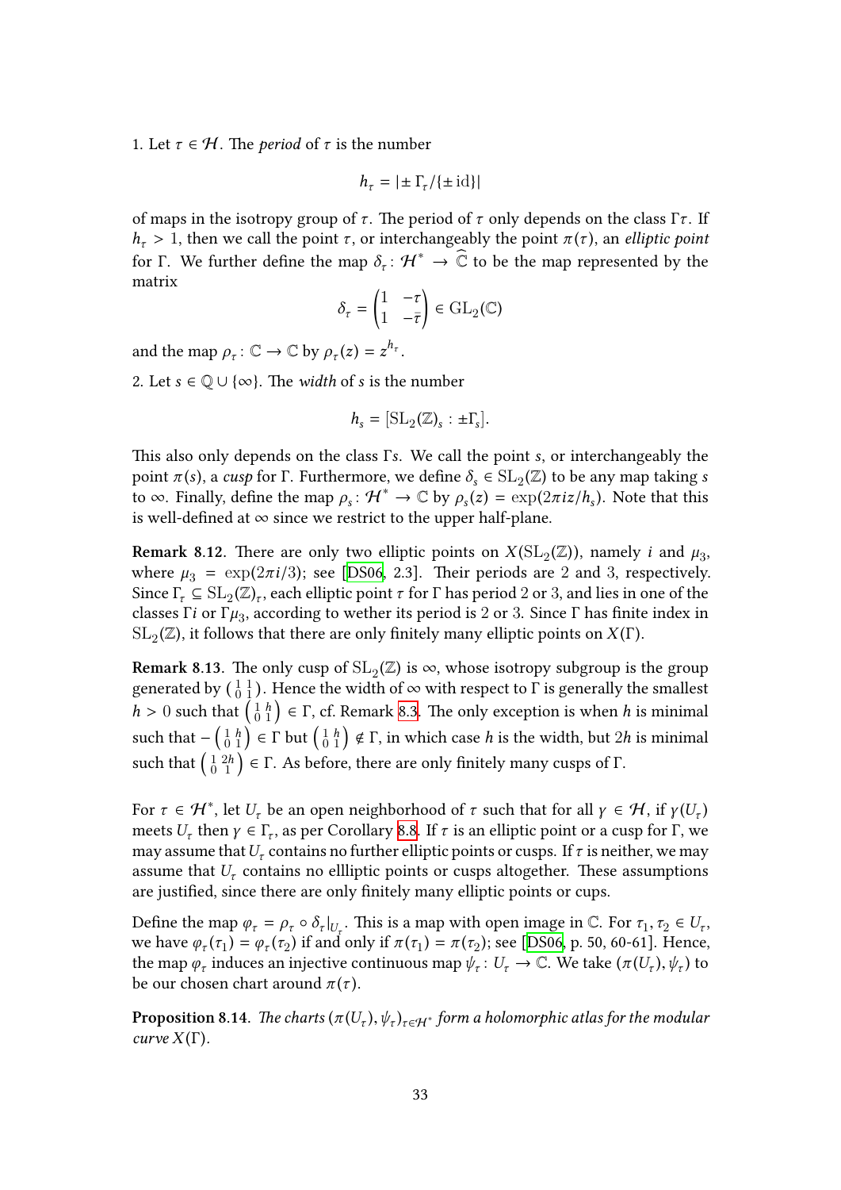1. Let $\tau \in \mathcal{H}$. The *period* of $\tau$ is the number

$$h_\tau = |\pm \Gamma_\tau / \{\pm \mathrm{id}\}|$$

of maps in the isotropy group of $\tau$. The period of $\tau$ only depends on the class $\Gamma\tau$. If $h_\tau > 1$, then we call the point $\tau$, or interchangeably the point $\pi(\tau)$, an *elliptic point* for $\Gamma$. We further define the map $\delta_\tau \colon \mathcal{H}^* \to \widehat{\mathbb{C}}$ to be the map represented by the matrix

$$\delta_\tau = \begin{pmatrix} 1 & -\tau \\ 1 & -\bar{\tau} \end{pmatrix} \in \mathrm{GL}_2(\mathbb{C})$$

and the map $\rho_\tau \colon \mathbb{C} \to \mathbb{C}$ by $\rho_\tau(z) = z^{h_\tau}$.

2. Let $s \in \mathbb{Q} \cup \{\infty\}$. The *width* of $s$ is the number

$$h_s = [\mathrm{SL}_2(\mathbb{Z})_s : \pm\Gamma_s].$$

This also only depends on the class $\Gamma s$. We call the point $s$, or interchangeably the point $\pi(s)$, a *cusp* for $\Gamma$. Furthermore, we define $\delta_s \in \mathrm{SL}_2(\mathbb{Z})$ to be any map taking $s$ to $\infty$. Finally, define the map $\rho_s \colon \mathcal{H}^* \to \mathbb{C}$ by $\rho_s(z) = \exp(2\pi i z/h_s)$. Note that this is well-defined at $\infty$ since we restrict to the upper half-plane.

**Remark 8.12**. There are only two elliptic points on $X(\mathrm{SL}_2(\mathbb{Z}))$, namely $i$ and $\mu_3$, where $\mu_3 = \exp(2\pi i/3)$; see [DS06, 2.3]. Their periods are 2 and 3, respectively. Since $\Gamma_\tau \subseteq \mathrm{SL}_2(\mathbb{Z})_\tau$, each elliptic point $\tau$ for $\Gamma$ has period 2 or 3, and lies in one of the classes $\Gamma i$ or $\Gamma\mu_3$, according to wether its period is 2 or 3. Since $\Gamma$ has finite index in $\mathrm{SL}_2(\mathbb{Z})$, it follows that there are only finitely many elliptic points on $X(\Gamma)$.

**Remark 8.13**. The only cusp of $\mathrm{SL}_2(\mathbb{Z})$ is $\infty$, whose isotropy subgroup is the group generated by $\left(\begin{smallmatrix} 1 & 1 \\ 0 & 1 \end{smallmatrix}\right)$. Hence the width of $\infty$ with respect to $\Gamma$ is generally the smallest $h > 0$ such that $\left(\begin{smallmatrix} 1 & h \\ 0 & 1 \end{smallmatrix}\right) \in \Gamma$, cf. Remark 8.3. The only exception is when $h$ is minimal such that $-\left(\begin{smallmatrix} 1 & h \\ 0 & 1 \end{smallmatrix}\right) \in \Gamma$ but $\left(\begin{smallmatrix} 1 & h \\ 0 & 1 \end{smallmatrix}\right) \notin \Gamma$, in which case $h$ is the width, but $2h$ is minimal such that $\left(\begin{smallmatrix} 1 & 2h \\ 0 & 1 \end{smallmatrix}\right) \in \Gamma$. As before, there are only finitely many cusps of $\Gamma$.

For $\tau \in \mathcal{H}^*$, let $U_\tau$ be an open neighborhood of $\tau$ such that for all $\gamma \in \mathcal{H}$, if $\gamma(U_\tau)$ meets $U_\tau$ then $\gamma \in \Gamma_\tau$, as per Corollary 8.8. If $\tau$ is an elliptic point or a cusp for $\Gamma$, we may assume that $U_\tau$ contains no further elliptic points or cusps. If $\tau$ is neither, we may assume that $U_\tau$ contains no ellliptic points or cusps altogether. These assumptions are justified, since there are only finitely many elliptic points or cups.

Define the map $\varphi_\tau = \rho_\tau \circ \delta_\tau|_{U_\tau}$. This is a map with open image in $\mathbb{C}$. For $\tau_1, \tau_2 \in U_\tau$, we have $\varphi_\tau(\tau_1) = \varphi_\tau(\tau_2)$ if and only if $\pi(\tau_1) = \pi(\tau_2)$; see [DS06, p. 50, 60-61]. Hence, the map $\varphi_\tau$ induces an injective continuous map $\psi_\tau \colon U_\tau \to \mathbb{C}$. We take $(\pi(U_\tau), \psi_\tau)$ to be our chosen chart around $\pi(\tau)$.

**Proposition 8.14**. *The charts $(\pi(U_\tau), \psi_\tau)_{\tau \in \mathcal{H}^*}$ form a holomorphic atlas for the modular curve $X(\Gamma)$.*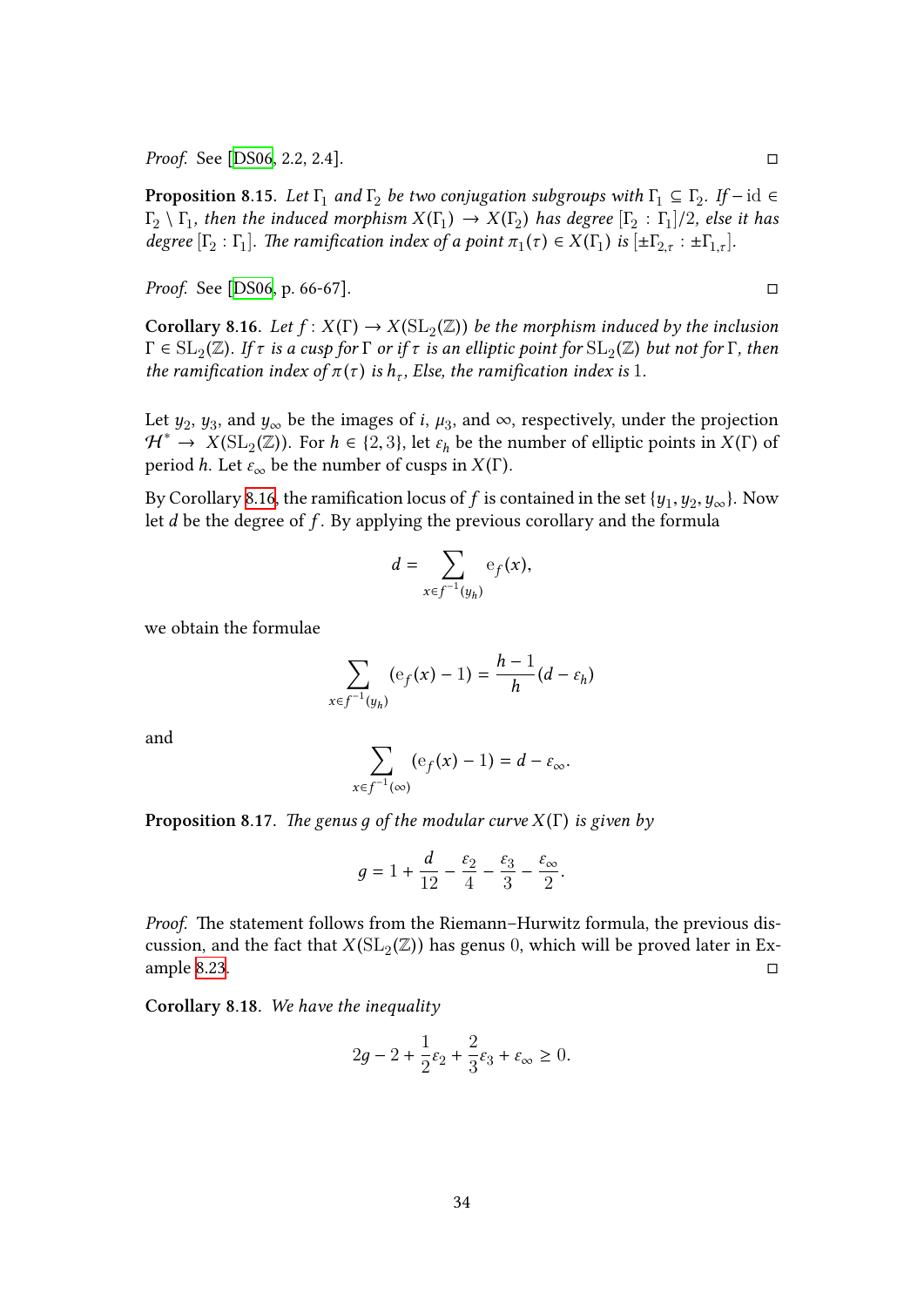*Proof.* See [DS06, 2.2, 2.4]. □

**Proposition 8.15.** *Let $\Gamma_1$ and $\Gamma_2$ be two conjugation subgroups with $\Gamma_1 \subseteq \Gamma_2$. If $-\mathrm{id} \in \Gamma_2 \setminus \Gamma_1$, then the induced morphism $X(\Gamma_1) \to X(\Gamma_2)$ has degree $[\Gamma_2 : \Gamma_1]/2$, else it has degree $[\Gamma_2 : \Gamma_1]$. The ramification index of a point $\pi_1(\tau) \in X(\Gamma_1)$ is $[\pm\Gamma_{2,\tau} : \pm\Gamma_{1,\tau}]$.*

*Proof.* See [DS06, p. 66-67]. □

**Corollary 8.16.** *Let $f : X(\Gamma) \to X(\mathrm{SL}_2(\mathbb{Z}))$ be the morphism induced by the inclusion $\Gamma \in \mathrm{SL}_2(\mathbb{Z})$. If $\tau$ is a cusp for $\Gamma$ or if $\tau$ is an elliptic point for $\mathrm{SL}_2(\mathbb{Z})$ but not for $\Gamma$, then the ramification index of $\pi(\tau)$ is $h_\tau$, Else, the ramification index is $1$.*

Let $y_2$, $y_3$, and $y_\infty$ be the images of $i$, $\mu_3$, and $\infty$, respectively, under the projection $\mathcal{H}^* \to X(\mathrm{SL}_2(\mathbb{Z}))$. For $h \in \{2, 3\}$, let $\varepsilon_h$ be the number of elliptic points in $X(\Gamma)$ of period $h$. Let $\varepsilon_\infty$ be the number of cusps in $X(\Gamma)$.

By Corollary 8.16, the ramification locus of $f$ is contained in the set $\{y_1, y_2, y_\infty\}$. Now let $d$ be the degree of $f$. By applying the previous corollary and the formula

$$d = \sum_{x \in f^{-1}(y_h)} \mathrm{e}_f(x),$$

we obtain the formulae

$$\sum_{x \in f^{-1}(y_h)} (\mathrm{e}_f(x) - 1) = \frac{h-1}{h}(d - \varepsilon_h)$$

and

$$\sum_{x \in f^{-1}(\infty)} (\mathrm{e}_f(x) - 1) = d - \varepsilon_\infty.$$

**Proposition 8.17.** *The genus $g$ of the modular curve $X(\Gamma)$ is given by*

$$g = 1 + \frac{d}{12} - \frac{\varepsilon_2}{4} - \frac{\varepsilon_3}{3} - \frac{\varepsilon_\infty}{2}.$$

*Proof.* The statement follows from the Riemann–Hurwitz formula, the previous discussion, and the fact that $X(\mathrm{SL}_2(\mathbb{Z}))$ has genus $0$, which will be proved later in Example 8.23. □

**Corollary 8.18.** *We have the inequality*

$$2g - 2 + \frac{1}{2}\varepsilon_2 + \frac{2}{3}\varepsilon_3 + \varepsilon_\infty \geq 0.$$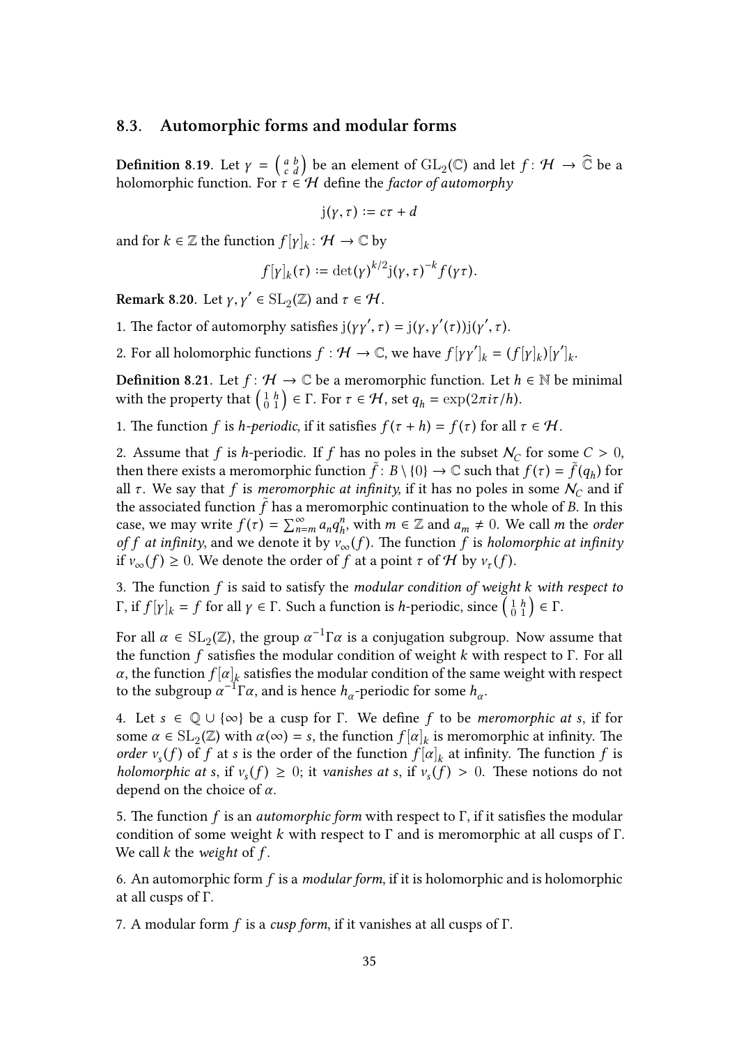## 8.3. Automorphic forms and modular forms

**Definition 8.19**. Let $\gamma = \left(\begin{smallmatrix} a & b \\ c & d \end{smallmatrix}\right)$ be an element of $\mathrm{GL}_2(\mathbb{C})$ and let $f\colon \mathcal{H} \to \widehat{\mathbb{C}}$ be a holomorphic function. For $\tau \in \mathcal{H}$ define the *factor of automorphy*

$$\mathrm{j}(\gamma, \tau) := c\tau + d$$

and for $k \in \mathbb{Z}$ the function $f[\gamma]_k \colon \mathcal{H} \to \mathbb{C}$ by

$$f[\gamma]_k(\tau) := \det(\gamma)^{k/2}\mathrm{j}(\gamma, \tau)^{-k} f(\gamma\tau).$$

**Remark 8.20**. Let $\gamma, \gamma' \in \mathrm{SL}_2(\mathbb{Z})$ and $\tau \in \mathcal{H}$.

1. The factor of automorphy satisfies $\mathrm{j}(\gamma\gamma', \tau) = \mathrm{j}(\gamma, \gamma'(\tau))\mathrm{j}(\gamma', \tau)$.

2. For all holomorphic functions $f : \mathcal{H} \to \mathbb{C}$, we have $f[\gamma\gamma']_k = (f[\gamma]_k)[\gamma']_k$.

**Definition 8.21**. Let $f\colon \mathcal{H} \to \mathbb{C}$ be a meromorphic function. Let $h \in \mathbb{N}$ be minimal with the property that $\left(\begin{smallmatrix} 1 & h \\ 0 & 1 \end{smallmatrix}\right) \in \Gamma$. For $\tau \in \mathcal{H}$, set $q_h = \exp(2\pi i\tau/h)$.

1. The function $f$ is *h-periodic*, if it satisfies $f(\tau + h) = f(\tau)$ for all $\tau \in \mathcal{H}$.

2. Assume that $f$ is $h$-periodic. If $f$ has no poles in the subset $\mathcal{N}_C$ for some $C > 0$, then there exists a meromorphic function $\tilde{f}\colon B \setminus \{0\} \to \mathbb{C}$ such that $f(\tau) = \tilde{f}(q_h)$ for all $\tau$. We say that $f$ is *meromorphic at infinity*, if it has no poles in some $\mathcal{N}_C$ and if the associated function $\tilde{f}$ has a meromorphic continuation to the whole of $B$. In this case, we may write $f(\tau) = \sum_{n=m}^{\infty} a_n q_h^n$, with $m \in \mathbb{Z}$ and $a_m \neq 0$. We call $m$ the *order of $f$ at infinity*, and we denote it by $v_\infty(f)$. The function $f$ is *holomorphic at infinity* if $v_\infty(f) \geq 0$. We denote the order of $f$ at a point $\tau$ of $\mathcal{H}$ by $v_\tau(f)$.

3. The function $f$ is said to satisfy the *modular condition of weight $k$ with respect to* $\Gamma$, if $f[\gamma]_k = f$ for all $\gamma \in \Gamma$. Such a function is $h$-periodic, since $\left(\begin{smallmatrix} 1 & h \\ 0 & 1 \end{smallmatrix}\right) \in \Gamma$.

For all $\alpha \in \mathrm{SL}_2(\mathbb{Z})$, the group $\alpha^{-1}\Gamma\alpha$ is a conjugation subgroup. Now assume that the function $f$ satisfies the modular condition of weight $k$ with respect to $\Gamma$. For all $\alpha$, the function $f[\alpha]_k$ satisfies the modular condition of the same weight with respect to the subgroup $\alpha^{-1}\Gamma\alpha$, and is hence $h_\alpha$-periodic for some $h_\alpha$.

4. Let $s \in \mathbb{Q} \cup \{\infty\}$ be a cusp for $\Gamma$. We define $f$ to be *meromorphic at $s$*, if for some $\alpha \in \mathrm{SL}_2(\mathbb{Z})$ with $\alpha(\infty) = s$, the function $f[\alpha]_k$ is meromorphic at infinity. The *order $v_s(f)$* of $f$ at $s$ is the order of the function $f[\alpha]_k$ at infinity. The function $f$ is *holomorphic at $s$*, if $v_s(f) \geq 0$; it *vanishes at $s$*, if $v_s(f) > 0$. These notions do not depend on the choice of $\alpha$.

5. The function $f$ is an *automorphic form* with respect to $\Gamma$, if it satisfies the modular condition of some weight $k$ with respect to $\Gamma$ and is meromorphic at all cusps of $\Gamma$. We call $k$ the *weight* of $f$.

6. An automorphic form $f$ is a *modular form*, if it is holomorphic and is holomorphic at all cusps of $\Gamma$.

7. A modular form $f$ is a *cusp form*, if it vanishes at all cusps of $\Gamma$.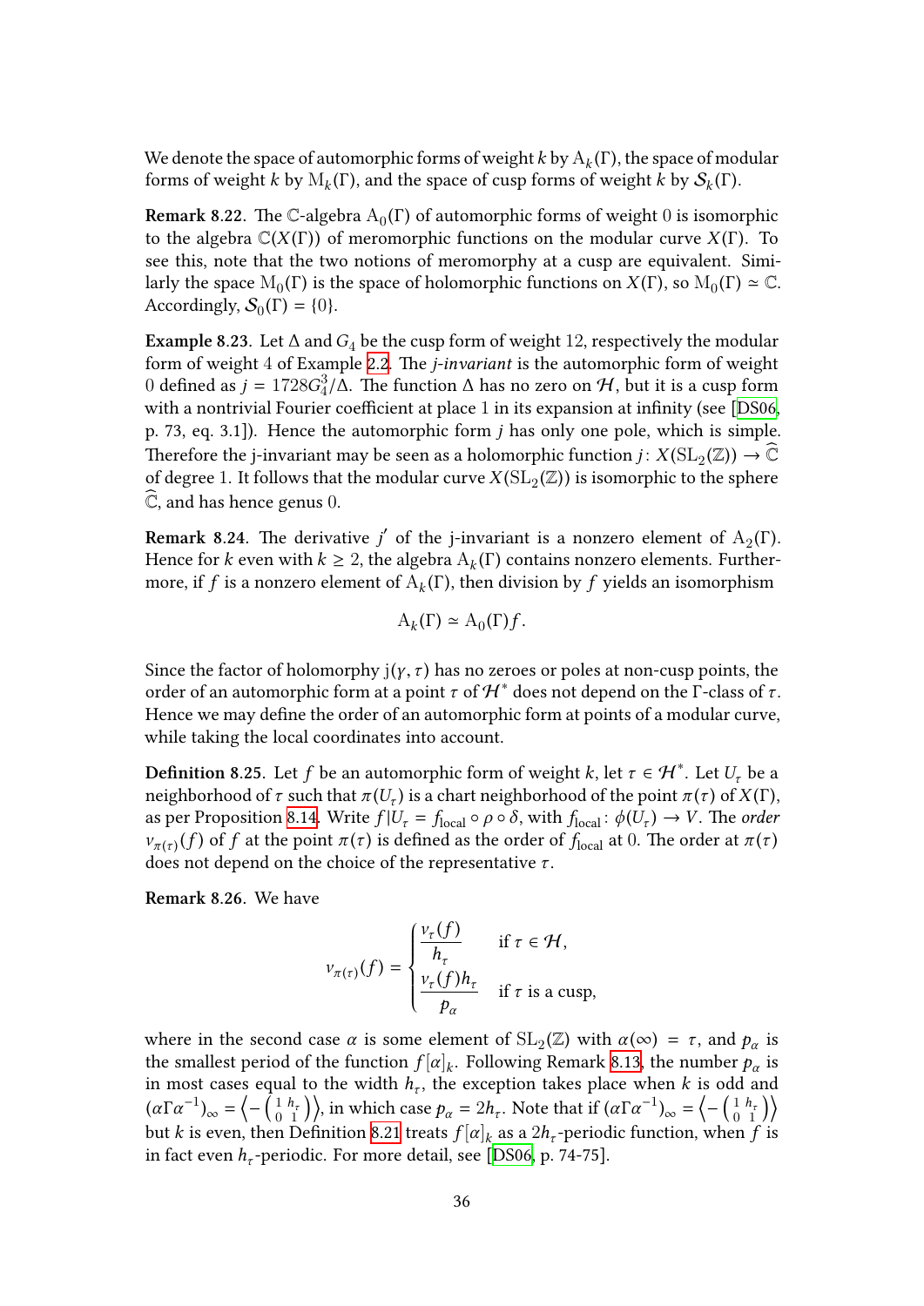We denote the space of automorphic forms of weight $k$ by $\mathrm{A}_k(\Gamma)$, the space of modular forms of weight $k$ by $\mathrm{M}_k(\Gamma)$, and the space of cusp forms of weight $k$ by $\mathcal{S}_k(\Gamma)$.

**Remark 8.22.** The $\mathbb{C}$-algebra $\mathrm{A}_0(\Gamma)$ of automorphic forms of weight $0$ is isomorphic to the algebra $\mathbb{C}(X(\Gamma))$ of meromorphic functions on the modular curve $X(\Gamma)$. To see this, note that the two notions of meromorphy at a cusp are equivalent. Similarly the space $\mathrm{M}_0(\Gamma)$ is the space of holomorphic functions on $X(\Gamma)$, so $\mathrm{M}_0(\Gamma) \simeq \mathbb{C}$. Accordingly, $\mathcal{S}_0(\Gamma) = \{0\}$.

**Example 8.23.** Let $\Delta$ and $G_4$ be the cusp form of weight $12$, respectively the modular form of weight $4$ of Example 2.2. The *j-invariant* is the automorphic form of weight $0$ defined as $j = 1728 G_4^3/\Delta$. The function $\Delta$ has no zero on $\mathcal{H}$, but it is a cusp form with a nontrivial Fourier coefficient at place $1$ in its expansion at infinity (see [DS06, p. 73, eq. 3.1]). Hence the automorphic form $j$ has only one pole, which is simple. Therefore the j-invariant may be seen as a holomorphic function $j\colon X(\mathrm{SL}_2(\mathbb{Z})) \to \widehat{\mathbb{C}}$ of degree $1$. It follows that the modular curve $X(\mathrm{SL}_2(\mathbb{Z}))$ is isomorphic to the sphere $\widehat{\mathbb{C}}$, and has hence genus $0$.

**Remark 8.24.** The derivative $j'$ of the j-invariant is a nonzero element of $\mathrm{A}_2(\Gamma)$. Hence for $k$ even with $k \geq 2$, the algebra $\mathrm{A}_k(\Gamma)$ contains nonzero elements. Furthermore, if $f$ is a nonzero element of $\mathrm{A}_k(\Gamma)$, then division by $f$ yields an isomorphism

$$\mathrm{A}_k(\Gamma) \simeq \mathrm{A}_0(\Gamma) f.$$

Since the factor of holomorphy $\mathrm{j}(\gamma, \tau)$ has no zeroes or poles at non-cusp points, the order of an automorphic form at a point $\tau$ of $\mathcal{H}^*$ does not depend on the $\Gamma$-class of $\tau$. Hence we may define the order of an automorphic form at points of a modular curve, while taking the local coordinates into account.

**Definition 8.25.** Let $f$ be an automorphic form of weight $k$, let $\tau \in \mathcal{H}^*$. Let $U_\tau$ be a neighborhood of $\tau$ such that $\pi(U_\tau)$ is a chart neighborhood of the point $\pi(\tau)$ of $X(\Gamma)$, as per Proposition 8.14. Write $f|U_\tau = f_{\mathrm{local}} \circ \rho \circ \delta$, with $f_{\mathrm{local}}\colon \phi(U_\tau) \to V$. The *order* $v_{\pi(\tau)}(f)$ of $f$ at the point $\pi(\tau)$ is defined as the order of $f_{\mathrm{local}}$ at $0$. The order at $\pi(\tau)$ does not depend on the choice of the representative $\tau$.

**Remark 8.26.** We have

$$v_{\pi(\tau)}(f) = \begin{cases} \dfrac{v_\tau(f)}{h_\tau} & \text{if } \tau \in \mathcal{H}, \\[2ex] \dfrac{v_\tau(f) h_\tau}{p_\alpha} & \text{if } \tau \text{ is a cusp,} \end{cases}$$

where in the second case $\alpha$ is some element of $\mathrm{SL}_2(\mathbb{Z})$ with $\alpha(\infty) = \tau$, and $p_\alpha$ is the smallest period of the function $f[\alpha]_k$. Following Remark 8.13, the number $p_\alpha$ is in most cases equal to the width $h_\tau$, the exception takes place when $k$ is odd and $(\alpha\Gamma\alpha^{-1})_\infty = \left\langle -\left(\begin{smallmatrix} 1 & h_\tau \\ 0 & 1 \end{smallmatrix}\right)\right\rangle$, in which case $p_\alpha = 2h_\tau$. Note that if $(\alpha\Gamma\alpha^{-1})_\infty = \left\langle -\left(\begin{smallmatrix} 1 & h_\tau \\ 0 & 1 \end{smallmatrix}\right)\right\rangle$ but $k$ is even, then Definition 8.21 treats $f[\alpha]_k$ as a $2h_\tau$-periodic function, when $f$ is in fact even $h_\tau$-periodic. For more detail, see [DS06, p. 74-75].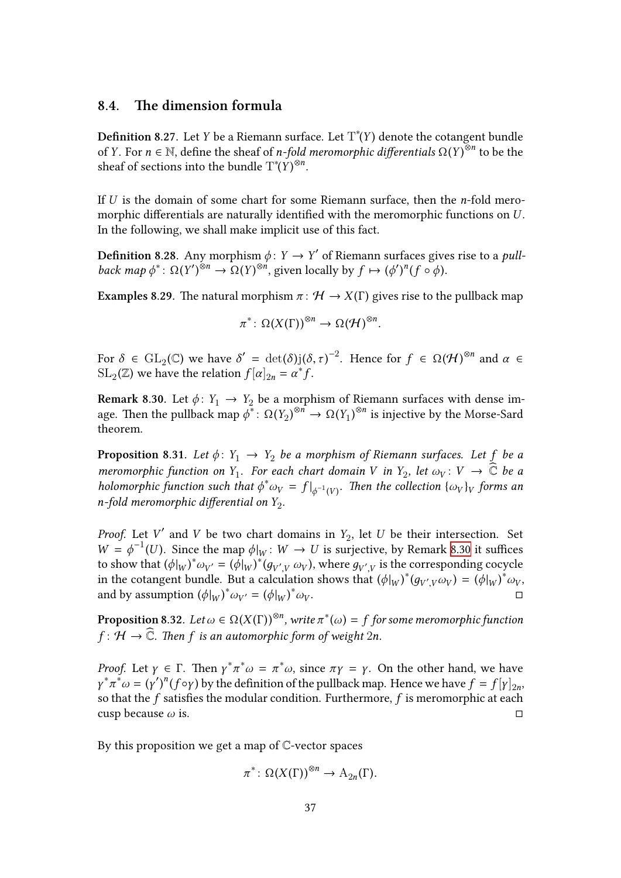## 8.4. The dimension formula

**Definition 8.27.** Let $Y$ be a Riemann surface. Let $\mathrm{T}^*(Y)$ denote the cotangent bundle of $Y$. For $n \in \mathbb{N}$, define the sheaf of *n-fold meromorphic differentials* $\Omega(Y)^{\otimes n}$ to be the sheaf of sections into the bundle $\mathrm{T}^*(Y)^{\otimes n}$.

If $U$ is the domain of some chart for some Riemann surface, then the $n$-fold meromorphic differentials are naturally identified with the meromorphic functions on $U$. In the following, we shall make implicit use of this fact.

**Definition 8.28.** Any morphism $\phi \colon Y \to Y'$ of Riemann surfaces gives rise to a *pullback map* $\phi^* \colon \Omega(Y')^{\otimes n} \to \Omega(Y)^{\otimes n}$, given locally by $f \mapsto (\phi')^n (f \circ \phi)$.

**Examples 8.29.** The natural morphism $\pi \colon \mathcal{H} \to X(\Gamma)$ gives rise to the pullback map

$$\pi^* \colon \Omega(X(\Gamma))^{\otimes n} \to \Omega(\mathcal{H})^{\otimes n}.$$

For $\delta \in \mathrm{GL}_2(\mathbb{C})$ we have $\delta' = \det(\delta)\mathrm{j}(\delta, \tau)^{-2}$. Hence for $f \in \Omega(\mathcal{H})^{\otimes n}$ and $\alpha \in \mathrm{SL}_2(\mathbb{Z})$ we have the relation $f[\alpha]_{2n} = \alpha^* f$.

**Remark 8.30.** Let $\phi \colon Y_1 \to Y_2$ be a morphism of Riemann surfaces with dense image. Then the pullback map $\phi^* \colon \Omega(Y_2)^{\otimes n} \to \Omega(Y_1)^{\otimes n}$ is injective by the Morse-Sard theorem.

**Proposition 8.31.** *Let $\phi \colon Y_1 \to Y_2$ be a morphism of Riemann surfaces. Let $f$ be a meromorphic function on $Y_1$. For each chart domain $V$ in $Y_2$, let $\omega_V \colon V \to \widehat{\mathbb{C}}$ be a holomorphic function such that $\phi^* \omega_V = f|_{\phi^{-1}(V)}$. Then the collection $\{\omega_V\}_V$ forms an $n$-fold meromorphic differential on $Y_2$.*

*Proof.* Let $V'$ and $V$ be two chart domains in $Y_2$, let $U$ be their intersection. Set $W = \phi^{-1}(U)$. Since the map $\phi|_W \colon W \to U$ is surjective, by Remark 8.30 it suffices to show that $(\phi|_W)^* \omega_{V'} = (\phi|_W)^* (g_{V',V}\, \omega_V)$, where $g_{V',V}$ is the corresponding cocycle in the cotangent bundle. But a calculation shows that $(\phi|_W)^* (g_{V',V} \omega_V) = (\phi|_W)^* \omega_V$, and by assumption $(\phi|_W)^* \omega_{V'} = (\phi|_W)^* \omega_V$. □

**Proposition 8.32.** *Let $\omega \in \Omega(X(\Gamma))^{\otimes n}$, write $\pi^*(\omega) = f$ for some meromorphic function $f \colon \mathcal{H} \to \widehat{\mathbb{C}}$. Then $f$ is an automorphic form of weight $2n$.*

*Proof.* Let $\gamma \in \Gamma$. Then $\gamma^* \pi^* \omega = \pi^* \omega$, since $\pi\gamma = \gamma$. On the other hand, we have $\gamma^* \pi^* \omega = (\gamma')^n (f \circ \gamma)$ by the definition of the pullback map. Hence we have $f = f[\gamma]_{2n}$, so that the $f$ satisfies the modular condition. Furthermore, $f$ is meromorphic at each cusp because $\omega$ is. □

By this proposition we get a map of $\mathbb{C}$-vector spaces

$$\pi^* \colon \Omega(X(\Gamma))^{\otimes n} \to \mathrm{A}_{2n}(\Gamma).$$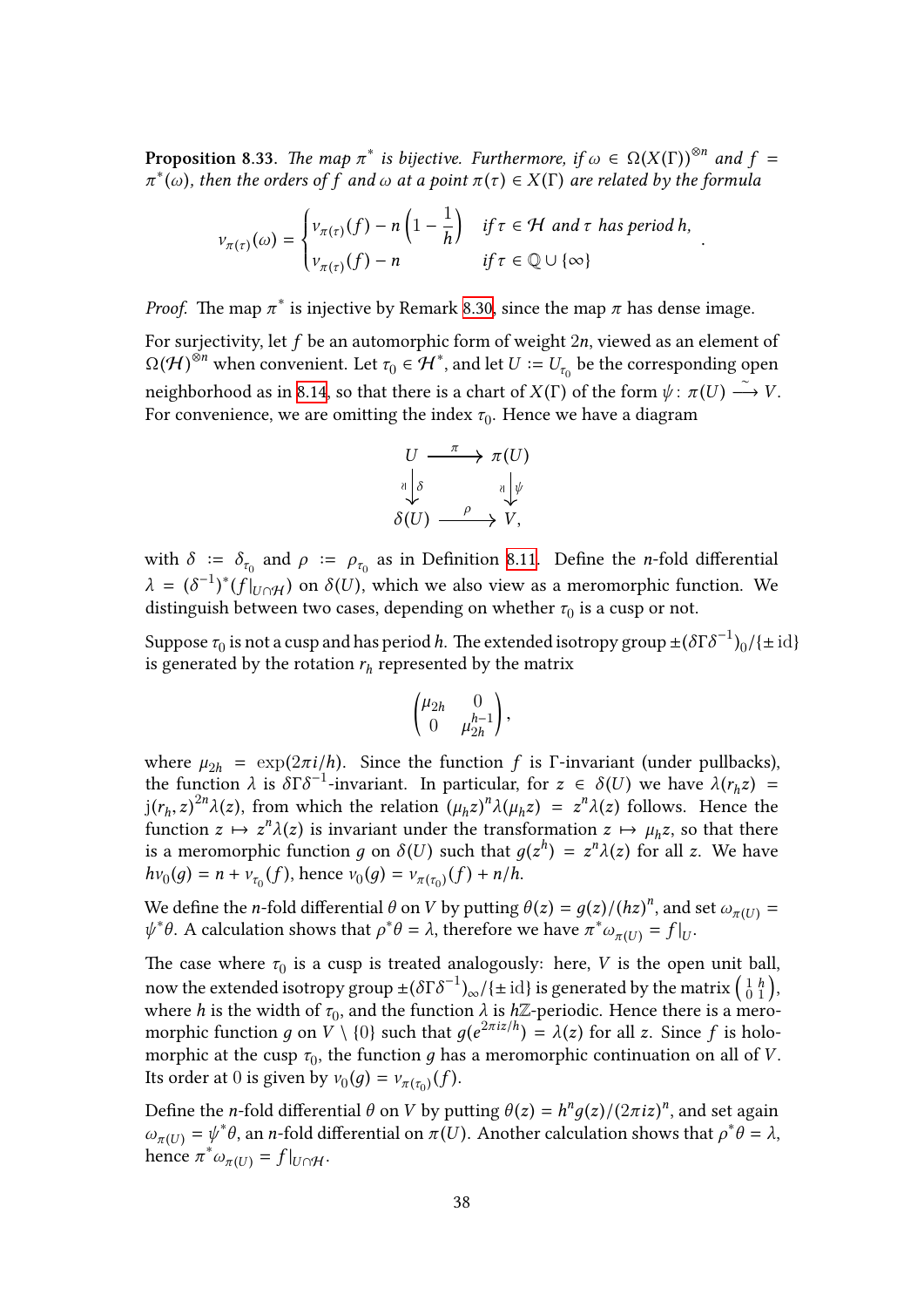**Proposition 8.33**. *The map $\pi^*$ is bijective. Furthermore, if $\omega \in \Omega(X(\Gamma))^{\otimes n}$ and $f = \pi^*(\omega)$, then the orders of $f$ and $\omega$ at a point $\pi(\tau) \in X(\Gamma)$ are related by the formula*

$$v_{\pi(\tau)}(\omega) = \begin{cases} v_{\pi(\tau)}(f) - n\left(1 - \dfrac{1}{h}\right) & \text{if } \tau \in \mathcal{H} \text{ and } \tau \text{ has period } h, \\ v_{\pi(\tau)}(f) - n & \text{if } \tau \in \mathbb{Q} \cup \{\infty\} \end{cases}.$$

*Proof.* The map $\pi^*$ is injective by Remark 8.30, since the map $\pi$ has dense image.

For surjectivity, let $f$ be an automorphic form of weight $2n$, viewed as an element of $\Omega(\mathcal{H})^{\otimes n}$ when convenient. Let $\tau_0 \in \mathcal{H}^*$, and let $U := U_{\tau_0}$ be the corresponding open neighborhood as in 8.14, so that there is a chart of $X(\Gamma)$ of the form $\psi\colon \pi(U) \xrightarrow{\sim} V$. For convenience, we are omitting the index $\tau_0$. Hence we have a diagram

$$\begin{array}{ccc} U & \xrightarrow{\ \pi\ } & \pi(U) \\ {\scriptstyle \wr}\downarrow{\scriptstyle \delta} & & {\scriptstyle \wr}\downarrow{\scriptstyle \psi} \\ \delta(U) & \xrightarrow{\ \rho\ } & V, \end{array}$$

with $\delta := \delta_{\tau_0}$ and $\rho := \rho_{\tau_0}$ as in Definition 8.11. Define the $n$-fold differential $\lambda = (\delta^{-1})^*(f|_{U\cap\mathcal{H}})$ on $\delta(U)$, which we also view as a meromorphic function. We distinguish between two cases, depending on whether $\tau_0$ is a cusp or not.

Suppose $\tau_0$ is not a cusp and has period $h$. The extended isotropy group $\pm(\delta\Gamma\delta^{-1})_0/\{\pm\,\mathrm{id}\}$ is generated by the rotation $r_h$ represented by the matrix

$$\begin{pmatrix} \mu_{2h} & 0 \\ 0 & \mu_{2h}^{h-1} \end{pmatrix},$$

where $\mu_{2h} = \exp(2\pi i/h)$. Since the function $f$ is $\Gamma$-invariant (under pullbacks), the function $\lambda$ is $\delta\Gamma\delta^{-1}$-invariant. In particular, for $z \in \delta(U)$ we have $\lambda(r_h z) = \mathrm{j}(r_h, z)^{2n}\lambda(z)$, from which the relation $(\mu_h z)^n\lambda(\mu_h z) = z^n\lambda(z)$ follows. Hence the function $z \mapsto z^n\lambda(z)$ is invariant under the transformation $z \mapsto \mu_h z$, so that there is a meromorphic function $g$ on $\delta(U)$ such that $g(z^h) = z^n\lambda(z)$ for all $z$. We have $hv_0(g) = n + v_{\tau_0}(f)$, hence $v_0(g) = v_{\pi(\tau_0)}(f) + n/h$.

We define the $n$-fold differential $\theta$ on $V$ by putting $\theta(z) = g(z)/(hz)^n$, and set $\omega_{\pi(U)} = \psi^*\theta$. A calculation shows that $\rho^*\theta = \lambda$, therefore we have $\pi^*\omega_{\pi(U)} = f|_U$.

The case where $\tau_0$ is a cusp is treated analogously: here, $V$ is the open unit ball, now the extended isotropy group $\pm(\delta\Gamma\delta^{-1})_\infty/\{\pm\,\mathrm{id}\}$ is generated by the matrix $\left(\begin{smallmatrix} 1 & h \\ 0 & 1 \end{smallmatrix}\right)$, where $h$ is the width of $\tau_0$, and the function $\lambda$ is $h\mathbb{Z}$-periodic. Hence there is a meromorphic function $g$ on $V \setminus \{0\}$ such that $g(e^{2\pi i z/h}) = \lambda(z)$ for all $z$. Since $f$ is holomorphic at the cusp $\tau_0$, the function $g$ has a meromorphic continuation on all of $V$. Its order at $0$ is given by $v_0(g) = v_{\pi(\tau_0)}(f)$.

Define the $n$-fold differential $\theta$ on $V$ by putting $\theta(z) = h^n g(z)/(2\pi i z)^n$, and set again $\omega_{\pi(U)} = \psi^*\theta$, an $n$-fold differential on $\pi(U)$. Another calculation shows that $\rho^*\theta = \lambda$, hence $\pi^*\omega_{\pi(U)} = f|_{U\cap\mathcal{H}}$.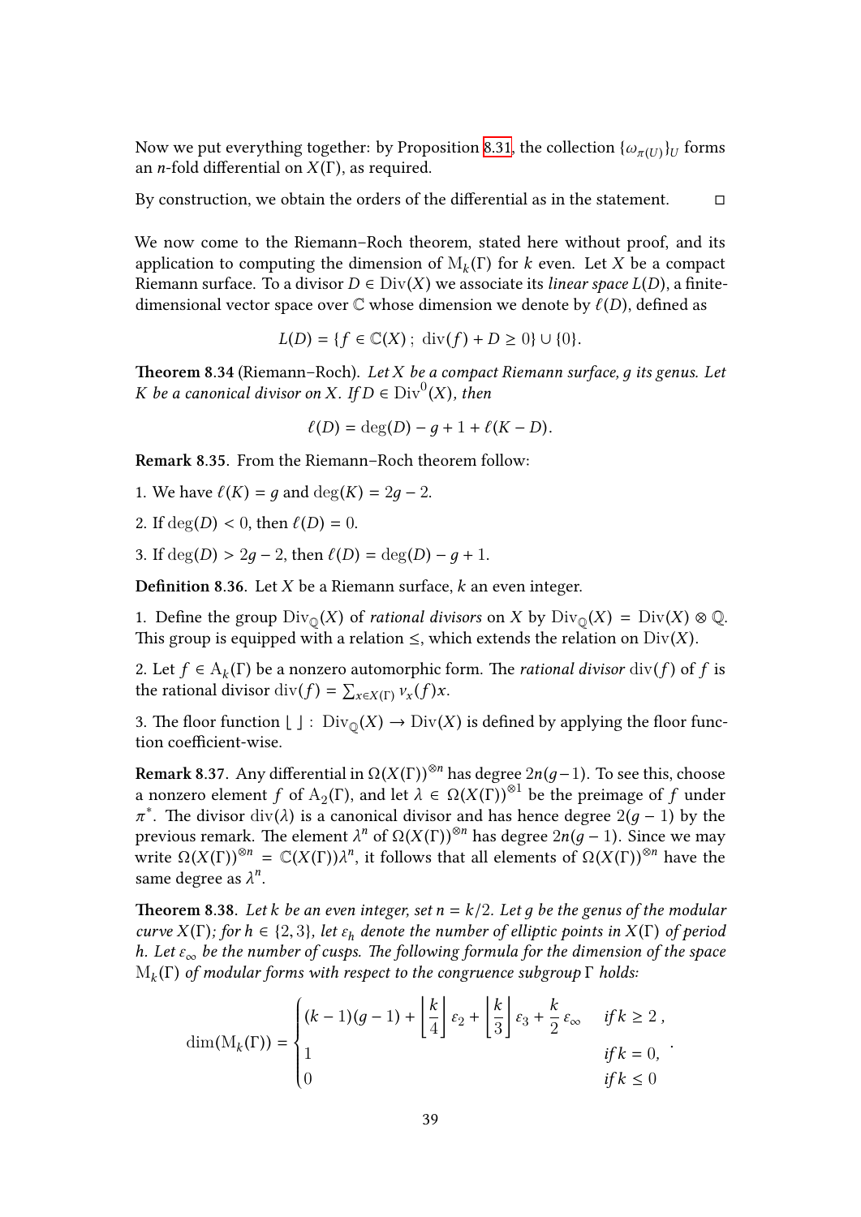Now we put everything together: by Proposition 8.31, the collection $\{\omega_{\pi(U)}\}_U$ forms an $n$-fold differential on $X(\Gamma)$, as required.

By construction, we obtain the orders of the differential as in the statement. □

We now come to the Riemann–Roch theorem, stated here without proof, and its application to computing the dimension of $\mathrm{M}_k(\Gamma)$ for $k$ even. Let $X$ be a compact Riemann surface. To a divisor $D \in \mathrm{Div}(X)$ we associate its *linear space* $L(D)$, a finite-dimensional vector space over $\mathbb{C}$ whose dimension we denote by $\ell(D)$, defined as

$$L(D) = \{f \in \mathbb{C}(X)\,;\; \mathrm{div}(f) + D \geq 0\} \cup \{0\}.$$

**Theorem 8.34** (Riemann–Roch). *Let $X$ be a compact Riemann surface, $g$ its genus. Let $K$ be a canonical divisor on $X$. If $D \in \mathrm{Div}^0(X)$, then*

$$\ell(D) = \deg(D) - g + 1 + \ell(K - D).$$

**Remark 8.35.** From the Riemann–Roch theorem follow:

1. We have $\ell(K) = g$ and $\deg(K) = 2g - 2$.
2. If $\deg(D) < 0$, then $\ell(D) = 0$.
3. If $\deg(D) > 2g - 2$, then $\ell(D) = \deg(D) - g + 1$.

**Definition 8.36.** Let $X$ be a Riemann surface, $k$ an even integer.

1. Define the group $\mathrm{Div}_{\mathbb{Q}}(X)$ of *rational divisors* on $X$ by $\mathrm{Div}_{\mathbb{Q}}(X) = \mathrm{Div}(X) \otimes \mathbb{Q}$. This group is equipped with a relation $\leq$, which extends the relation on $\mathrm{Div}(X)$.

2. Let $f \in \mathrm{A}_k(\Gamma)$ be a nonzero automorphic form. The *rational divisor* $\mathrm{div}(f)$ of $f$ is the rational divisor $\mathrm{div}(f) = \sum_{x \in X(\Gamma)} \nu_x(f) x$.

3. The floor function $\lfloor\ \rfloor : \mathrm{Div}_{\mathbb{Q}}(X) \to \mathrm{Div}(X)$ is defined by applying the floor function coefficient-wise.

**Remark 8.37.** Any differential in $\Omega(X(\Gamma))^{\otimes n}$ has degree $2n(g-1)$. To see this, choose a nonzero element $f$ of $\mathrm{A}_2(\Gamma)$, and let $\lambda \in \Omega(X(\Gamma))^{\otimes 1}$ be the preimage of $f$ under $\pi^*$. The divisor $\mathrm{div}(\lambda)$ is a canonical divisor and has hence degree $2(g-1)$ by the previous remark. The element $\lambda^n$ of $\Omega(X(\Gamma))^{\otimes n}$ has degree $2n(g-1)$. Since we may write $\Omega(X(\Gamma))^{\otimes n} = \mathbb{C}(X(\Gamma))\lambda^n$, it follows that all elements of $\Omega(X(\Gamma))^{\otimes n}$ have the same degree as $\lambda^n$.

**Theorem 8.38.** *Let $k$ be an even integer, set $n = k/2$. Let $g$ be the genus of the modular curve $X(\Gamma)$; for $h \in \{2, 3\}$, let $\varepsilon_h$ denote the number of elliptic points in $X(\Gamma)$ of period $h$. Let $\varepsilon_\infty$ be the number of cusps. The following formula for the dimension of the space $\mathrm{M}_k(\Gamma)$ of modular forms with respect to the congruence subgroup $\Gamma$ holds:*

$$\dim(\mathrm{M}_k(\Gamma)) = \begin{cases} (k-1)(g-1) + \left\lfloor \dfrac{k}{4} \right\rfloor \varepsilon_2 + \left\lfloor \dfrac{k}{3} \right\rfloor \varepsilon_3 + \dfrac{k}{2}\, \varepsilon_\infty & \text{if } k \geq 2\,, \\ 1 & \text{if } k = 0, \\ 0 & \text{if } k \leq 0 \end{cases}.$$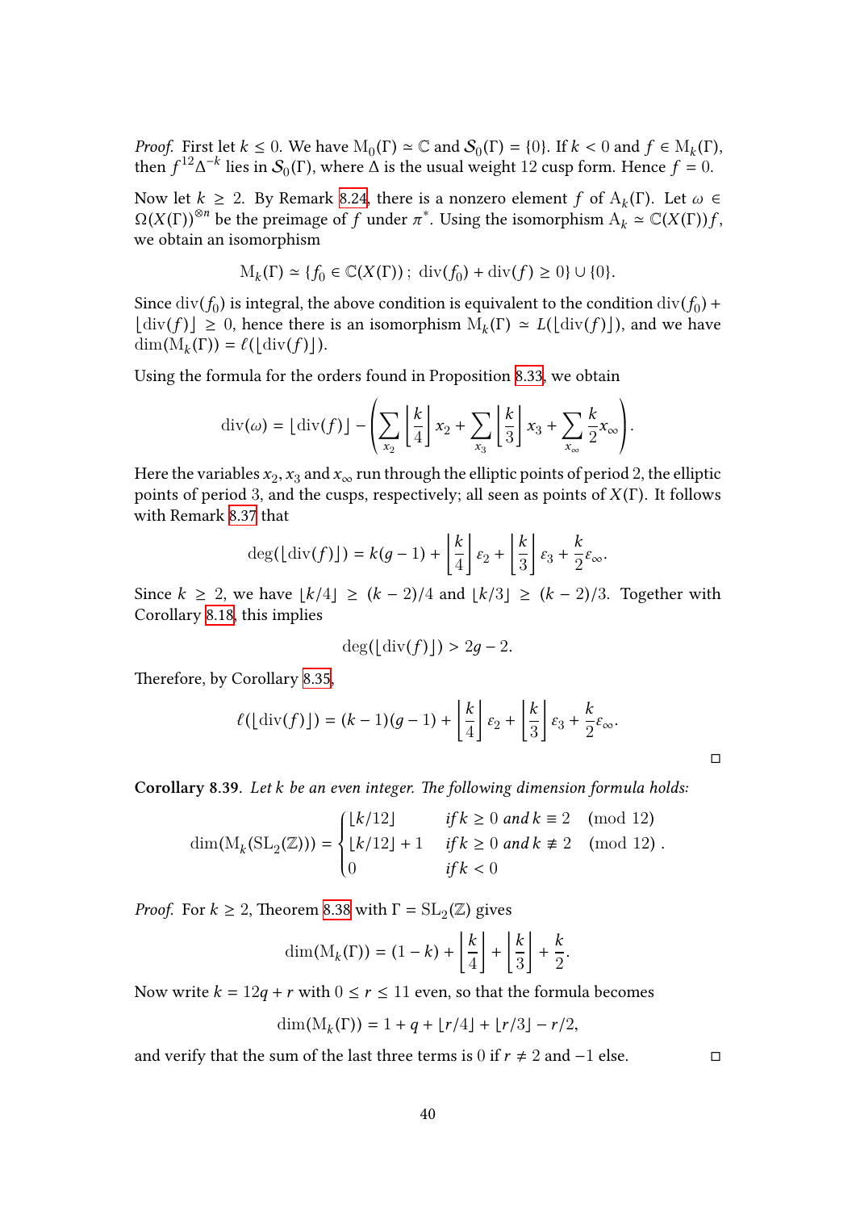*Proof.* First let $k \leq 0$. We have $\mathrm{M}_0(\Gamma) \simeq \mathbb{C}$ and $\mathcal{S}_0(\Gamma) = \{0\}$. If $k < 0$ and $f \in \mathrm{M}_k(\Gamma)$, then $f^{12}\Delta^{-k}$ lies in $\mathcal{S}_0(\Gamma)$, where $\Delta$ is the usual weight 12 cusp form. Hence $f = 0$.

Now let $k \geq 2$. By Remark 8.24, there is a nonzero element $f$ of $\mathrm{A}_k(\Gamma)$. Let $\omega \in \Omega(X(\Gamma))^{\otimes n}$ be the preimage of $f$ under $\pi^*$. Using the isomorphism $\mathrm{A}_k \simeq \mathbb{C}(X(\Gamma))f$, we obtain an isomorphism

$$\mathrm{M}_k(\Gamma) \simeq \{f_0 \in \mathbb{C}(X(\Gamma))\,;\ \mathrm{div}(f_0) + \mathrm{div}(f) \geq 0\} \cup \{0\}.$$

Since $\mathrm{div}(f_0)$ is integral, the above condition is equivalent to the condition $\mathrm{div}(f_0) + \lfloor \mathrm{div}(f) \rfloor \geq 0$, hence there is an isomorphism $\mathrm{M}_k(\Gamma) \simeq L(\lfloor \mathrm{div}(f) \rfloor)$, and we have $\dim(\mathrm{M}_k(\Gamma)) = \ell(\lfloor \mathrm{div}(f) \rfloor)$.

Using the formula for the orders found in Proposition 8.33, we obtain

$$\mathrm{div}(\omega) = \lfloor \mathrm{div}(f) \rfloor - \left( \sum_{x_2} \left\lfloor \frac{k}{4} \right\rfloor x_2 + \sum_{x_3} \left\lfloor \frac{k}{3} \right\rfloor x_3 + \sum_{x_\infty} \frac{k}{2} x_\infty \right).$$

Here the variables $x_2, x_3$ and $x_\infty$ run through the elliptic points of period 2, the elliptic points of period 3, and the cusps, respectively; all seen as points of $X(\Gamma)$. It follows with Remark 8.37 that

$$\deg(\lfloor \mathrm{div}(f) \rfloor) = k(g-1) + \left\lfloor \frac{k}{4} \right\rfloor \varepsilon_2 + \left\lfloor \frac{k}{3} \right\rfloor \varepsilon_3 + \frac{k}{2}\varepsilon_\infty.$$

Since $k \geq 2$, we have $\lfloor k/4 \rfloor \geq (k-2)/4$ and $\lfloor k/3 \rfloor \geq (k-2)/3$. Together with Corollary 8.18, this implies

$$\deg(\lfloor \mathrm{div}(f) \rfloor) > 2g - 2.$$

Therefore, by Corollary 8.35,

$$\ell(\lfloor \mathrm{div}(f) \rfloor) = (k-1)(g-1) + \left\lfloor \frac{k}{4} \right\rfloor \varepsilon_2 + \left\lfloor \frac{k}{3} \right\rfloor \varepsilon_3 + \frac{k}{2}\varepsilon_\infty.$$

□

**Corollary 8.39.** *Let $k$ be an even integer. The following dimension formula holds:*

$$\dim(\mathrm{M}_k(\mathrm{SL}_2(\mathbb{Z}))) = \begin{cases} \lfloor k/12 \rfloor & \text{if } k \geq 0 \text{ and } k \equiv 2 \pmod{12} \\ \lfloor k/12 \rfloor + 1 & \text{if } k \geq 0 \text{ and } k \not\equiv 2 \pmod{12} \\ 0 & \text{if } k < 0 \end{cases}.$$

*Proof.* For $k \geq 2$, Theorem 8.38 with $\Gamma = \mathrm{SL}_2(\mathbb{Z})$ gives

$$\dim(\mathrm{M}_k(\Gamma)) = (1-k) + \left\lfloor \frac{k}{4} \right\rfloor + \left\lfloor \frac{k}{3} \right\rfloor + \frac{k}{2}.$$

Now write $k = 12q + r$ with $0 \leq r \leq 11$ even, so that the formula becomes

$$\dim(\mathrm{M}_k(\Gamma)) = 1 + q + \lfloor r/4 \rfloor + \lfloor r/3 \rfloor - r/2,$$

and verify that the sum of the last three terms is 0 if $r \neq 2$ and $-1$ else. □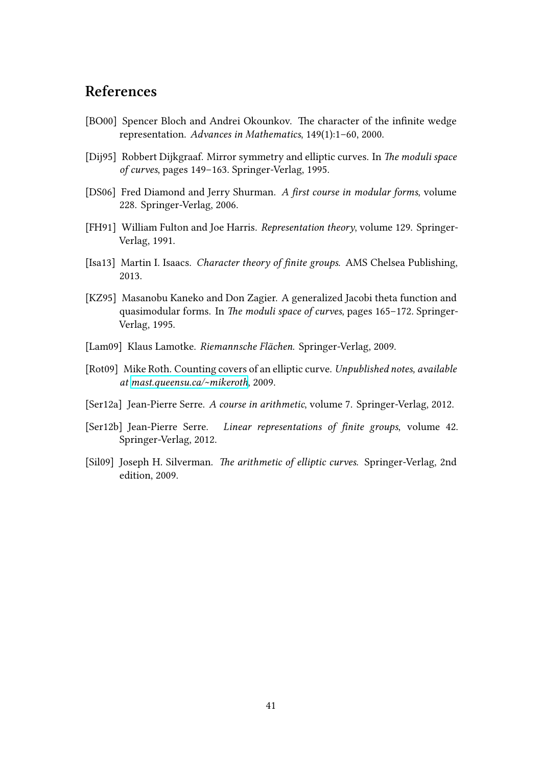## References

[BO00] Spencer Bloch and Andrei Okounkov. The character of the infinite wedge representation. *Advances in Mathematics*, 149(1):1–60, 2000.

[Dij95] Robbert Dijkgraaf. Mirror symmetry and elliptic curves. In *The moduli space of curves*, pages 149–163. Springer-Verlag, 1995.

[DS06] Fred Diamond and Jerry Shurman. *A first course in modular forms*, volume 228. Springer-Verlag, 2006.

[FH91] William Fulton and Joe Harris. *Representation theory*, volume 129. Springer-Verlag, 1991.

[Isa13] Martin I. Isaacs. *Character theory of finite groups*. AMS Chelsea Publishing, 2013.

[KZ95] Masanobu Kaneko and Don Zagier. A generalized Jacobi theta function and quasimodular forms. In *The moduli space of curves*, pages 165–172. Springer-Verlag, 1995.

[Lam09] Klaus Lamotke. *Riemannsche Flächen*. Springer-Verlag, 2009.

[Rot09] Mike Roth. Counting covers of an elliptic curve. *Unpublished notes, available at mast.queensu.ca/~mikeroth*, 2009.

[Ser12a] Jean-Pierre Serre. *A course in arithmetic*, volume 7. Springer-Verlag, 2012.

[Ser12b] Jean-Pierre Serre. *Linear representations of finite groups*, volume 42. Springer-Verlag, 2012.

[Sil09] Joseph H. Silverman. *The arithmetic of elliptic curves*. Springer-Verlag, 2nd edition, 2009.